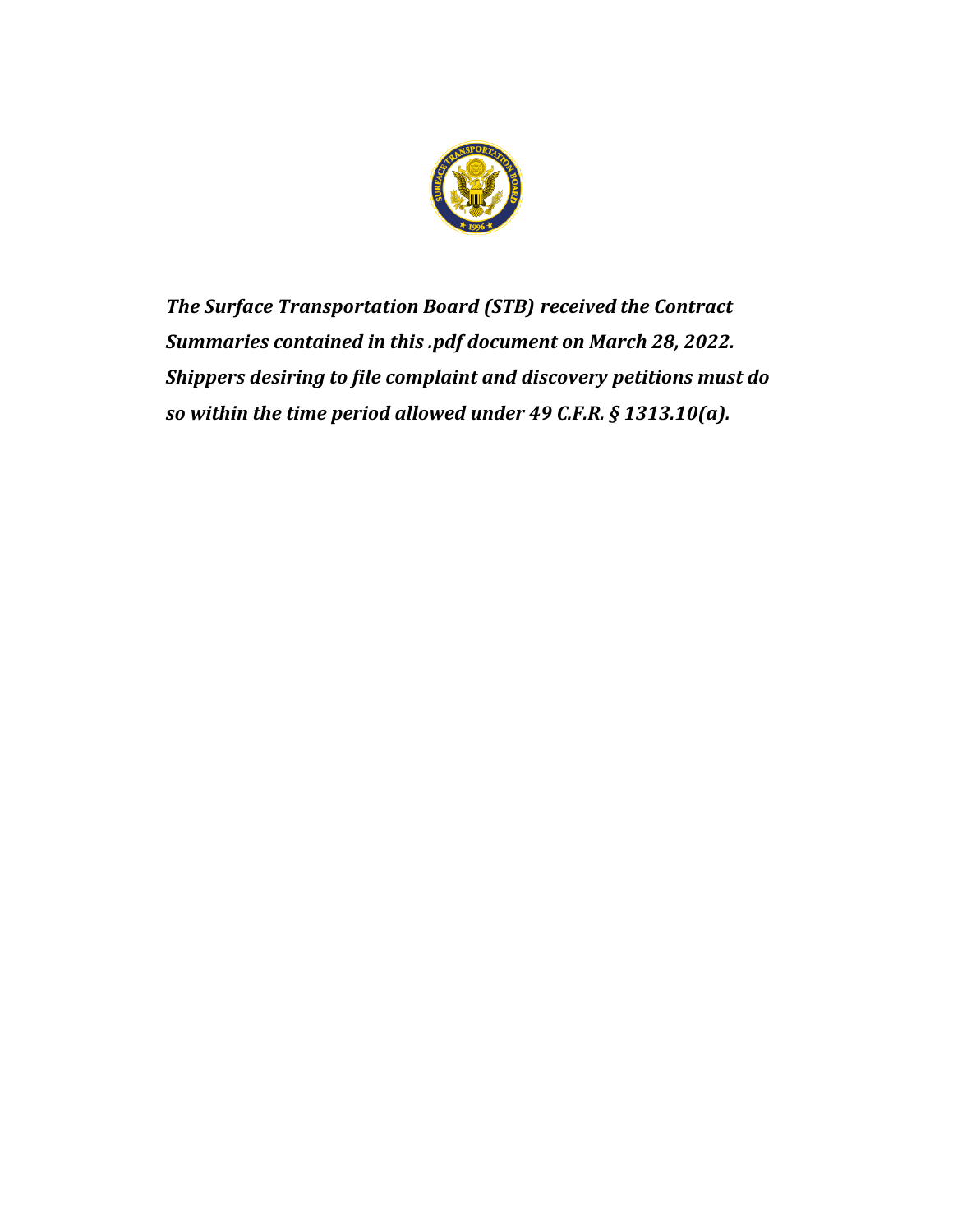***The Surface Transportation Board (STB) received the Contract Summaries contained in this .pdf document on March 28, 2022. Shippers desiring to file complaint and discovery petitions must do so within the time period allowed under 49 C.F.R. § 1313.10(a).***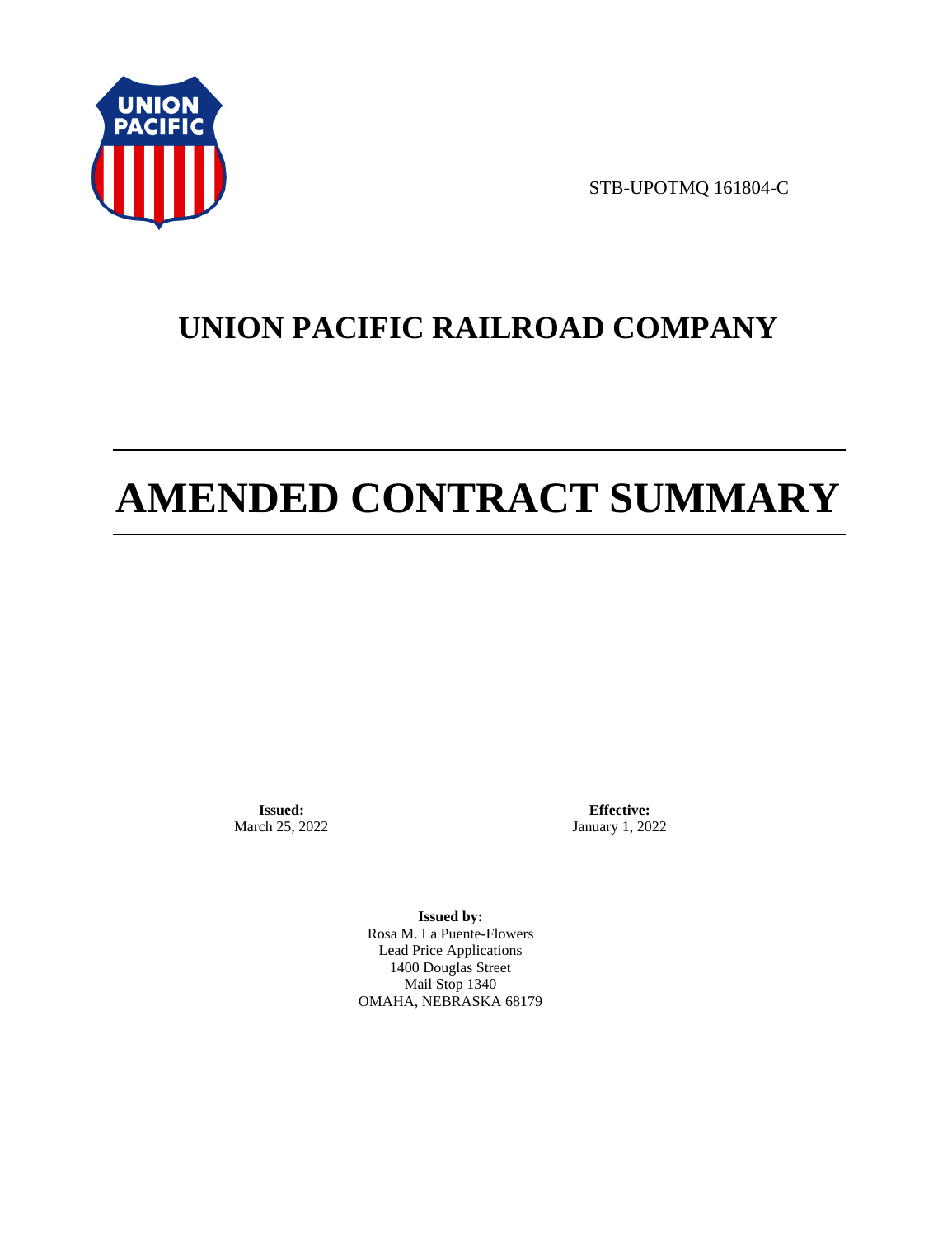STB-UPOTMQ 161804-C

# UNION PACIFIC RAILROAD COMPANY

# AMENDED CONTRACT SUMMARY

**Issued:**
March 25, 2022

**Effective:**
January 1, 2022

**Issued by:**
Rosa M. La Puente-Flowers
Lead Price Applications
1400 Douglas Street
Mail Stop 1340
OMAHA, NEBRASKA 68179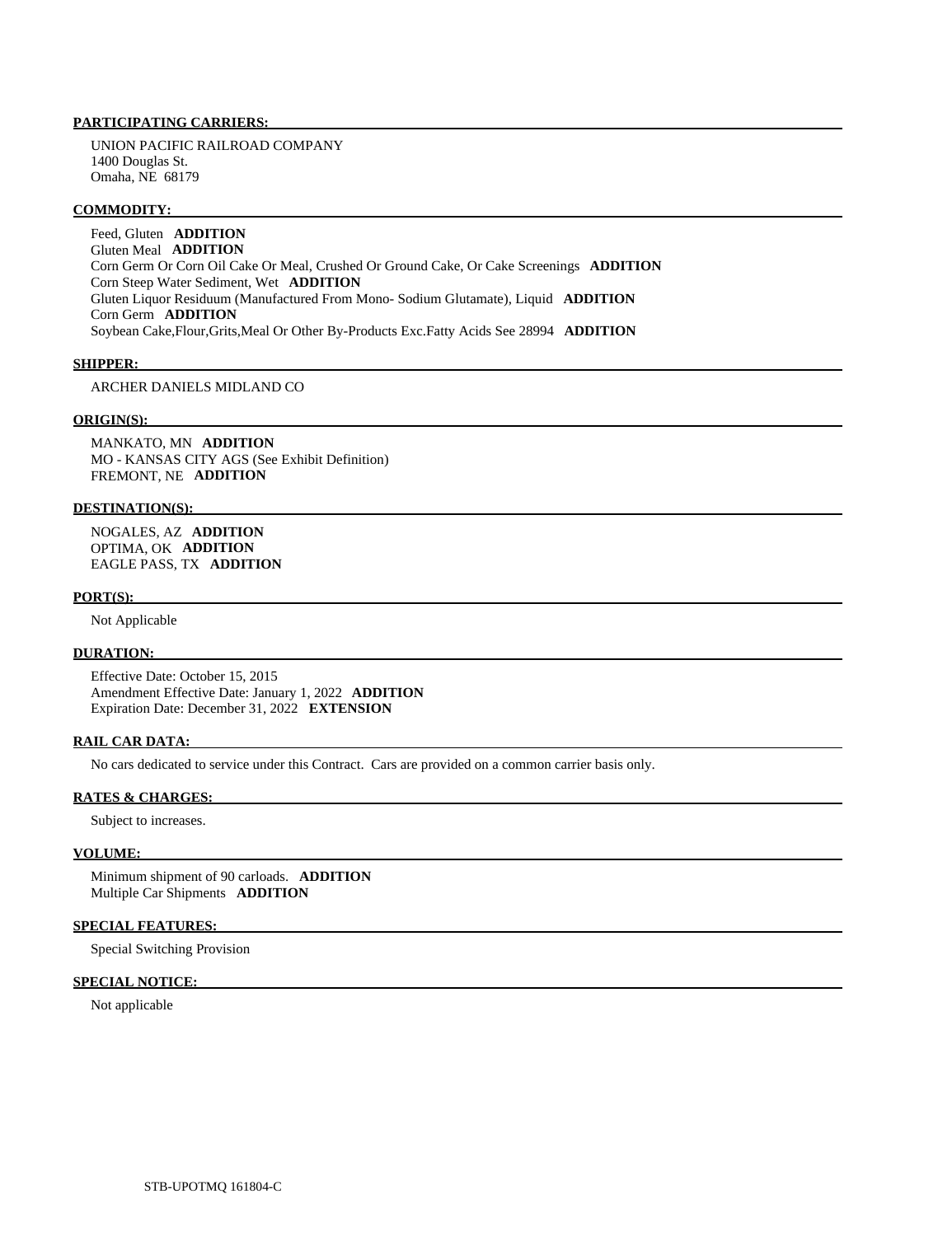**PARTICIPATING CARRIERS:**

UNION PACIFIC RAILROAD COMPANY
1400 Douglas St.
Omaha, NE 68179

**COMMODITY:**

Feed, Gluten **ADDITION**
Gluten Meal **ADDITION**
Corn Germ Or Corn Oil Cake Or Meal, Crushed Or Ground Cake, Or Cake Screenings **ADDITION**
Corn Steep Water Sediment, Wet **ADDITION**
Gluten Liquor Residuum (Manufactured From Mono- Sodium Glutamate), Liquid **ADDITION**
Corn Germ **ADDITION**
Soybean Cake,Flour,Grits,Meal Or Other By-Products Exc.Fatty Acids See 28994 **ADDITION**

**SHIPPER:**

ARCHER DANIELS MIDLAND CO

**ORIGIN(S):**

MANKATO, MN **ADDITION**
MO - KANSAS CITY AGS (See Exhibit Definition)
FREMONT, NE **ADDITION**

**DESTINATION(S):**

NOGALES, AZ **ADDITION**
OPTIMA, OK **ADDITION**
EAGLE PASS, TX **ADDITION**

**PORT(S):**

Not Applicable

**DURATION:**

Effective Date: October 15, 2015
Amendment Effective Date: January 1, 2022 **ADDITION**
Expiration Date: December 31, 2022 **EXTENSION**

**RAIL CAR DATA:**

No cars dedicated to service under this Contract. Cars are provided on a common carrier basis only.

**RATES & CHARGES:**

Subject to increases.

**VOLUME:**

Minimum shipment of 90 carloads. **ADDITION**
Multiple Car Shipments **ADDITION**

**SPECIAL FEATURES:**

Special Switching Provision

**SPECIAL NOTICE:**

Not applicable

STB-UPOTMQ 161804-C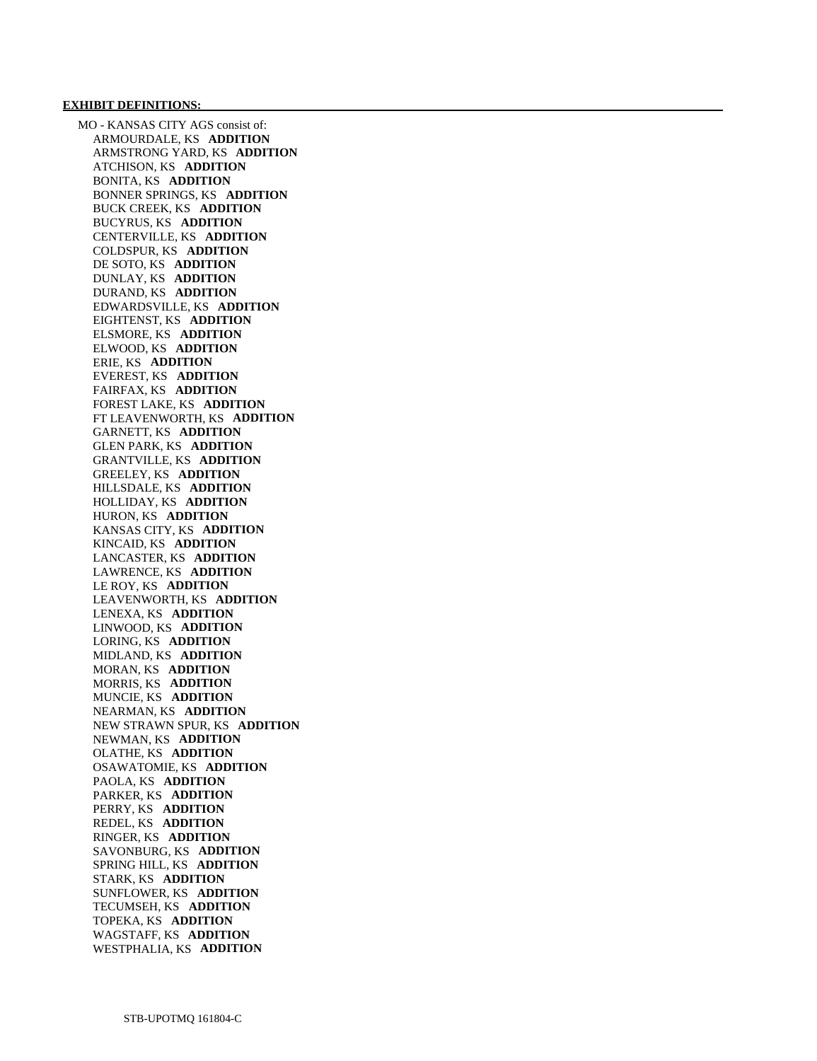**EXHIBIT DEFINITIONS:**

MO - KANSAS CITY AGS consist of:

- ARMOURDALE, KS **ADDITION**
- ARMSTRONG YARD, KS **ADDITION**
- ATCHISON, KS **ADDITION**
- BONITA, KS **ADDITION**
- BONNER SPRINGS, KS **ADDITION**
- BUCK CREEK, KS **ADDITION**
- BUCYRUS, KS **ADDITION**
- CENTERVILLE, KS **ADDITION**
- COLDSPUR, KS **ADDITION**
- DE SOTO, KS **ADDITION**
- DUNLAY, KS **ADDITION**
- DURAND, KS **ADDITION**
- EDWARDSVILLE, KS **ADDITION**
- EIGHTENST, KS **ADDITION**
- ELSMORE, KS **ADDITION**
- ELWOOD, KS **ADDITION**
- ERIE, KS **ADDITION**
- EVEREST, KS **ADDITION**
- FAIRFAX, KS **ADDITION**
- FOREST LAKE, KS **ADDITION**
- FT LEAVENWORTH, KS **ADDITION**
- GARNETT, KS **ADDITION**
- GLEN PARK, KS **ADDITION**
- GRANTVILLE, KS **ADDITION**
- GREELEY, KS **ADDITION**
- HILLSDALE, KS **ADDITION**
- HOLLIDAY, KS **ADDITION**
- HURON, KS **ADDITION**
- KANSAS CITY, KS **ADDITION**
- KINCAID, KS **ADDITION**
- LANCASTER, KS **ADDITION**
- LAWRENCE, KS **ADDITION**
- LE ROY, KS **ADDITION**
- LEAVENWORTH, KS **ADDITION**
- LENEXA, KS **ADDITION**
- LINWOOD, KS **ADDITION**
- LORING, KS **ADDITION**
- MIDLAND, KS **ADDITION**
- MORAN, KS **ADDITION**
- MORRIS, KS **ADDITION**
- MUNCIE, KS **ADDITION**
- NEARMAN, KS **ADDITION**
- NEW STRAWN SPUR, KS **ADDITION**
- NEWMAN, KS **ADDITION**
- OLATHE, KS **ADDITION**
- OSAWATOMIE, KS **ADDITION**
- PAOLA, KS **ADDITION**
- PARKER, KS **ADDITION**
- PERRY, KS **ADDITION**
- REDEL, KS **ADDITION**
- RINGER, KS **ADDITION**
- SAVONBURG, KS **ADDITION**
- SPRING HILL, KS **ADDITION**
- STARK, KS **ADDITION**
- SUNFLOWER, KS **ADDITION**
- TECUMSEH, KS **ADDITION**
- TOPEKA, KS **ADDITION**
- WAGSTAFF, KS **ADDITION**
- WESTPHALIA, KS **ADDITION**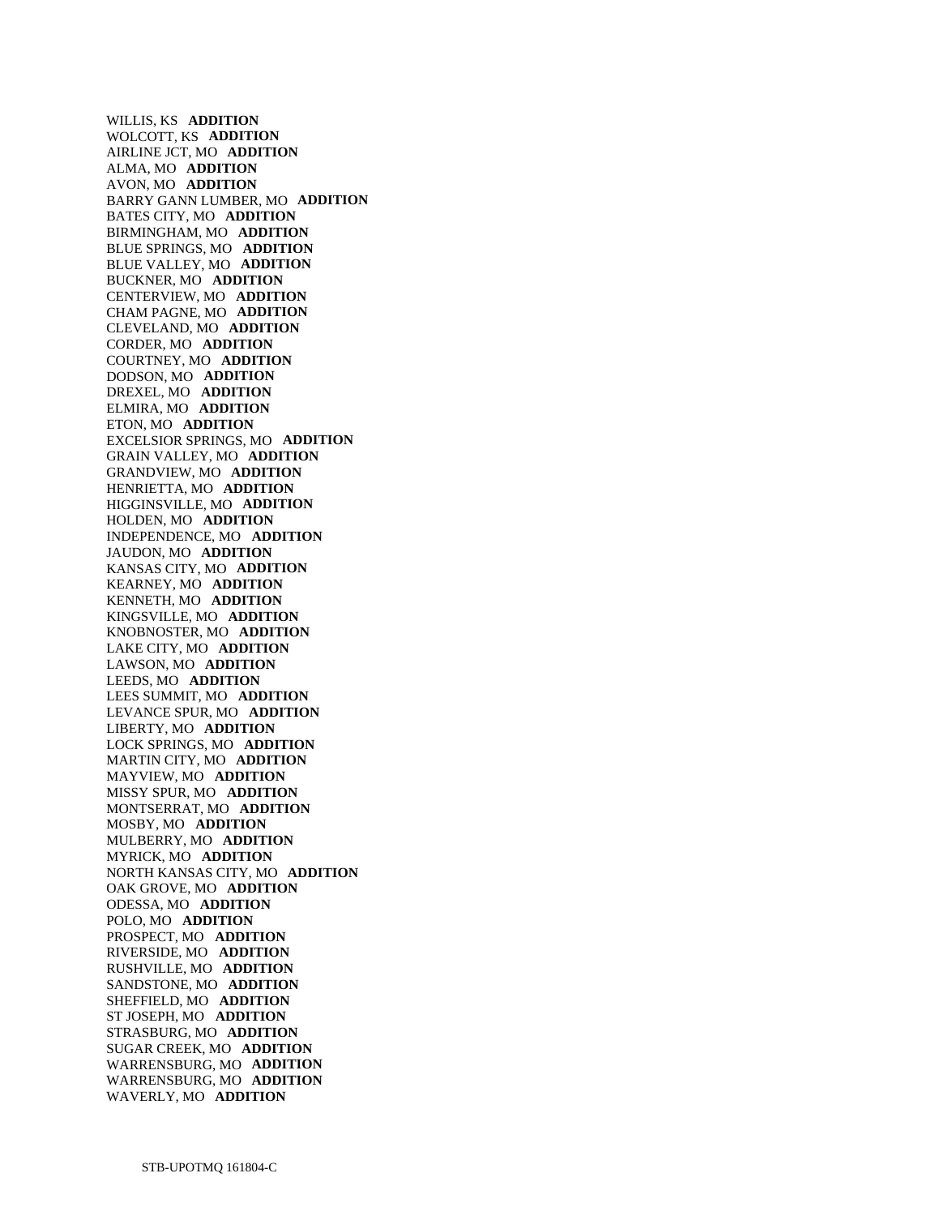WILLIS, KS **ADDITION**
WOLCOTT, KS **ADDITION**
AIRLINE JCT, MO **ADDITION**
ALMA, MO **ADDITION**
AVON, MO **ADDITION**
BARRY GANN LUMBER, MO **ADDITION**
BATES CITY, MO **ADDITION**
BIRMINGHAM, MO **ADDITION**
BLUE SPRINGS, MO **ADDITION**
BLUE VALLEY, MO **ADDITION**
BUCKNER, MO **ADDITION**
CENTERVIEW, MO **ADDITION**
CHAM PAGNE, MO **ADDITION**
CLEVELAND, MO **ADDITION**
CORDER, MO **ADDITION**
COURTNEY, MO **ADDITION**
DODSON, MO **ADDITION**
DREXEL, MO **ADDITION**
ELMIRA, MO **ADDITION**
ETON, MO **ADDITION**
EXCELSIOR SPRINGS, MO **ADDITION**
GRAIN VALLEY, MO **ADDITION**
GRANDVIEW, MO **ADDITION**
HENRIETTA, MO **ADDITION**
HIGGINSVILLE, MO **ADDITION**
HOLDEN, MO **ADDITION**
INDEPENDENCE, MO **ADDITION**
JAUDON, MO **ADDITION**
KANSAS CITY, MO **ADDITION**
KEARNEY, MO **ADDITION**
KENNETH, MO **ADDITION**
KINGSVILLE, MO **ADDITION**
KNOBNOSTER, MO **ADDITION**
LAKE CITY, MO **ADDITION**
LAWSON, MO **ADDITION**
LEEDS, MO **ADDITION**
LEES SUMMIT, MO **ADDITION**
LEVANCE SPUR, MO **ADDITION**
LIBERTY, MO **ADDITION**
LOCK SPRINGS, MO **ADDITION**
MARTIN CITY, MO **ADDITION**
MAYVIEW, MO **ADDITION**
MISSY SPUR, MO **ADDITION**
MONTSERRAT, MO **ADDITION**
MOSBY, MO **ADDITION**
MULBERRY, MO **ADDITION**
MYRICK, MO **ADDITION**
NORTH KANSAS CITY, MO **ADDITION**
OAK GROVE, MO **ADDITION**
ODESSA, MO **ADDITION**
POLO, MO **ADDITION**
PROSPECT, MO **ADDITION**
RIVERSIDE, MO **ADDITION**
RUSHVILLE, MO **ADDITION**
SANDSTONE, MO **ADDITION**
SHEFFIELD, MO **ADDITION**
ST JOSEPH, MO **ADDITION**
STRASBURG, MO **ADDITION**
SUGAR CREEK, MO **ADDITION**
WARRENSBURG, MO **ADDITION**
WARRENSBURG, MO **ADDITION**
WAVERLY, MO **ADDITION**

STB-UPOTMQ 161804-C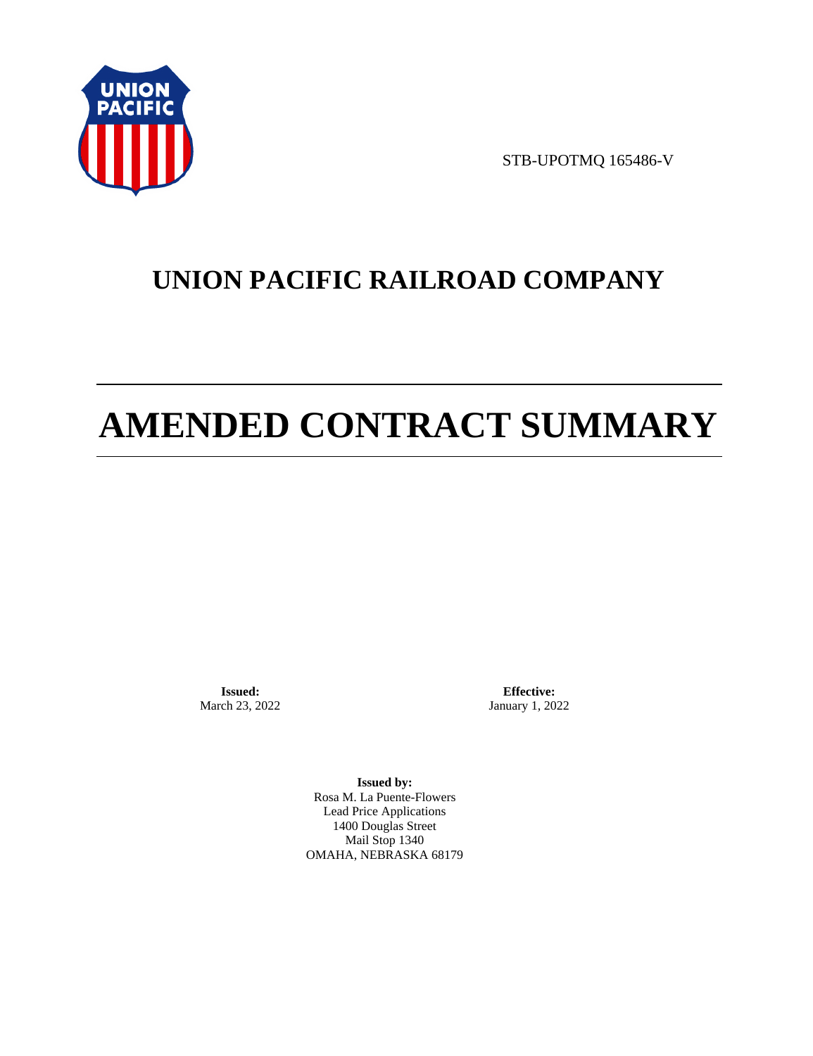STB-UPOTMQ 165486-V

# UNION PACIFIC RAILROAD COMPANY

# AMENDED CONTRACT SUMMARY

**Issued:**
March 23, 2022

**Effective:**
January 1, 2022

**Issued by:**
Rosa M. La Puente-Flowers
Lead Price Applications
1400 Douglas Street
Mail Stop 1340
OMAHA, NEBRASKA 68179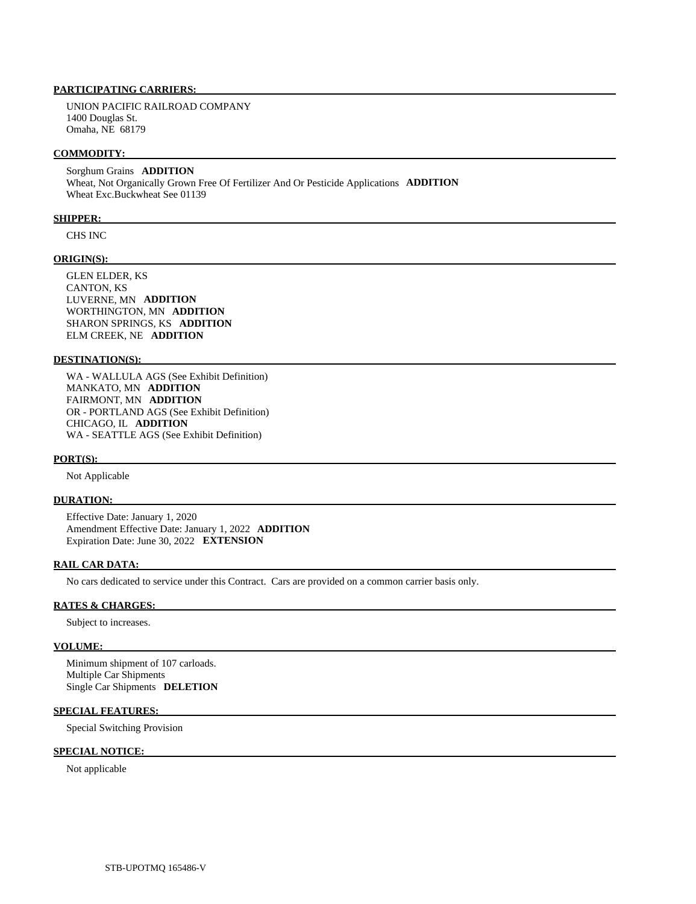**PARTICIPATING CARRIERS:**

UNION PACIFIC RAILROAD COMPANY
1400 Douglas St.
Omaha, NE 68179

**COMMODITY:**

Sorghum Grains **ADDITION**
Wheat, Not Organically Grown Free Of Fertilizer And Or Pesticide Applications **ADDITION**
Wheat Exc.Buckwheat See 01139

**SHIPPER:**

CHS INC

**ORIGIN(S):**

GLEN ELDER, KS
CANTON, KS
LUVERNE, MN **ADDITION**
WORTHINGTON, MN **ADDITION**
SHARON SPRINGS, KS **ADDITION**
ELM CREEK, NE **ADDITION**

**DESTINATION(S):**

WA - WALLULA AGS (See Exhibit Definition)
MANKATO, MN **ADDITION**
FAIRMONT, MN **ADDITION**
OR - PORTLAND AGS (See Exhibit Definition)
CHICAGO, IL **ADDITION**
WA - SEATTLE AGS (See Exhibit Definition)

**PORT(S):**

Not Applicable

**DURATION:**

Effective Date: January 1, 2020
Amendment Effective Date: January 1, 2022 **ADDITION**
Expiration Date: June 30, 2022 **EXTENSION**

**RAIL CAR DATA:**

No cars dedicated to service under this Contract. Cars are provided on a common carrier basis only.

**RATES & CHARGES:**

Subject to increases.

**VOLUME:**

Minimum shipment of 107 carloads.
Multiple Car Shipments
Single Car Shipments **DELETION**

**SPECIAL FEATURES:**

Special Switching Provision

**SPECIAL NOTICE:**

Not applicable

STB-UPOTMQ 165486-V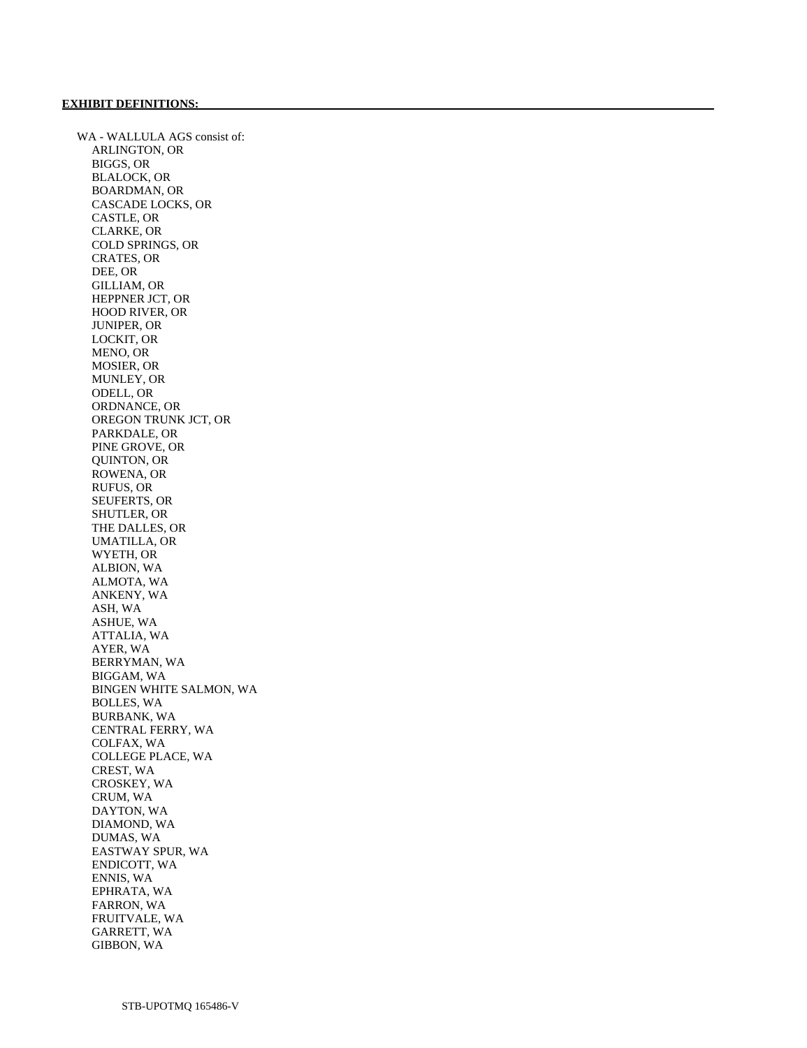**EXHIBIT DEFINITIONS:**

WA - WALLULA AGS consist of:

- ARLINGTON, OR
- BIGGS, OR
- BLALOCK, OR
- BOARDMAN, OR
- CASCADE LOCKS, OR
- CASTLE, OR
- CLARKE, OR
- COLD SPRINGS, OR
- CRATES, OR
- DEE, OR
- GILLIAM, OR
- HEPPNER JCT, OR
- HOOD RIVER, OR
- JUNIPER, OR
- LOCKIT, OR
- MENO, OR
- MOSIER, OR
- MUNLEY, OR
- ODELL, OR
- ORDNANCE, OR
- OREGON TRUNK JCT, OR
- PARKDALE, OR
- PINE GROVE, OR
- QUINTON, OR
- ROWENA, OR
- RUFUS, OR
- SEUFERTS, OR
- SHUTLER, OR
- THE DALLES, OR
- UMATILLA, OR
- WYETH, OR
- ALBION, WA
- ALMOTA, WA
- ANKENY, WA
- ASH, WA
- ASHUE, WA
- ATTALIA, WA
- AYER, WA
- BERRYMAN, WA
- BIGGAM, WA
- BINGEN WHITE SALMON, WA
- BOLLES, WA
- BURBANK, WA
- CENTRAL FERRY, WA
- COLFAX, WA
- COLLEGE PLACE, WA
- CREST, WA
- CROSKEY, WA
- CRUM, WA
- DAYTON, WA
- DIAMOND, WA
- DUMAS, WA
- EASTWAY SPUR, WA
- ENDICOTT, WA
- ENNIS, WA
- EPHRATA, WA
- FARRON, WA
- FRUITVALE, WA
- GARRETT, WA
- GIBBON, WA

STB-UPOTMQ 165486-V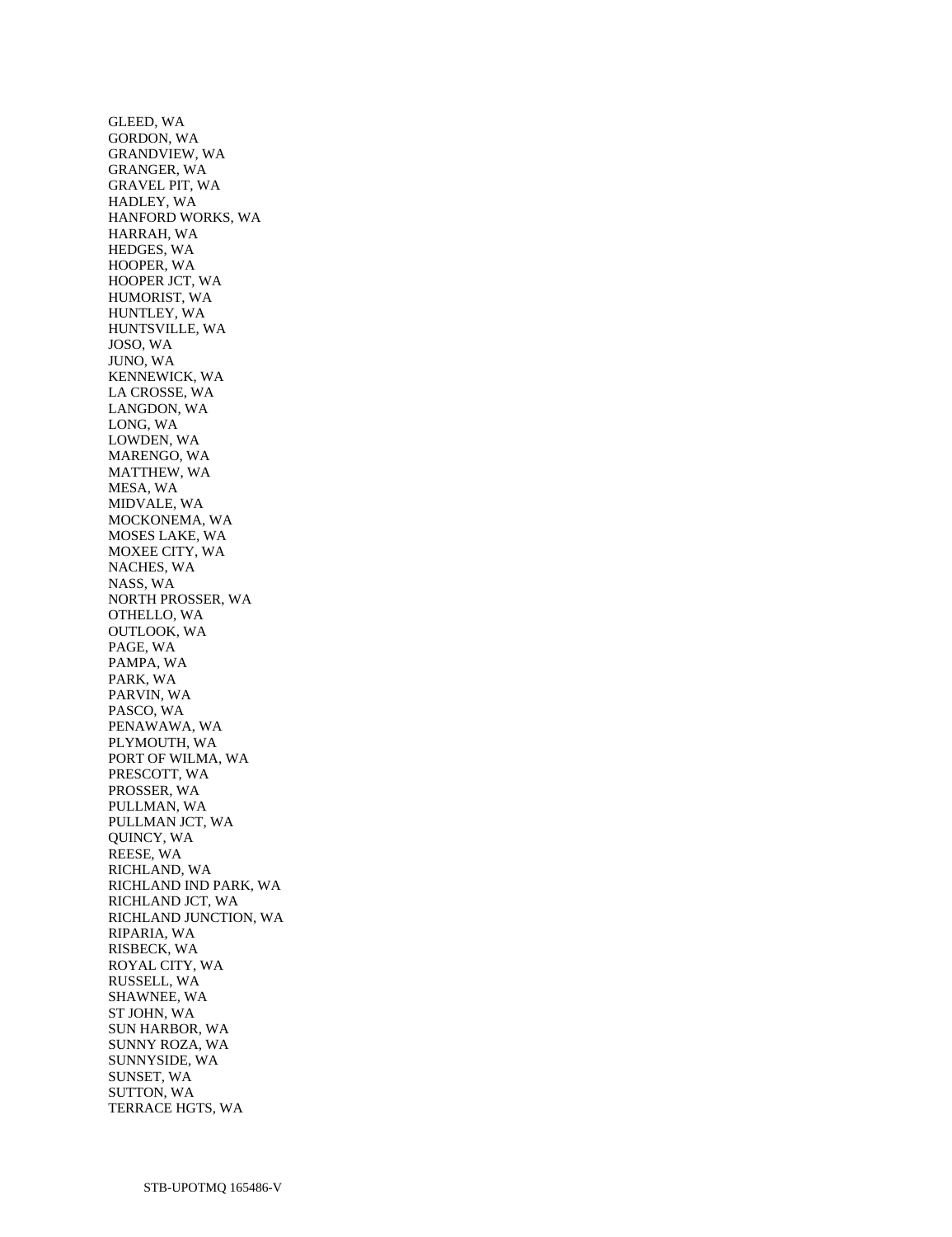GLEED, WA
GORDON, WA
GRANDVIEW, WA
GRANGER, WA
GRAVEL PIT, WA
HADLEY, WA
HANFORD WORKS, WA
HARRAH, WA
HEDGES, WA
HOOPER, WA
HOOPER JCT, WA
HUMORIST, WA
HUNTLEY, WA
HUNTSVILLE, WA
JOSO, WA
JUNO, WA
KENNEWICK, WA
LA CROSSE, WA
LANGDON, WA
LONG, WA
LOWDEN, WA
MARENGO, WA
MATTHEW, WA
MESA, WA
MIDVALE, WA
MOCKONEMA, WA
MOSES LAKE, WA
MOXEE CITY, WA
NACHES, WA
NASS, WA
NORTH PROSSER, WA
OTHELLO, WA
OUTLOOK, WA
PAGE, WA
PAMPA, WA
PARK, WA
PARVIN, WA
PASCO, WA
PENAWAWA, WA
PLYMOUTH, WA
PORT OF WILMA, WA
PRESCOTT, WA
PROSSER, WA
PULLMAN, WA
PULLMAN JCT, WA
QUINCY, WA
REESE, WA
RICHLAND, WA
RICHLAND IND PARK, WA
RICHLAND JCT, WA
RICHLAND JUNCTION, WA
RIPARIA, WA
RISBECK, WA
ROYAL CITY, WA
RUSSELL, WA
SHAWNEE, WA
ST JOHN, WA
SUN HARBOR, WA
SUNNY ROZA, WA
SUNNYSIDE, WA
SUNSET, WA
SUTTON, WA
TERRACE HGTS, WA

STB-UPOTMQ 165486-V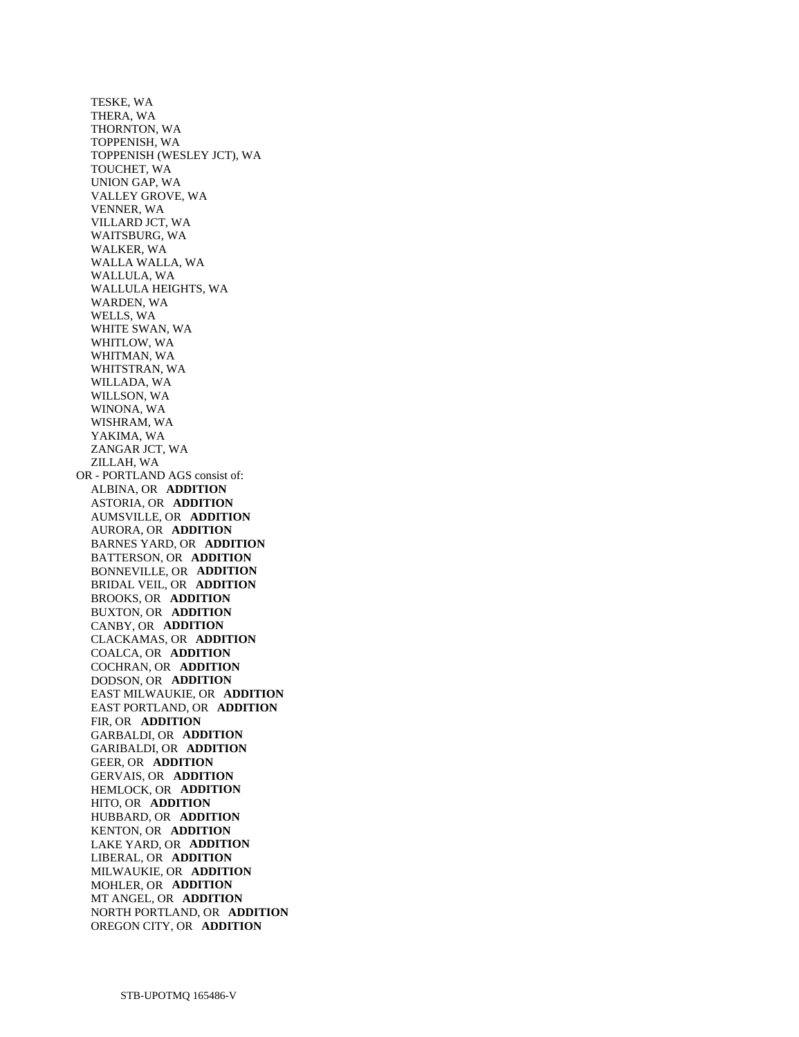TESKE, WA
THERA, WA
THORNTON, WA
TOPPENISH, WA
TOPPENISH (WESLEY JCT), WA
TOUCHET, WA
UNION GAP, WA
VALLEY GROVE, WA
VENNER, WA
VILLARD JCT, WA
WAITSBURG, WA
WALKER, WA
WALLA WALLA, WA
WALLULA, WA
WALLULA HEIGHTS, WA
WARDEN, WA
WELLS, WA
WHITE SWAN, WA
WHITLOW, WA
WHITMAN, WA
WHITSTRAN, WA
WILLADA, WA
WILLSON, WA
WINONA, WA
WISHRAM, WA
YAKIMA, WA
ZANGAR JCT, WA
ZILLAH, WA

OR - PORTLAND AGS consist of:

ALBINA, OR **ADDITION**
ASTORIA, OR **ADDITION**
AUMSVILLE, OR **ADDITION**
AURORA, OR **ADDITION**
BARNES YARD, OR **ADDITION**
BATTERSON, OR **ADDITION**
BONNEVILLE, OR **ADDITION**
BRIDAL VEIL, OR **ADDITION**
BROOKS, OR **ADDITION**
BUXTON, OR **ADDITION**
CANBY, OR **ADDITION**
CLACKAMAS, OR **ADDITION**
COALCA, OR **ADDITION**
COCHRAN, OR **ADDITION**
DODSON, OR **ADDITION**
EAST MILWAUKIE, OR **ADDITION**
EAST PORTLAND, OR **ADDITION**
FIR, OR **ADDITION**
GARBALDI, OR **ADDITION**
GARIBALDI, OR **ADDITION**
GEER, OR **ADDITION**
GERVAIS, OR **ADDITION**
HEMLOCK, OR **ADDITION**
HITO, OR **ADDITION**
HUBBARD, OR **ADDITION**
KENTON, OR **ADDITION**
LAKE YARD, OR **ADDITION**
LIBERAL, OR **ADDITION**
MILWAUKIE, OR **ADDITION**
MOHLER, OR **ADDITION**
MT ANGEL, OR **ADDITION**
NORTH PORTLAND, OR **ADDITION**
OREGON CITY, OR **ADDITION**

STB-UPOTMQ 165486-V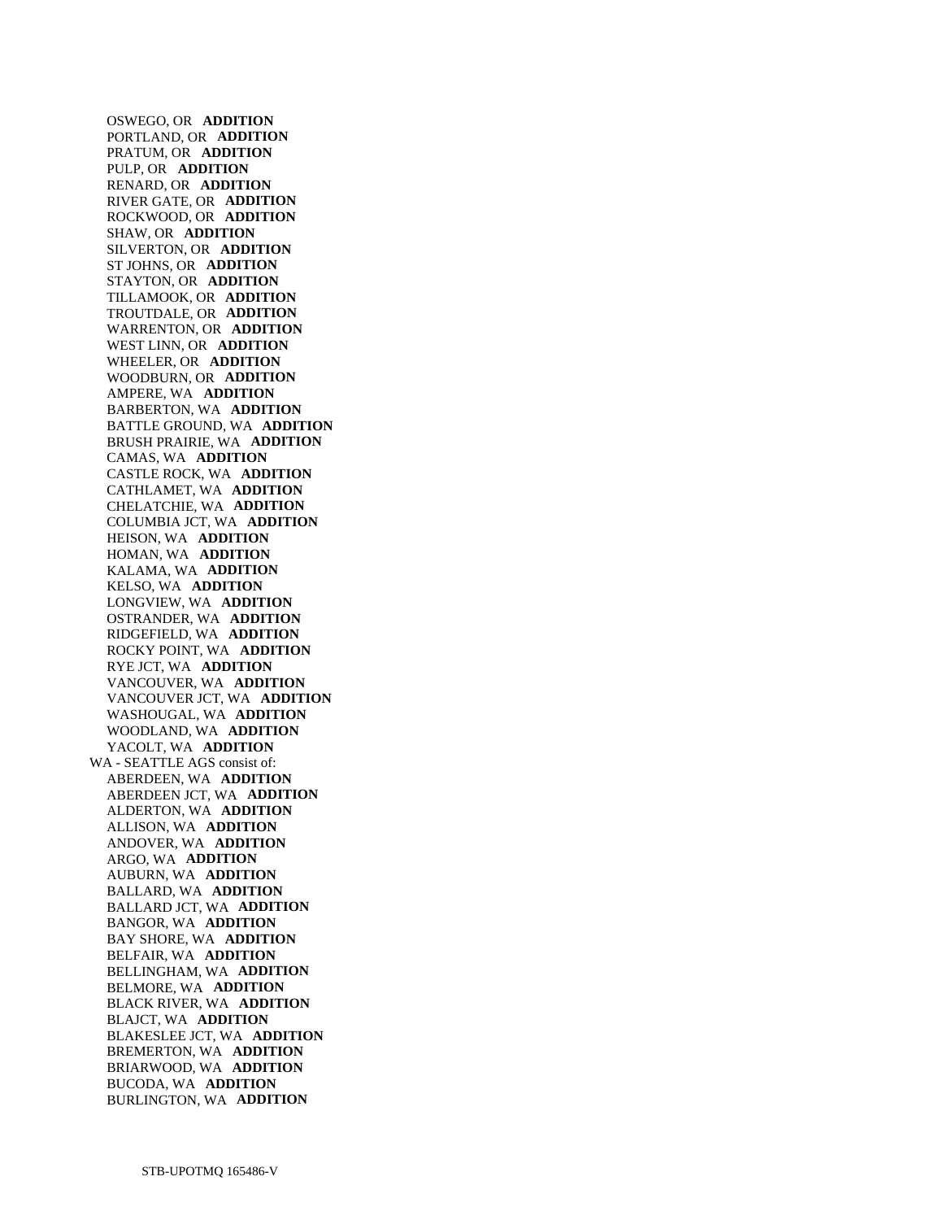OSWEGO, OR **ADDITION**
PORTLAND, OR **ADDITION**
PRATUM, OR **ADDITION**
PULP, OR **ADDITION**
RENARD, OR **ADDITION**
RIVER GATE, OR **ADDITION**
ROCKWOOD, OR **ADDITION**
SHAW, OR **ADDITION**
SILVERTON, OR **ADDITION**
ST JOHNS, OR **ADDITION**
STAYTON, OR **ADDITION**
TILLAMOOK, OR **ADDITION**
TROUTDALE, OR **ADDITION**
WARRENTON, OR **ADDITION**
WEST LINN, OR **ADDITION**
WHEELER, OR **ADDITION**
WOODBURN, OR **ADDITION**
AMPERE, WA **ADDITION**
BARBERTON, WA **ADDITION**
BATTLE GROUND, WA **ADDITION**
BRUSH PRAIRIE, WA **ADDITION**
CAMAS, WA **ADDITION**
CASTLE ROCK, WA **ADDITION**
CATHLAMET, WA **ADDITION**
CHELATCHIE, WA **ADDITION**
COLUMBIA JCT, WA **ADDITION**
HEISON, WA **ADDITION**
HOMAN, WA **ADDITION**
KALAMA, WA **ADDITION**
KELSO, WA **ADDITION**
LONGVIEW, WA **ADDITION**
OSTRANDER, WA **ADDITION**
RIDGEFIELD, WA **ADDITION**
ROCKY POINT, WA **ADDITION**
RYE JCT, WA **ADDITION**
VANCOUVER, WA **ADDITION**
VANCOUVER JCT, WA **ADDITION**
WASHOUGAL, WA **ADDITION**
WOODLAND, WA **ADDITION**
YACOLT, WA **ADDITION**

WA - SEATTLE AGS consist of:

ABERDEEN, WA **ADDITION**
ABERDEEN JCT, WA **ADDITION**
ALDERTON, WA **ADDITION**
ALLISON, WA **ADDITION**
ANDOVER, WA **ADDITION**
ARGO, WA **ADDITION**
AUBURN, WA **ADDITION**
BALLARD, WA **ADDITION**
BALLARD JCT, WA **ADDITION**
BANGOR, WA **ADDITION**
BAY SHORE, WA **ADDITION**
BELFAIR, WA **ADDITION**
BELLINGHAM, WA **ADDITION**
BELMORE, WA **ADDITION**
BLACK RIVER, WA **ADDITION**
BLAJCT, WA **ADDITION**
BLAKESLEE JCT, WA **ADDITION**
BREMERTON, WA **ADDITION**
BRIARWOOD, WA **ADDITION**
BUCODA, WA **ADDITION**
BURLINGTON, WA **ADDITION**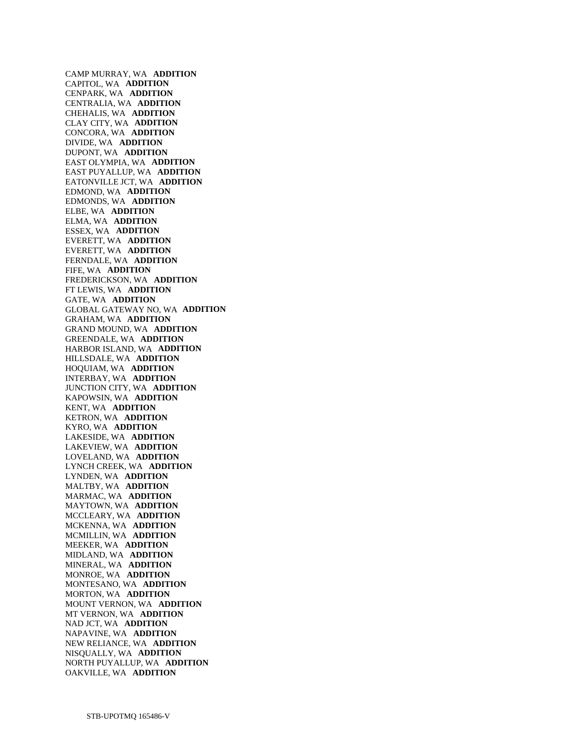CAMP MURRAY, WA **ADDITION**
CAPITOL, WA **ADDITION**
CENPARK, WA **ADDITION**
CENTRALIA, WA **ADDITION**
CHEHALIS, WA **ADDITION**
CLAY CITY, WA **ADDITION**
CONCORA, WA **ADDITION**
DIVIDE, WA **ADDITION**
DUPONT, WA **ADDITION**
EAST OLYMPIA, WA **ADDITION**
EAST PUYALLUP, WA **ADDITION**
EATONVILLE JCT, WA **ADDITION**
EDMOND, WA **ADDITION**
EDMONDS, WA **ADDITION**
ELBE, WA **ADDITION**
ELMA, WA **ADDITION**
ESSEX, WA **ADDITION**
EVERETT, WA **ADDITION**
EVERETT, WA **ADDITION**
FERNDALE, WA **ADDITION**
FIFE, WA **ADDITION**
FREDERICKSON, WA **ADDITION**
FT LEWIS, WA **ADDITION**
GATE, WA **ADDITION**
GLOBAL GATEWAY NO, WA **ADDITION**
GRAHAM, WA **ADDITION**
GRAND MOUND, WA **ADDITION**
GREENDALE, WA **ADDITION**
HARBOR ISLAND, WA **ADDITION**
HILLSDALE, WA **ADDITION**
HOQUIAM, WA **ADDITION**
INTERBAY, WA **ADDITION**
JUNCTION CITY, WA **ADDITION**
KAPOWSIN, WA **ADDITION**
KENT, WA **ADDITION**
KETRON, WA **ADDITION**
KYRO, WA **ADDITION**
LAKESIDE, WA **ADDITION**
LAKEVIEW, WA **ADDITION**
LOVELAND, WA **ADDITION**
LYNCH CREEK, WA **ADDITION**
LYNDEN, WA **ADDITION**
MALTBY, WA **ADDITION**
MARMAC, WA **ADDITION**
MAYTOWN, WA **ADDITION**
MCCLEARY, WA **ADDITION**
MCKENNA, WA **ADDITION**
MCMILLIN, WA **ADDITION**
MEEKER, WA **ADDITION**
MIDLAND, WA **ADDITION**
MINERAL, WA **ADDITION**
MONROE, WA **ADDITION**
MONTESANO, WA **ADDITION**
MORTON, WA **ADDITION**
MOUNT VERNON, WA **ADDITION**
MT VERNON, WA **ADDITION**
NAD JCT, WA **ADDITION**
NAPAVINE, WA **ADDITION**
NEW RELIANCE, WA **ADDITION**
NISQUALLY, WA **ADDITION**
NORTH PUYALLUP, WA **ADDITION**
OAKVILLE, WA **ADDITION**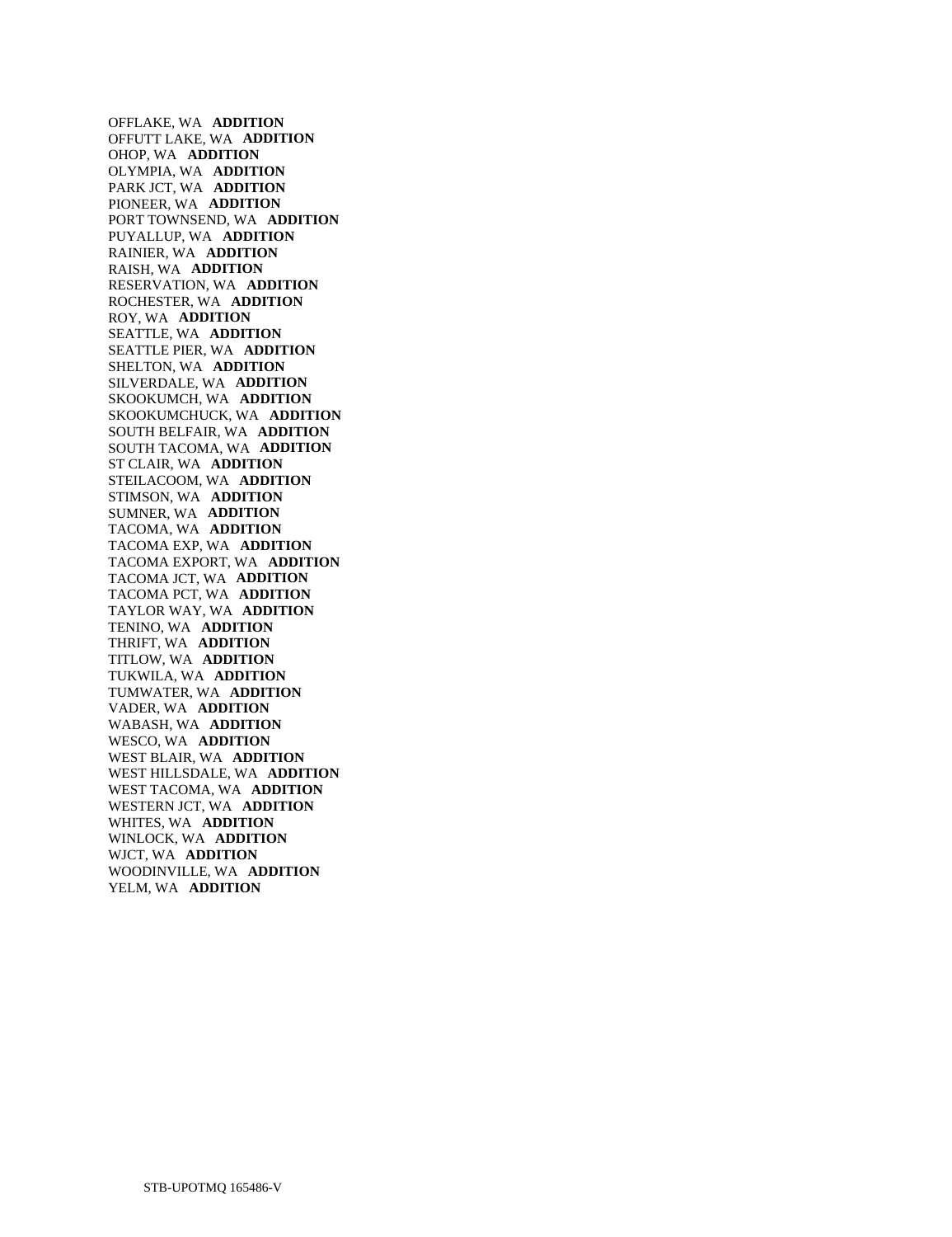OFFLAKE, WA **ADDITION**
OFFUTT LAKE, WA **ADDITION**
OHOP, WA **ADDITION**
OLYMPIA, WA **ADDITION**
PARK JCT, WA **ADDITION**
PIONEER, WA **ADDITION**
PORT TOWNSEND, WA **ADDITION**
PUYALLUP, WA **ADDITION**
RAINIER, WA **ADDITION**
RAISH, WA **ADDITION**
RESERVATION, WA **ADDITION**
ROCHESTER, WA **ADDITION**
ROY, WA **ADDITION**
SEATTLE, WA **ADDITION**
SEATTLE PIER, WA **ADDITION**
SHELTON, WA **ADDITION**
SILVERDALE, WA **ADDITION**
SKOOKUMCH, WA **ADDITION**
SKOOKUMCHUCK, WA **ADDITION**
SOUTH BELFAIR, WA **ADDITION**
SOUTH TACOMA, WA **ADDITION**
ST CLAIR, WA **ADDITION**
STEILACOOM, WA **ADDITION**
STIMSON, WA **ADDITION**
SUMNER, WA **ADDITION**
TACOMA, WA **ADDITION**
TACOMA EXP, WA **ADDITION**
TACOMA EXPORT, WA **ADDITION**
TACOMA JCT, WA **ADDITION**
TACOMA PCT, WA **ADDITION**
TAYLOR WAY, WA **ADDITION**
TENINO, WA **ADDITION**
THRIFT, WA **ADDITION**
TITLOW, WA **ADDITION**
TUKWILA, WA **ADDITION**
TUMWATER, WA **ADDITION**
VADER, WA **ADDITION**
WABASH, WA **ADDITION**
WESCO, WA **ADDITION**
WEST BLAIR, WA **ADDITION**
WEST HILLSDALE, WA **ADDITION**
WEST TACOMA, WA **ADDITION**
WESTERN JCT, WA **ADDITION**
WHITES, WA **ADDITION**
WINLOCK, WA **ADDITION**
WJCT, WA **ADDITION**
WOODINVILLE, WA **ADDITION**
YELM, WA **ADDITION**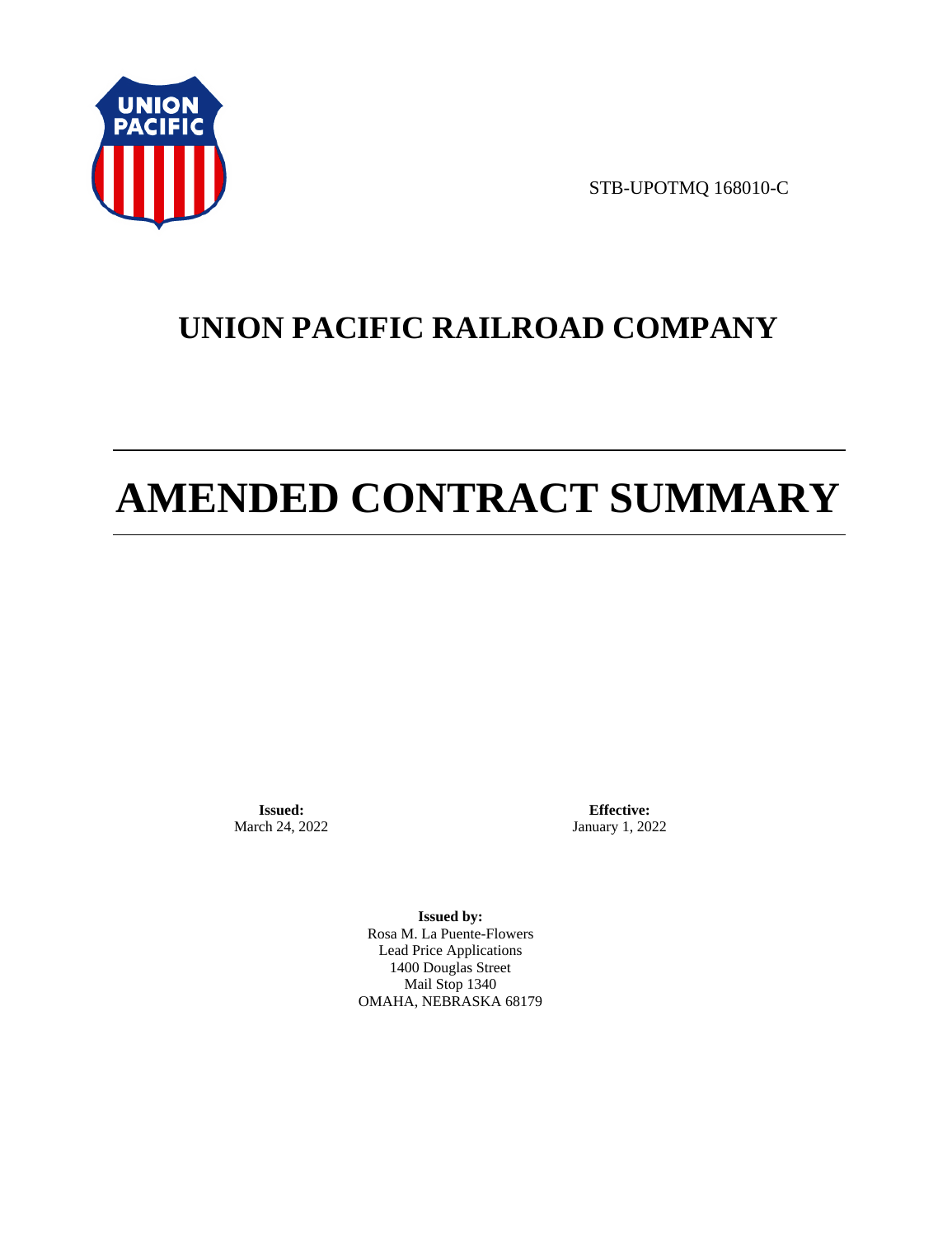STB-UPOTMQ 168010-C

# UNION PACIFIC RAILROAD COMPANY

# AMENDED CONTRACT SUMMARY

**Issued:**
March 24, 2022

**Effective:**
January 1, 2022

**Issued by:**
Rosa M. La Puente-Flowers
Lead Price Applications
1400 Douglas Street
Mail Stop 1340
OMAHA, NEBRASKA 68179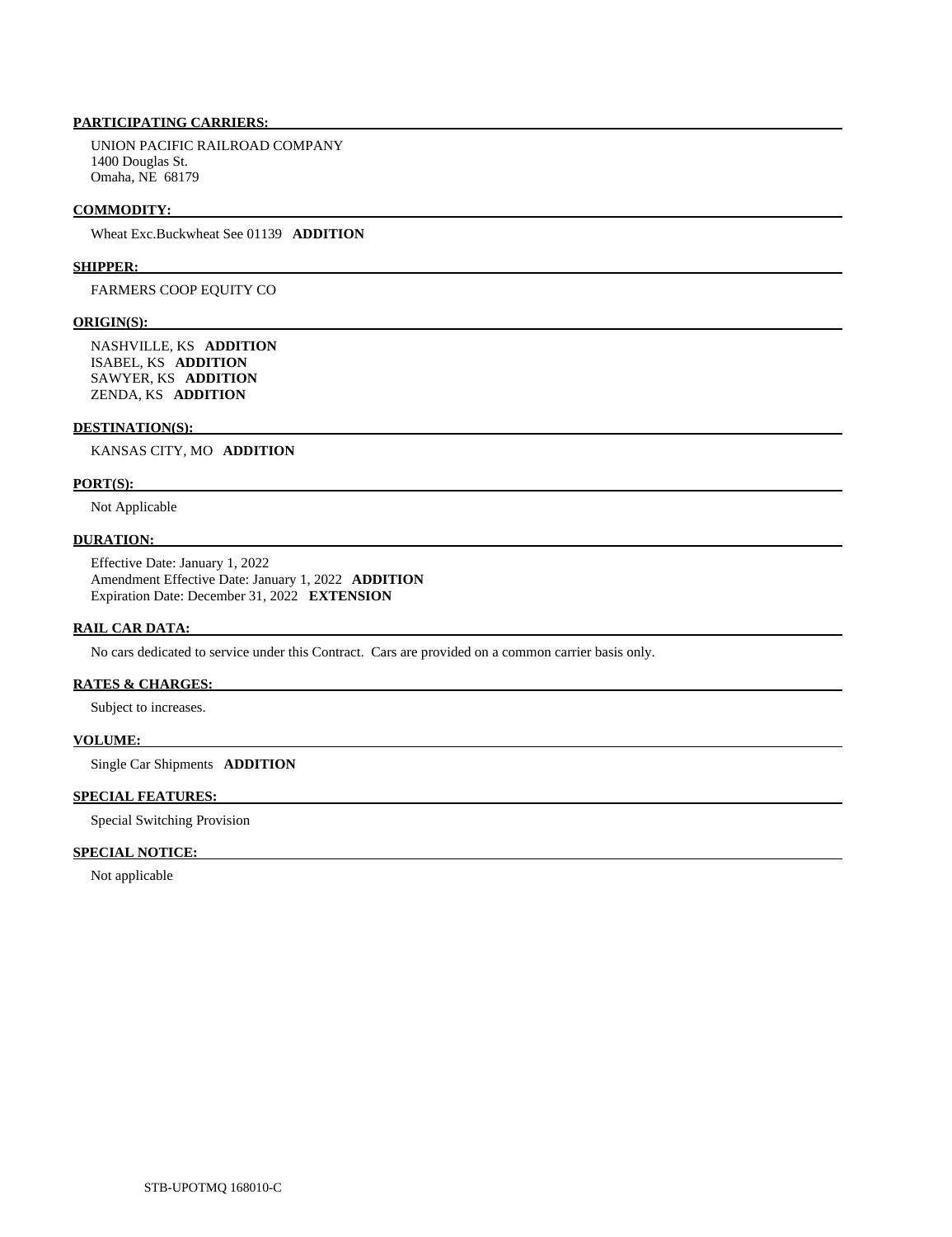**PARTICIPATING CARRIERS:**

UNION PACIFIC RAILROAD COMPANY
1400 Douglas St.
Omaha, NE 68179

**COMMODITY:**

Wheat Exc.Buckwheat See 01139 **ADDITION**

**SHIPPER:**

FARMERS COOP EQUITY CO

**ORIGIN(S):**

NASHVILLE, KS **ADDITION**
ISABEL, KS **ADDITION**
SAWYER, KS **ADDITION**
ZENDA, KS **ADDITION**

**DESTINATION(S):**

KANSAS CITY, MO **ADDITION**

**PORT(S):**

Not Applicable

**DURATION:**

Effective Date: January 1, 2022
Amendment Effective Date: January 1, 2022 **ADDITION**
Expiration Date: December 31, 2022 **EXTENSION**

**RAIL CAR DATA:**

No cars dedicated to service under this Contract. Cars are provided on a common carrier basis only.

**RATES & CHARGES:**

Subject to increases.

**VOLUME:**

Single Car Shipments **ADDITION**

**SPECIAL FEATURES:**

Special Switching Provision

**SPECIAL NOTICE:**

Not applicable

STB-UPOTMQ 168010-C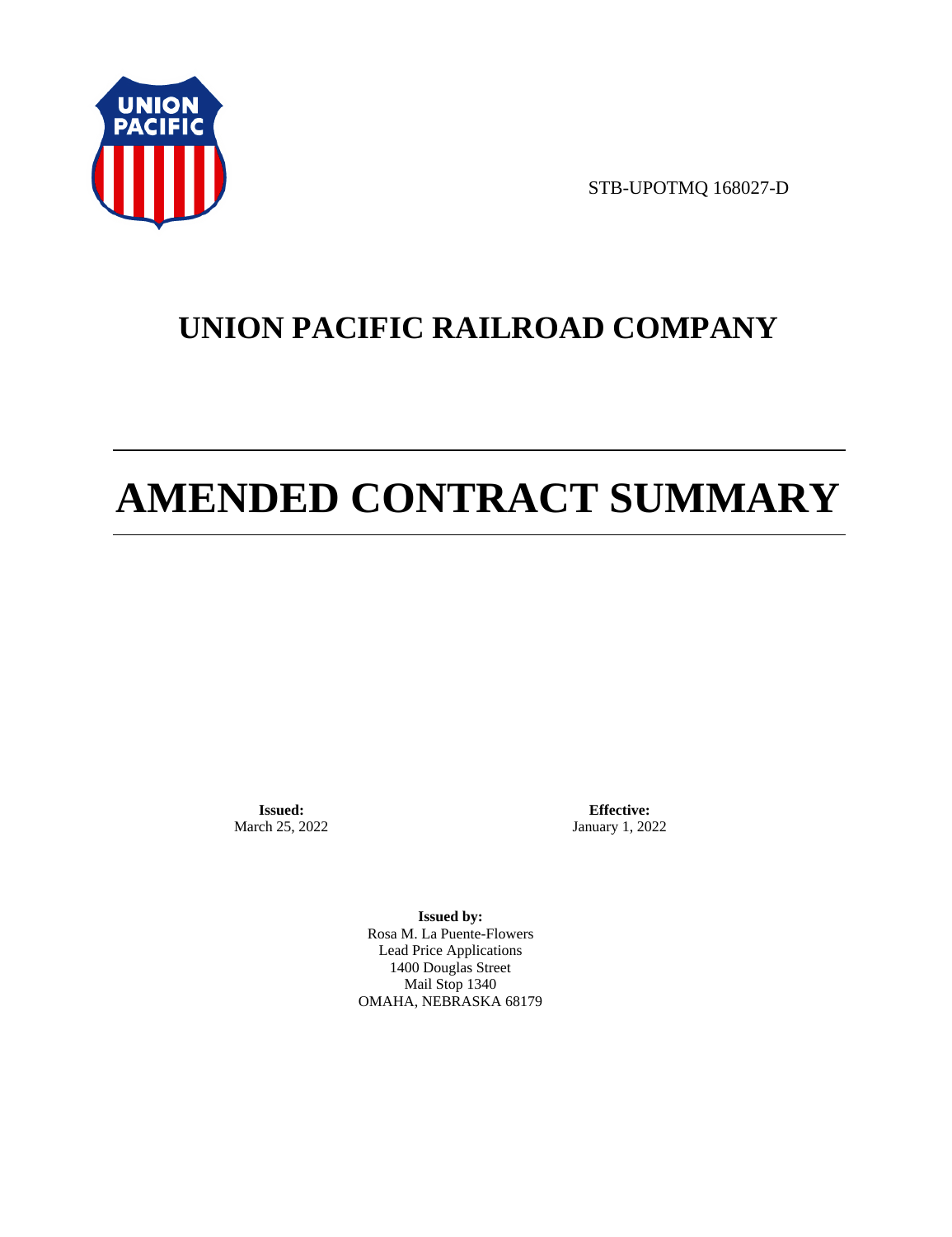STB-UPOTMQ 168027-D

# UNION PACIFIC RAILROAD COMPANY

# AMENDED CONTRACT SUMMARY

**Issued:**
March 25, 2022

**Effective:**
January 1, 2022

**Issued by:**
Rosa M. La Puente-Flowers
Lead Price Applications
1400 Douglas Street
Mail Stop 1340
OMAHA, NEBRASKA 68179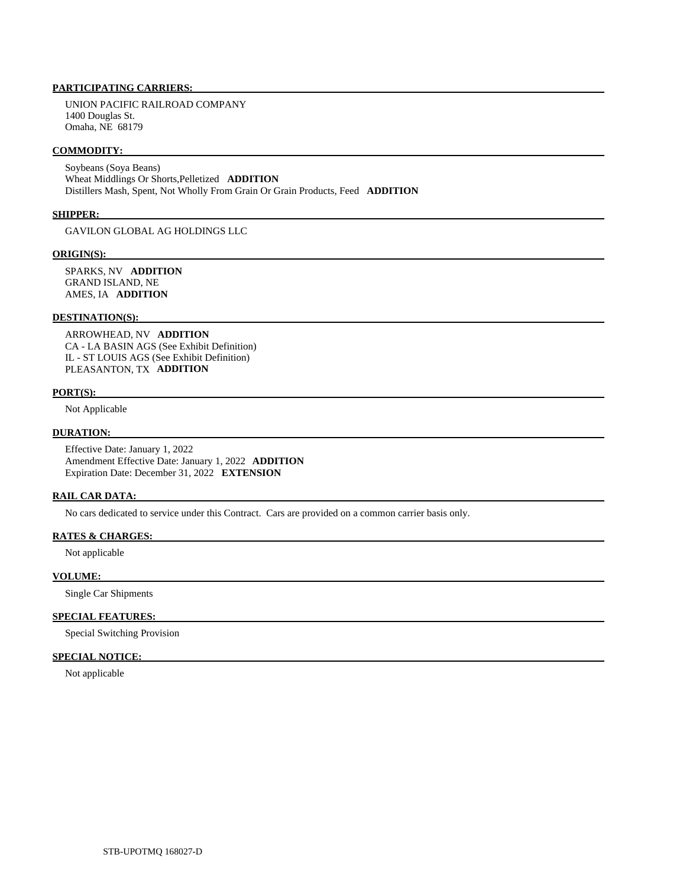**PARTICIPATING CARRIERS:**

UNION PACIFIC RAILROAD COMPANY
1400 Douglas St.
Omaha, NE 68179

**COMMODITY:**

Soybeans (Soya Beans)
Wheat Middlings Or Shorts,Pelletized **ADDITION**
Distillers Mash, Spent, Not Wholly From Grain Or Grain Products, Feed **ADDITION**

**SHIPPER:**

GAVILON GLOBAL AG HOLDINGS LLC

**ORIGIN(S):**

SPARKS, NV **ADDITION**
GRAND ISLAND, NE
AMES, IA **ADDITION**

**DESTINATION(S):**

ARROWHEAD, NV **ADDITION**
CA - LA BASIN AGS (See Exhibit Definition)
IL - ST LOUIS AGS (See Exhibit Definition)
PLEASANTON, TX **ADDITION**

**PORT(S):**

Not Applicable

**DURATION:**

Effective Date: January 1, 2022
Amendment Effective Date: January 1, 2022 **ADDITION**
Expiration Date: December 31, 2022 **EXTENSION**

**RAIL CAR DATA:**

No cars dedicated to service under this Contract. Cars are provided on a common carrier basis only.

**RATES & CHARGES:**

Not applicable

**VOLUME:**

Single Car Shipments

**SPECIAL FEATURES:**

Special Switching Provision

**SPECIAL NOTICE:**

Not applicable

STB-UPOTMQ 168027-D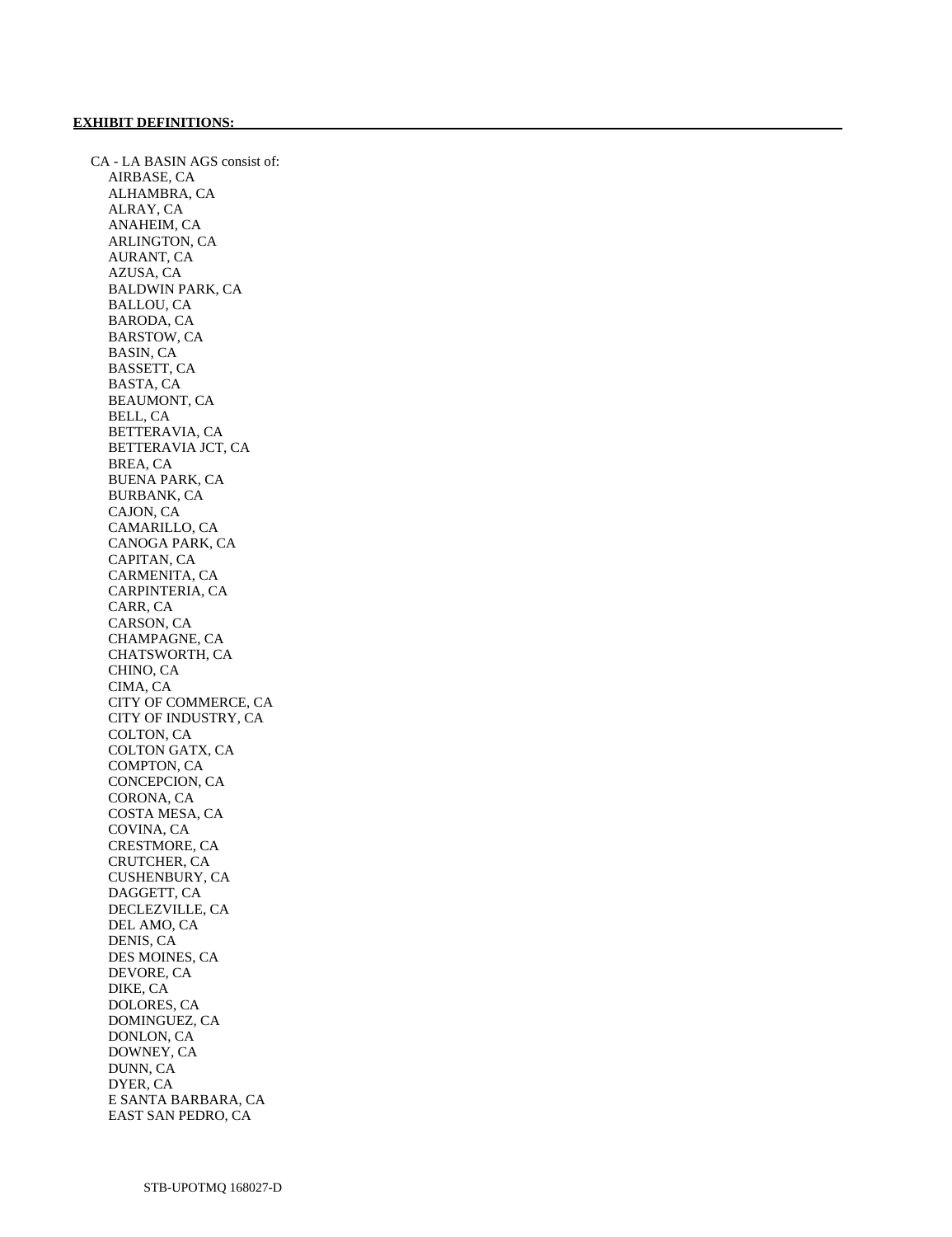**EXHIBIT DEFINITIONS:**

CA - LA BASIN AGS consist of:

- AIRBASE, CA
- ALHAMBRA, CA
- ALRAY, CA
- ANAHEIM, CA
- ARLINGTON, CA
- AURANT, CA
- AZUSA, CA
- BALDWIN PARK, CA
- BALLOU, CA
- BARODA, CA
- BARSTOW, CA
- BASIN, CA
- BASSETT, CA
- BASTA, CA
- BEAUMONT, CA
- BELL, CA
- BETTERAVIA, CA
- BETTERAVIA JCT, CA
- BREA, CA
- BUENA PARK, CA
- BURBANK, CA
- CAJON, CA
- CAMARILLO, CA
- CANOGA PARK, CA
- CAPITAN, CA
- CARMENITA, CA
- CARPINTERIA, CA
- CARR, CA
- CARSON, CA
- CHAMPAGNE, CA
- CHATSWORTH, CA
- CHINO, CA
- CIMA, CA
- CITY OF COMMERCE, CA
- CITY OF INDUSTRY, CA
- COLTON, CA
- COLTON GATX, CA
- COMPTON, CA
- CONCEPCION, CA
- CORONA, CA
- COSTA MESA, CA
- COVINA, CA
- CRESTMORE, CA
- CRUTCHER, CA
- CUSHENBURY, CA
- DAGGETT, CA
- DECLEZVILLE, CA
- DEL AMO, CA
- DENIS, CA
- DES MOINES, CA
- DEVORE, CA
- DIKE, CA
- DOLORES, CA
- DOMINGUEZ, CA
- DONLON, CA
- DOWNEY, CA
- DUNN, CA
- DYER, CA
- E SANTA BARBARA, CA
- EAST SAN PEDRO, CA

STB-UPOTMQ 168027-D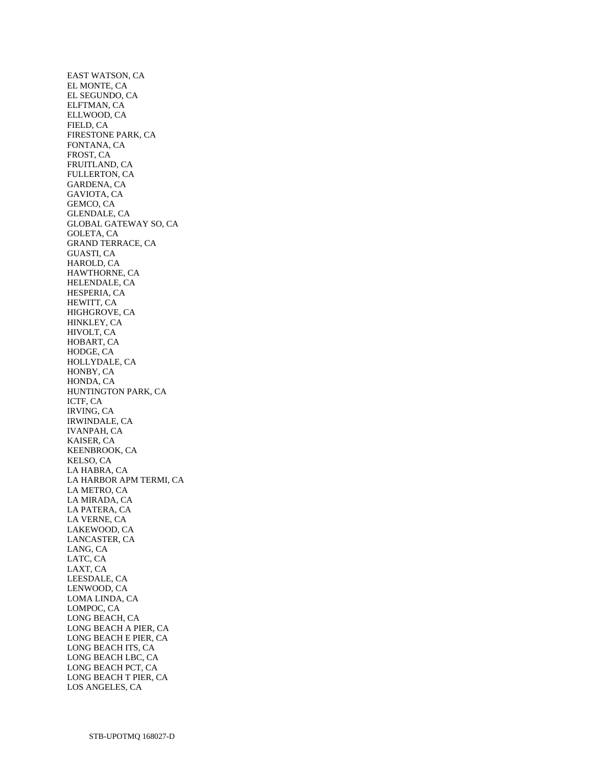EAST WATSON, CA
EL MONTE, CA
EL SEGUNDO, CA
ELFTMAN, CA
ELLWOOD, CA
FIELD, CA
FIRESTONE PARK, CA
FONTANA, CA
FROST, CA
FRUITLAND, CA
FULLERTON, CA
GARDENA, CA
GAVIOTA, CA
GEMCO, CA
GLENDALE, CA
GLOBAL GATEWAY SO, CA
GOLETA, CA
GRAND TERRACE, CA
GUASTI, CA
HAROLD, CA
HAWTHORNE, CA
HELENDALE, CA
HESPERIA, CA
HEWITT, CA
HIGHGROVE, CA
HINKLEY, CA
HIVOLT, CA
HOBART, CA
HODGE, CA
HOLLYDALE, CA
HONBY, CA
HONDA, CA
HUNTINGTON PARK, CA
ICTF, CA
IRVING, CA
IRWINDALE, CA
IVANPAH, CA
KAISER, CA
KEENBROOK, CA
KELSO, CA
LA HABRA, CA
LA HARBOR APM TERMI, CA
LA METRO, CA
LA MIRADA, CA
LA PATERA, CA
LA VERNE, CA
LAKEWOOD, CA
LANCASTER, CA
LANG, CA
LATC, CA
LAXT, CA
LEESDALE, CA
LENWOOD, CA
LOMA LINDA, CA
LOMPOC, CA
LONG BEACH, CA
LONG BEACH A PIER, CA
LONG BEACH E PIER, CA
LONG BEACH ITS, CA
LONG BEACH LBC, CA
LONG BEACH PCT, CA
LONG BEACH T PIER, CA
LOS ANGELES, CA

STB-UPOTMQ 168027-D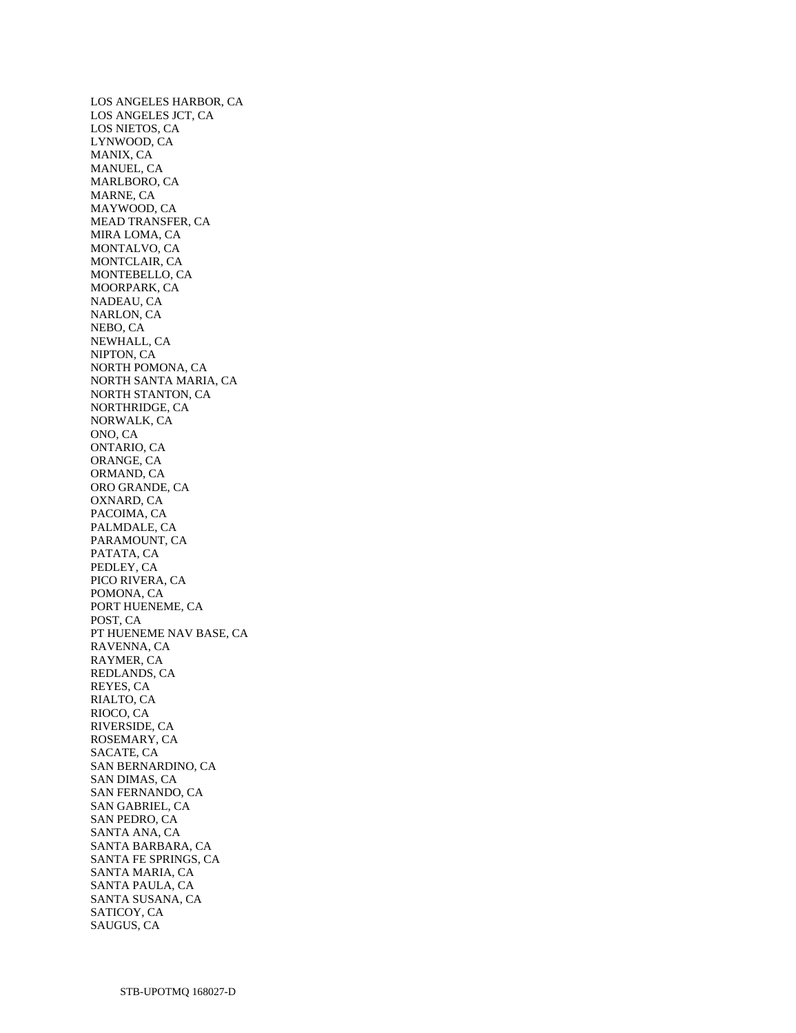LOS ANGELES HARBOR, CA
LOS ANGELES JCT, CA
LOS NIETOS, CA
LYNWOOD, CA
MANIX, CA
MANUEL, CA
MARLBORO, CA
MARNE, CA
MAYWOOD, CA
MEAD TRANSFER, CA
MIRA LOMA, CA
MONTALVO, CA
MONTCLAIR, CA
MONTEBELLO, CA
MOORPARK, CA
NADEAU, CA
NARLON, CA
NEBO, CA
NEWHALL, CA
NIPTON, CA
NORTH POMONA, CA
NORTH SANTA MARIA, CA
NORTH STANTON, CA
NORTHRIDGE, CA
NORWALK, CA
ONO, CA
ONTARIO, CA
ORANGE, CA
ORMAND, CA
ORO GRANDE, CA
OXNARD, CA
PACOIMA, CA
PALMDALE, CA
PARAMOUNT, CA
PATATA, CA
PEDLEY, CA
PICO RIVERA, CA
POMONA, CA
PORT HUENEME, CA
POST, CA
PT HUENEME NAV BASE, CA
RAVENNA, CA
RAYMER, CA
REDLANDS, CA
REYES, CA
RIALTO, CA
RIOCO, CA
RIVERSIDE, CA
ROSEMARY, CA
SACATE, CA
SAN BERNARDINO, CA
SAN DIMAS, CA
SAN FERNANDO, CA
SAN GABRIEL, CA
SAN PEDRO, CA
SANTA ANA, CA
SANTA BARBARA, CA
SANTA FE SPRINGS, CA
SANTA MARIA, CA
SANTA PAULA, CA
SANTA SUSANA, CA
SATICOY, CA
SAUGUS, CA

STB-UPOTMQ 168027-D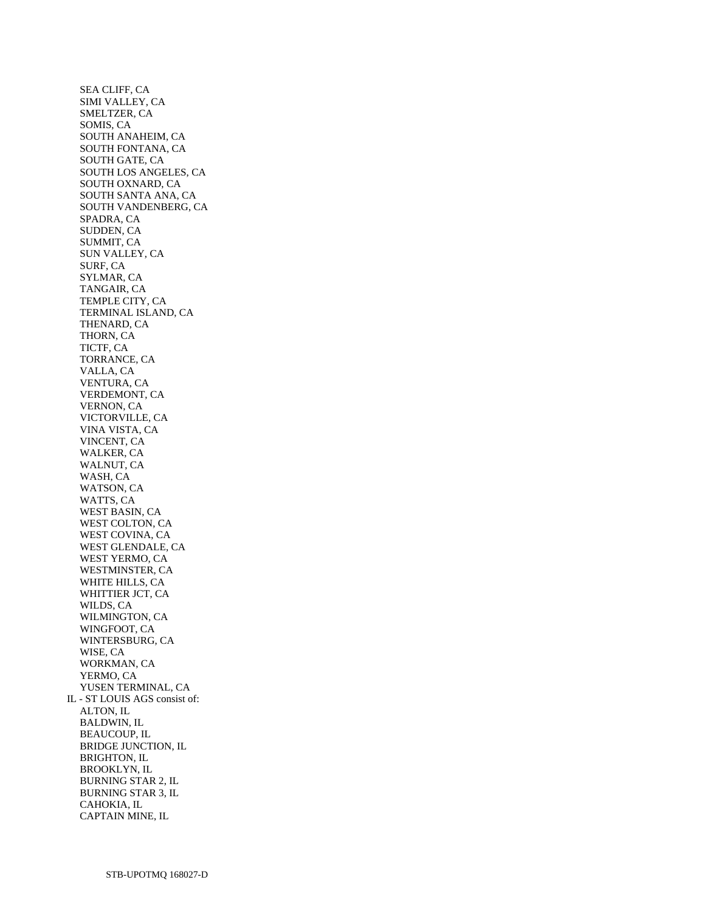SEA CLIFF, CA
SIMI VALLEY, CA
SMELTZER, CA
SOMIS, CA
SOUTH ANAHEIM, CA
SOUTH FONTANA, CA
SOUTH GATE, CA
SOUTH LOS ANGELES, CA
SOUTH OXNARD, CA
SOUTH SANTA ANA, CA
SOUTH VANDENBERG, CA
SPADRA, CA
SUDDEN, CA
SUMMIT, CA
SUN VALLEY, CA
SURF, CA
SYLMAR, CA
TANGAIR, CA
TEMPLE CITY, CA
TERMINAL ISLAND, CA
THENARD, CA
THORN, CA
TICTF, CA
TORRANCE, CA
VALLA, CA
VENTURA, CA
VERDEMONT, CA
VERNON, CA
VICTORVILLE, CA
VINA VISTA, CA
VINCENT, CA
WALKER, CA
WALNUT, CA
WASH, CA
WATSON, CA
WATTS, CA
WEST BASIN, CA
WEST COLTON, CA
WEST COVINA, CA
WEST GLENDALE, CA
WEST YERMO, CA
WESTMINSTER, CA
WHITE HILLS, CA
WHITTIER JCT, CA
WILDS, CA
WILMINGTON, CA
WINGFOOT, CA
WINTERSBURG, CA
WISE, CA
WORKMAN, CA
YERMO, CA
YUSEN TERMINAL, CA

IL - ST LOUIS AGS consist of:

ALTON, IL
BALDWIN, IL
BEAUCOUP, IL
BRIDGE JUNCTION, IL
BRIGHTON, IL
BROOKLYN, IL
BURNING STAR 2, IL
BURNING STAR 3, IL
CAHOKIA, IL
CAPTAIN MINE, IL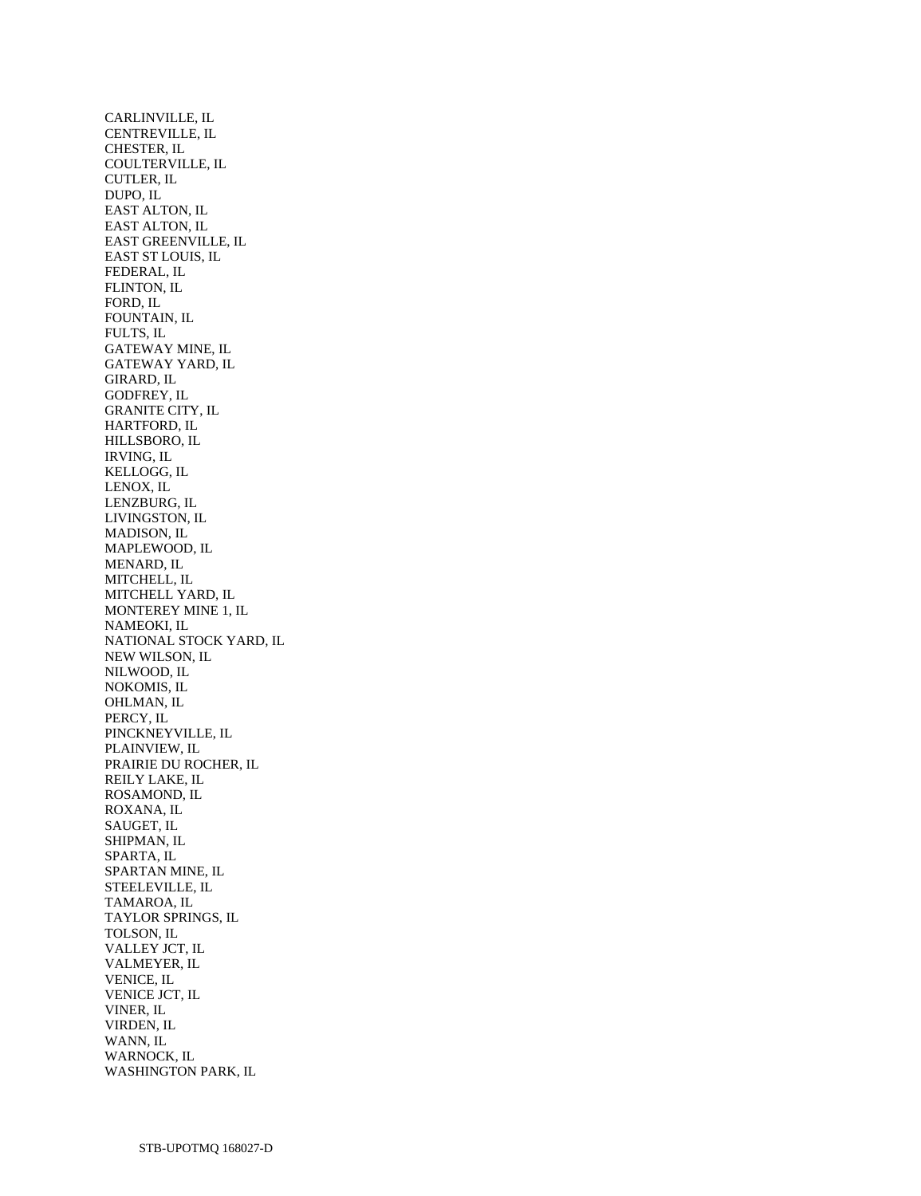CARLINVILLE, IL
CENTREVILLE, IL
CHESTER, IL
COULTERVILLE, IL
CUTLER, IL
DUPO, IL
EAST ALTON, IL
EAST ALTON, IL
EAST GREENVILLE, IL
EAST ST LOUIS, IL
FEDERAL, IL
FLINTON, IL
FORD, IL
FOUNTAIN, IL
FULTS, IL
GATEWAY MINE, IL
GATEWAY YARD, IL
GIRARD, IL
GODFREY, IL
GRANITE CITY, IL
HARTFORD, IL
HILLSBORO, IL
IRVING, IL
KELLOGG, IL
LENOX, IL
LENZBURG, IL
LIVINGSTON, IL
MADISON, IL
MAPLEWOOD, IL
MENARD, IL
MITCHELL, IL
MITCHELL YARD, IL
MONTEREY MINE 1, IL
NAMEOKI, IL
NATIONAL STOCK YARD, IL
NEW WILSON, IL
NILWOOD, IL
NOKOMIS, IL
OHLMAN, IL
PERCY, IL
PINCKNEYVILLE, IL
PLAINVIEW, IL
PRAIRIE DU ROCHER, IL
REILY LAKE, IL
ROSAMOND, IL
ROXANA, IL
SAUGET, IL
SHIPMAN, IL
SPARTA, IL
SPARTAN MINE, IL
STEELEVILLE, IL
TAMAROA, IL
TAYLOR SPRINGS, IL
TOLSON, IL
VALLEY JCT, IL
VALMEYER, IL
VENICE, IL
VENICE JCT, IL
VINER, IL
VIRDEN, IL
WANN, IL
WARNOCK, IL
WASHINGTON PARK, IL

STB-UPOTMQ 168027-D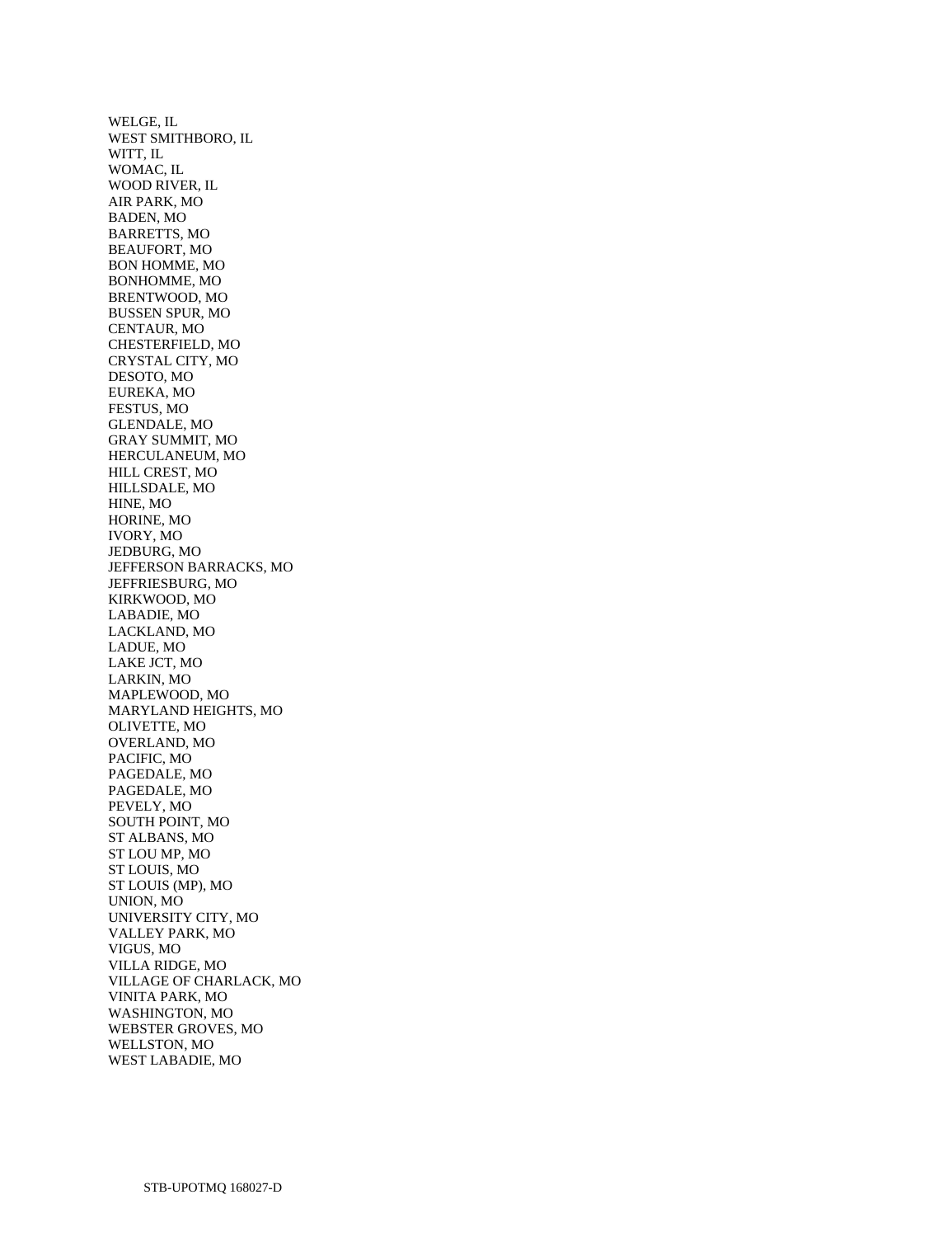WELGE, IL
WEST SMITHBORO, IL
WITT, IL
WOMAC, IL
WOOD RIVER, IL
AIR PARK, MO
BADEN, MO
BARRETTS, MO
BEAUFORT, MO
BON HOMME, MO
BONHOMME, MO
BRENTWOOD, MO
BUSSEN SPUR, MO
CENTAUR, MO
CHESTERFIELD, MO
CRYSTAL CITY, MO
DESOTO, MO
EUREKA, MO
FESTUS, MO
GLENDALE, MO
GRAY SUMMIT, MO
HERCULANEUM, MO
HILL CREST, MO
HILLSDALE, MO
HINE, MO
HORINE, MO
IVORY, MO
JEDBURG, MO
JEFFERSON BARRACKS, MO
JEFFRIESBURG, MO
KIRKWOOD, MO
LABADIE, MO
LACKLAND, MO
LADUE, MO
LAKE JCT, MO
LARKIN, MO
MAPLEWOOD, MO
MARYLAND HEIGHTS, MO
OLIVETTE, MO
OVERLAND, MO
PACIFIC, MO
PAGEDALE, MO
PAGEDALE, MO
PEVELY, MO
SOUTH POINT, MO
ST ALBANS, MO
ST LOU MP, MO
ST LOUIS, MO
ST LOUIS (MP), MO
UNION, MO
UNIVERSITY CITY, MO
VALLEY PARK, MO
VIGUS, MO
VILLA RIDGE, MO
VILLAGE OF CHARLACK, MO
VINITA PARK, MO
WASHINGTON, MO
WEBSTER GROVES, MO
WELLSTON, MO
WEST LABADIE, MO

STB-UPOTMQ 168027-D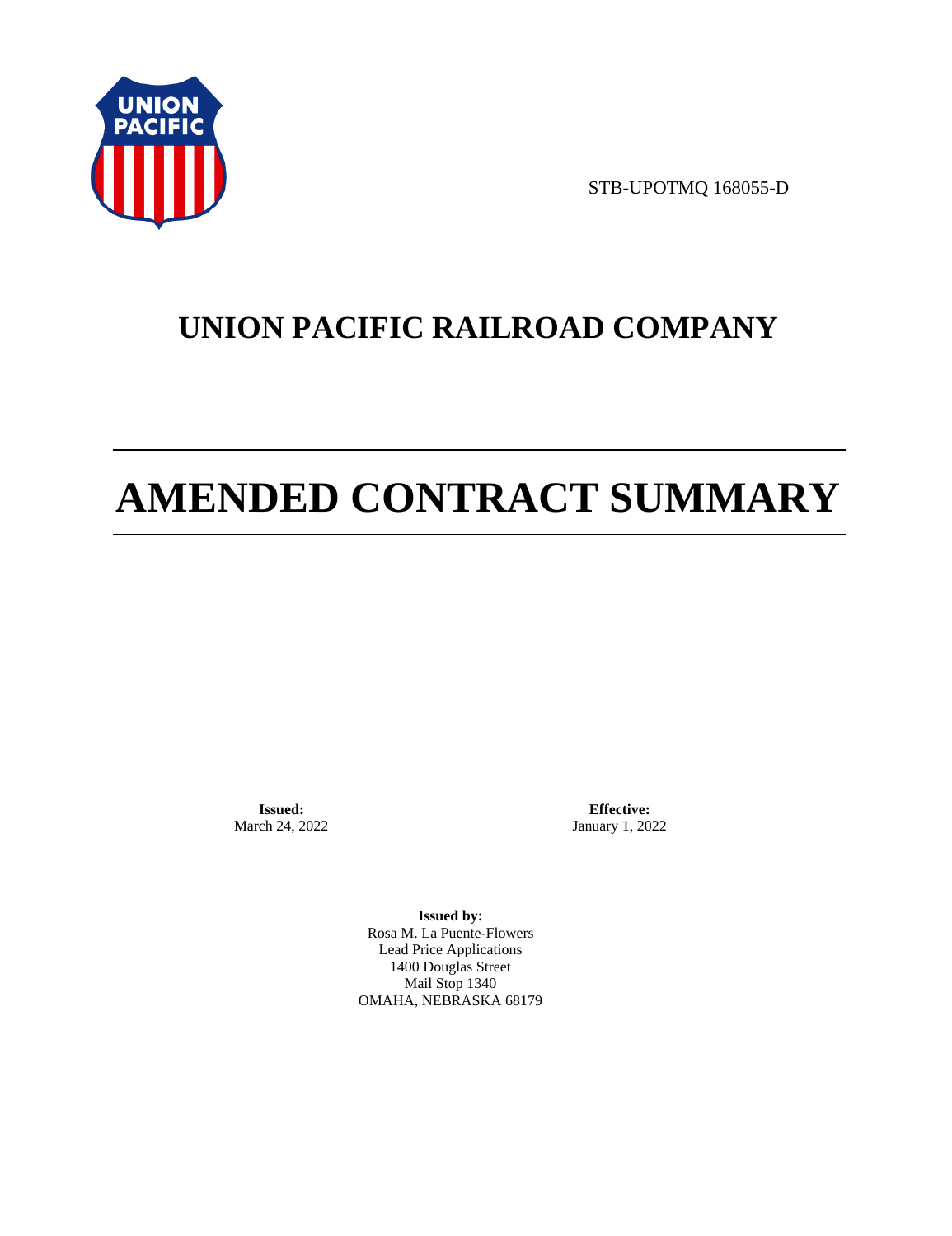STB-UPOTMQ 168055-D

# UNION PACIFIC RAILROAD COMPANY

# AMENDED CONTRACT SUMMARY

**Issued:**
March 24, 2022

**Effective:**
January 1, 2022

**Issued by:**
Rosa M. La Puente-Flowers
Lead Price Applications
1400 Douglas Street
Mail Stop 1340
OMAHA, NEBRASKA 68179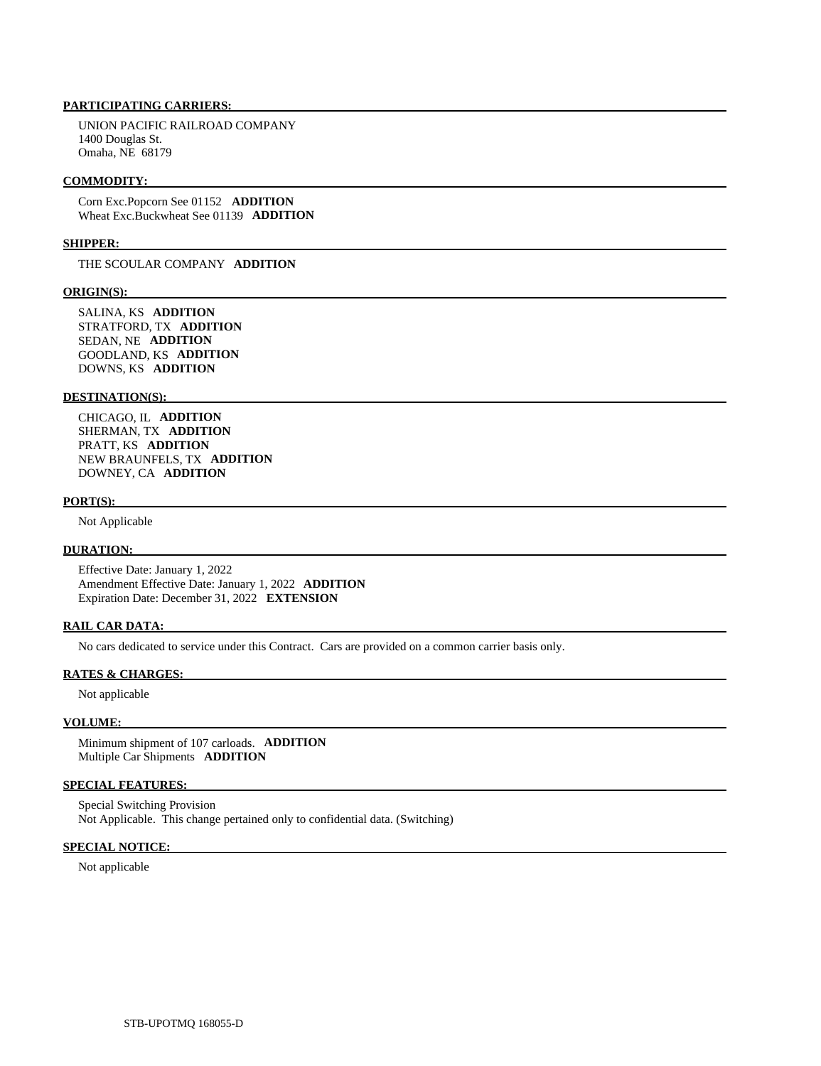**PARTICIPATING CARRIERS:**

UNION PACIFIC RAILROAD COMPANY
1400 Douglas St.
Omaha, NE 68179

**COMMODITY:**

Corn Exc.Popcorn See 01152 **ADDITION**
Wheat Exc.Buckwheat See 01139 **ADDITION**

**SHIPPER:**

THE SCOULAR COMPANY **ADDITION**

**ORIGIN(S):**

SALINA, KS **ADDITION**
STRATFORD, TX **ADDITION**
SEDAN, NE **ADDITION**
GOODLAND, KS **ADDITION**
DOWNS, KS **ADDITION**

**DESTINATION(S):**

CHICAGO, IL **ADDITION**
SHERMAN, TX **ADDITION**
PRATT, KS **ADDITION**
NEW BRAUNFELS, TX **ADDITION**
DOWNEY, CA **ADDITION**

**PORT(S):**

Not Applicable

**DURATION:**

Effective Date: January 1, 2022
Amendment Effective Date: January 1, 2022 **ADDITION**
Expiration Date: December 31, 2022 **EXTENSION**

**RAIL CAR DATA:**

No cars dedicated to service under this Contract. Cars are provided on a common carrier basis only.

**RATES & CHARGES:**

Not applicable

**VOLUME:**

Minimum shipment of 107 carloads. **ADDITION**
Multiple Car Shipments **ADDITION**

**SPECIAL FEATURES:**

Special Switching Provision
Not Applicable. This change pertained only to confidential data. (Switching)

**SPECIAL NOTICE:**

Not applicable

STB-UPOTMQ 168055-D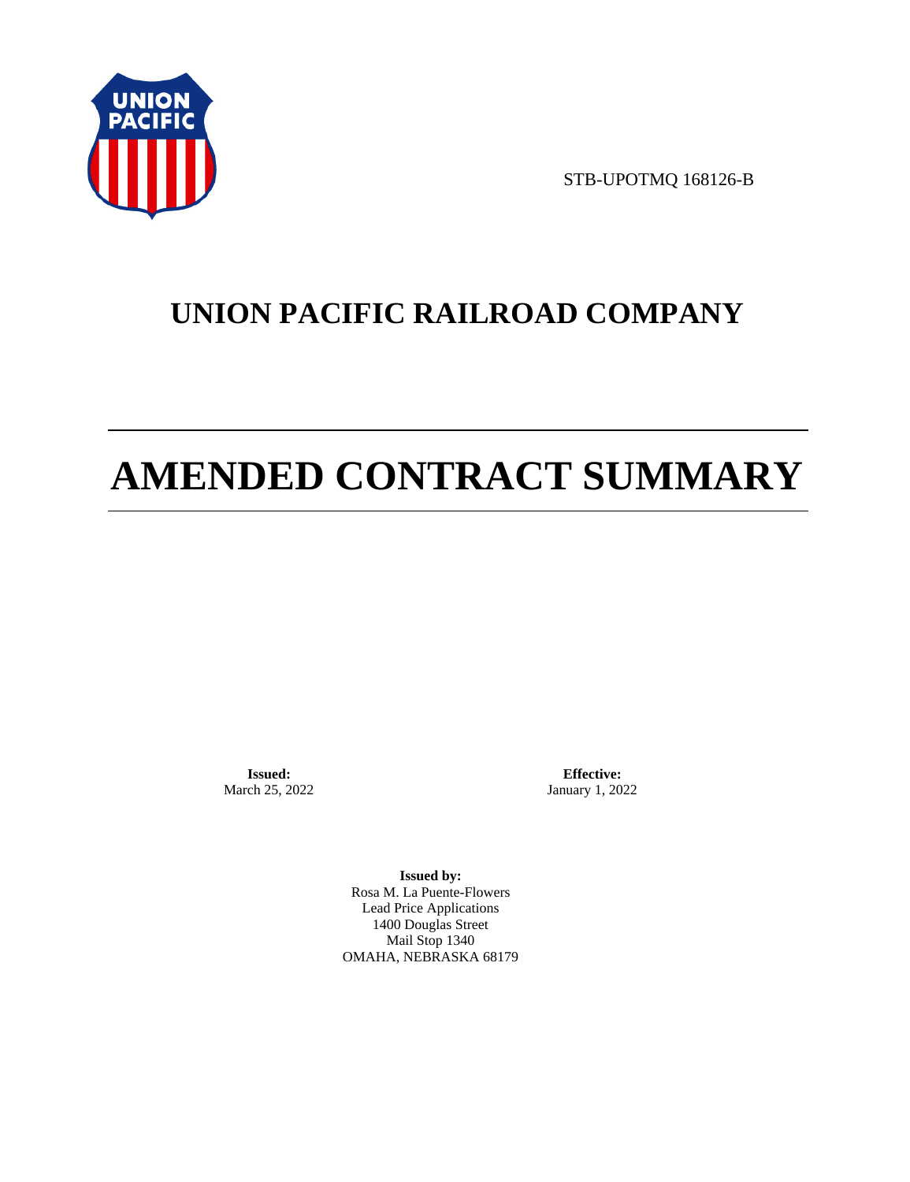STB-UPOTMQ 168126-B

# UNION PACIFIC RAILROAD COMPANY

# AMENDED CONTRACT SUMMARY

**Issued:**
March 25, 2022

**Effective:**
January 1, 2022

**Issued by:**
Rosa M. La Puente-Flowers
Lead Price Applications
1400 Douglas Street
Mail Stop 1340
OMAHA, NEBRASKA 68179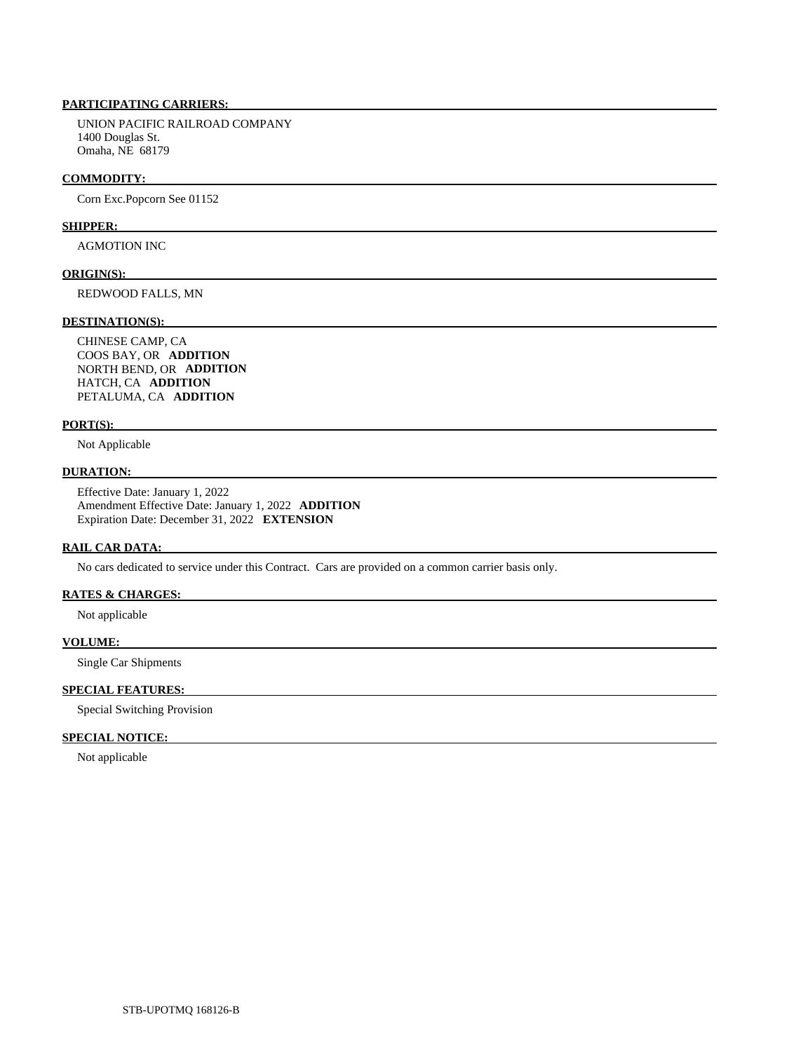**PARTICIPATING CARRIERS:**

UNION PACIFIC RAILROAD COMPANY
1400 Douglas St.
Omaha, NE 68179

**COMMODITY:**

Corn Exc.Popcorn See 01152

**SHIPPER:**

AGMOTION INC

**ORIGIN(S):**

REDWOOD FALLS, MN

**DESTINATION(S):**

CHINESE CAMP, CA
COOS BAY, OR **ADDITION**
NORTH BEND, OR **ADDITION**
HATCH, CA **ADDITION**
PETALUMA, CA **ADDITION**

**PORT(S):**

Not Applicable

**DURATION:**

Effective Date: January 1, 2022
Amendment Effective Date: January 1, 2022 **ADDITION**
Expiration Date: December 31, 2022 **EXTENSION**

**RAIL CAR DATA:**

No cars dedicated to service under this Contract. Cars are provided on a common carrier basis only.

**RATES & CHARGES:**

Not applicable

**VOLUME:**

Single Car Shipments

**SPECIAL FEATURES:**

Special Switching Provision

**SPECIAL NOTICE:**

Not applicable

STB-UPOTMQ 168126-B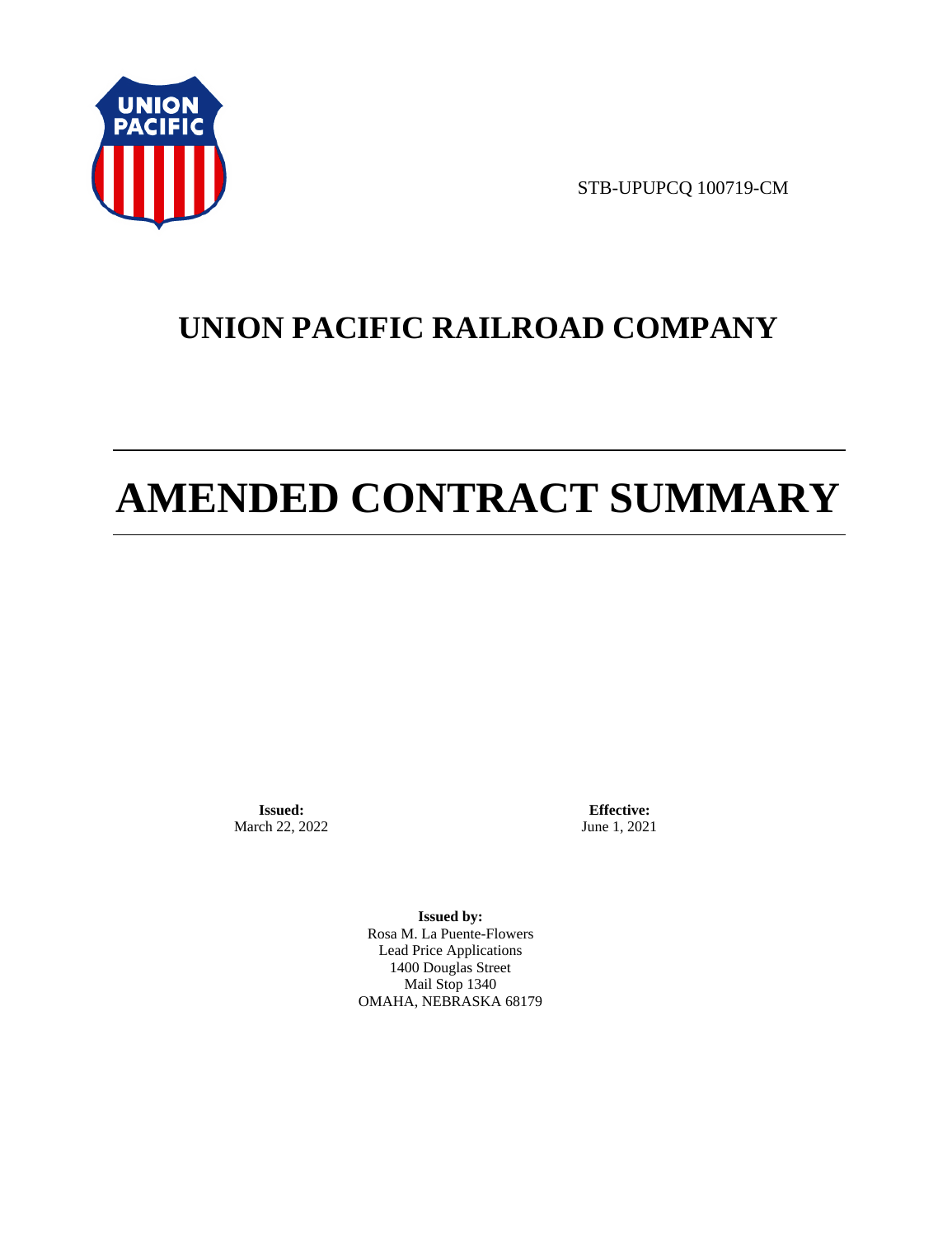STB-UPUPCQ 100719-CM

# UNION PACIFIC RAILROAD COMPANY

# AMENDED CONTRACT SUMMARY

**Issued:**
March 22, 2022

**Effective:**
June 1, 2021

**Issued by:**
Rosa M. La Puente-Flowers
Lead Price Applications
1400 Douglas Street
Mail Stop 1340
OMAHA, NEBRASKA 68179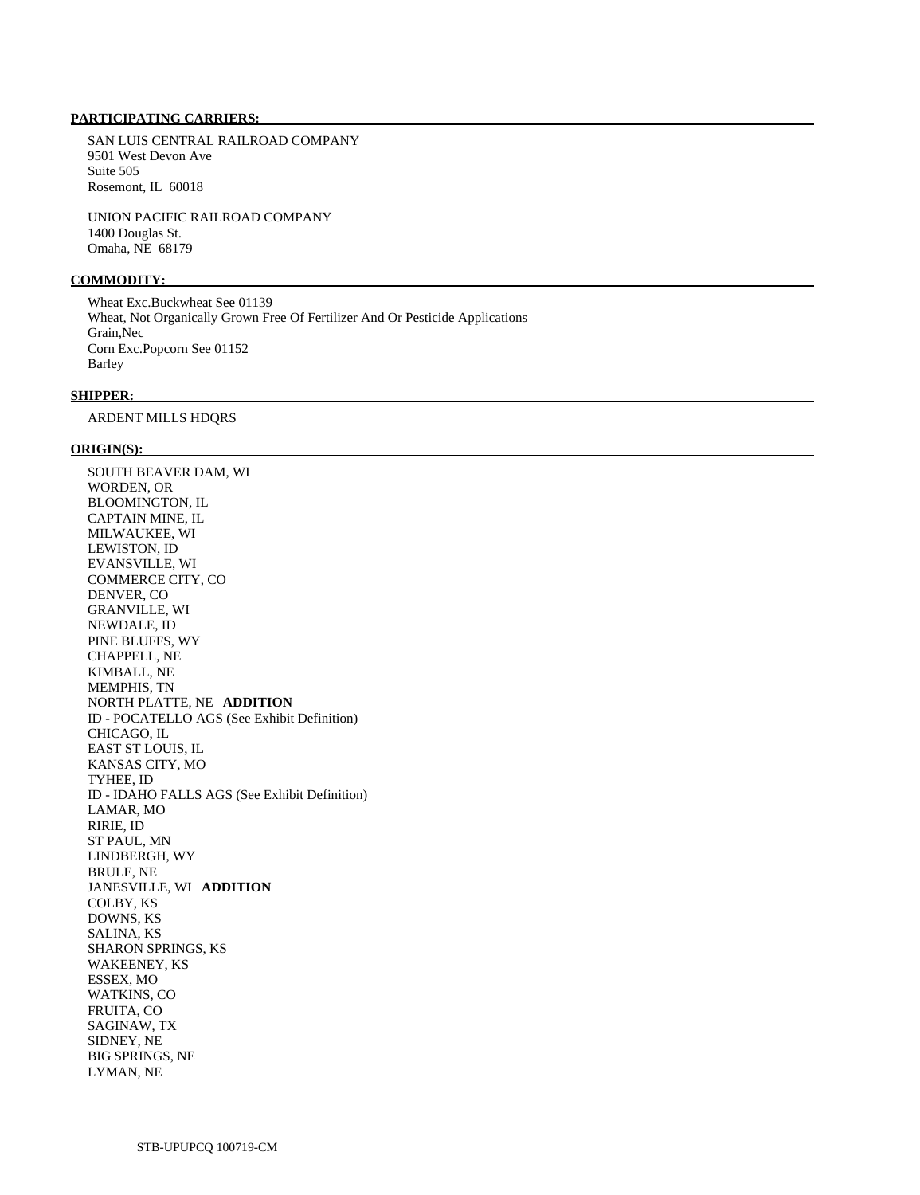**PARTICIPATING CARRIERS:**

SAN LUIS CENTRAL RAILROAD COMPANY
9501 West Devon Ave
Suite 505
Rosemont, IL 60018

UNION PACIFIC RAILROAD COMPANY
1400 Douglas St.
Omaha, NE 68179

**COMMODITY:**

Wheat Exc.Buckwheat See 01139
Wheat, Not Organically Grown Free Of Fertilizer And Or Pesticide Applications
Grain,Nec
Corn Exc.Popcorn See 01152
Barley

**SHIPPER:**

ARDENT MILLS HDQRS

**ORIGIN(S):**

SOUTH BEAVER DAM, WI
WORDEN, OR
BLOOMINGTON, IL
CAPTAIN MINE, IL
MILWAUKEE, WI
LEWISTON, ID
EVANSVILLE, WI
COMMERCE CITY, CO
DENVER, CO
GRANVILLE, WI
NEWDALE, ID
PINE BLUFFS, WY
CHAPPELL, NE
KIMBALL, NE
MEMPHIS, TN
NORTH PLATTE, NE **ADDITION**
ID - POCATELLO AGS (See Exhibit Definition)
CHICAGO, IL
EAST ST LOUIS, IL
KANSAS CITY, MO
TYHEE, ID
ID - IDAHO FALLS AGS (See Exhibit Definition)
LAMAR, MO
RIRIE, ID
ST PAUL, MN
LINDBERGH, WY
BRULE, NE
JANESVILLE, WI **ADDITION**
COLBY, KS
DOWNS, KS
SALINA, KS
SHARON SPRINGS, KS
WAKEENEY, KS
ESSEX, MO
WATKINS, CO
FRUITA, CO
SAGINAW, TX
SIDNEY, NE
BIG SPRINGS, NE
LYMAN, NE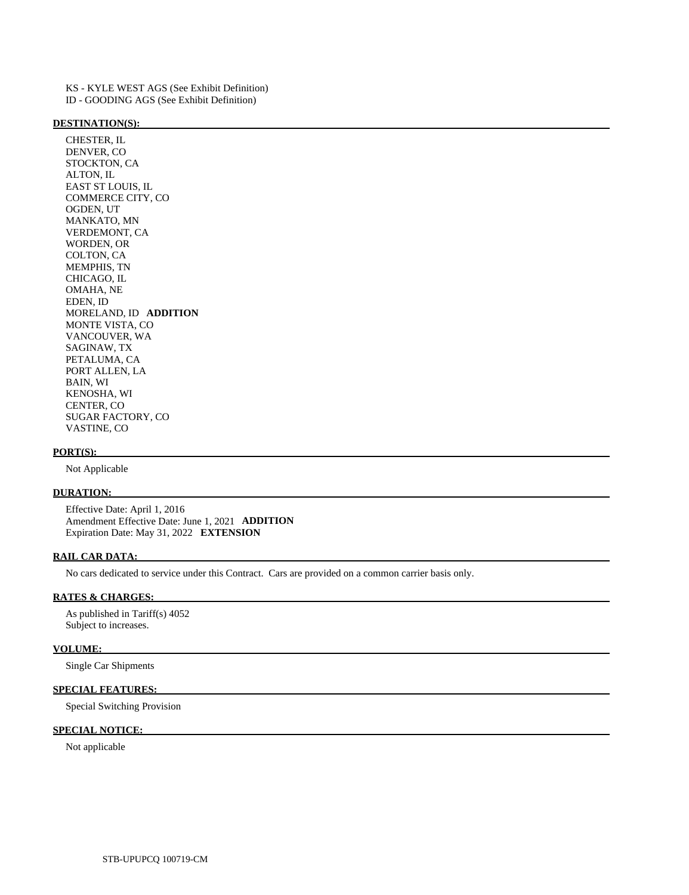KS - KYLE WEST AGS (See Exhibit Definition)
ID - GOODING AGS (See Exhibit Definition)

**DESTINATION(S):**

CHESTER, IL
DENVER, CO
STOCKTON, CA
ALTON, IL
EAST ST LOUIS, IL
COMMERCE CITY, CO
OGDEN, UT
MANKATO, MN
VERDEMONT, CA
WORDEN, OR
COLTON, CA
MEMPHIS, TN
CHICAGO, IL
OMAHA, NE
EDEN, ID
MORELAND, ID **ADDITION**
MONTE VISTA, CO
VANCOUVER, WA
SAGINAW, TX
PETALUMA, CA
PORT ALLEN, LA
BAIN, WI
KENOSHA, WI
CENTER, CO
SUGAR FACTORY, CO
VASTINE, CO

**PORT(S):**

Not Applicable

**DURATION:**

Effective Date: April 1, 2016
Amendment Effective Date: June 1, 2021 **ADDITION**
Expiration Date: May 31, 2022 **EXTENSION**

**RAIL CAR DATA:**

No cars dedicated to service under this Contract. Cars are provided on a common carrier basis only.

**RATES & CHARGES:**

As published in Tariff(s) 4052
Subject to increases.

**VOLUME:**

Single Car Shipments

**SPECIAL FEATURES:**

Special Switching Provision

**SPECIAL NOTICE:**

Not applicable

STB-UPUPCQ 100719-CM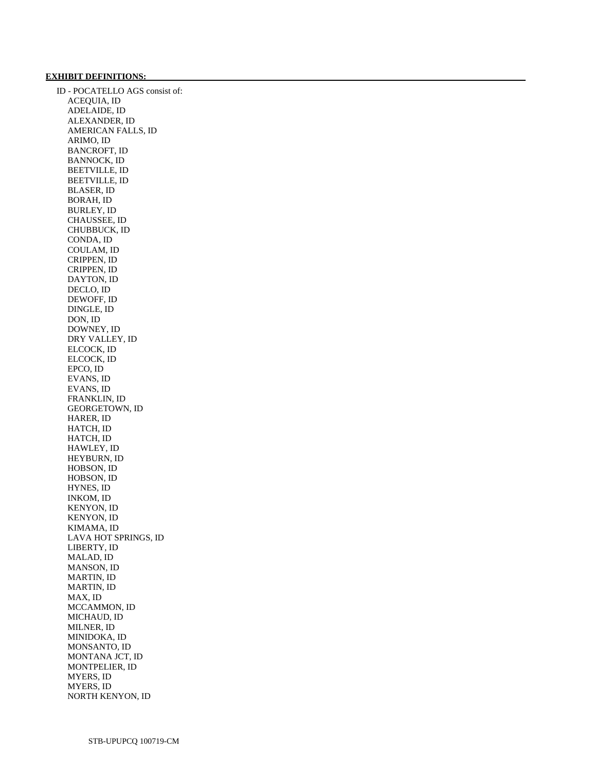**EXHIBIT DEFINITIONS:**

ID - POCATELLO AGS consist of:

- ACEQUIA, ID
- ADELAIDE, ID
- ALEXANDER, ID
- AMERICAN FALLS, ID
- ARIMO, ID
- BANCROFT, ID
- BANNOCK, ID
- BEETVILLE, ID
- BEETVILLE, ID
- BLASER, ID
- BORAH, ID
- BURLEY, ID
- CHAUSSEE, ID
- CHUBBUCK, ID
- CONDA, ID
- COULAM, ID
- CRIPPEN, ID
- CRIPPEN, ID
- DAYTON, ID
- DECLO, ID
- DEWOFF, ID
- DINGLE, ID
- DON, ID
- DOWNEY, ID
- DRY VALLEY, ID
- ELCOCK, ID
- ELCOCK, ID
- EPCO, ID
- EVANS, ID
- EVANS, ID
- FRANKLIN, ID
- GEORGETOWN, ID
- HARER, ID
- HATCH, ID
- HATCH, ID
- HAWLEY, ID
- HEYBURN, ID
- HOBSON, ID
- HOBSON, ID
- HYNES, ID
- INKOM, ID
- KENYON, ID
- KENYON, ID
- KIMAMA, ID
- LAVA HOT SPRINGS, ID
- LIBERTY, ID
- MALAD, ID
- MANSON, ID
- MARTIN, ID
- MARTIN, ID
- MAX, ID
- MCCAMMON, ID
- MICHAUD, ID
- MILNER, ID
- MINIDOKA, ID
- MONSANTO, ID
- MONTANA JCT, ID
- MONTPELIER, ID
- MYERS, ID
- MYERS, ID
- NORTH KENYON, ID

STB-UPUPCQ 100719-CM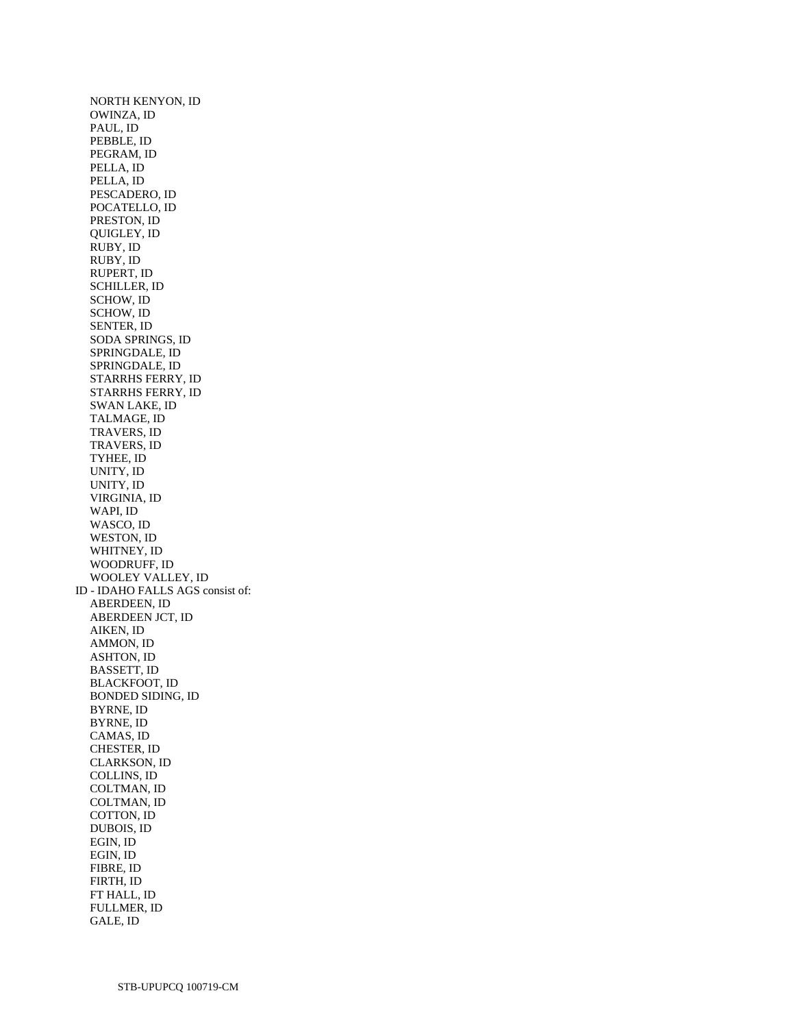NORTH KENYON, ID
OWINZA, ID
PAUL, ID
PEBBLE, ID
PEGRAM, ID
PELLA, ID
PELLA, ID
PESCADERO, ID
POCATELLO, ID
PRESTON, ID
QUIGLEY, ID
RUBY, ID
RUBY, ID
RUPERT, ID
SCHILLER, ID
SCHOW, ID
SCHOW, ID
SENTER, ID
SODA SPRINGS, ID
SPRINGDALE, ID
SPRINGDALE, ID
STARRHS FERRY, ID
STARRHS FERRY, ID
SWAN LAKE, ID
TALMAGE, ID
TRAVERS, ID
TRAVERS, ID
TYHEE, ID
UNITY, ID
UNITY, ID
VIRGINIA, ID
WAPI, ID
WASCO, ID
WESTON, ID
WHITNEY, ID
WOODRUFF, ID
WOOLEY VALLEY, ID

ID - IDAHO FALLS AGS consist of:

ABERDEEN, ID
ABERDEEN JCT, ID
AIKEN, ID
AMMON, ID
ASHTON, ID
BASSETT, ID
BLACKFOOT, ID
BONDED SIDING, ID
BYRNE, ID
BYRNE, ID
CAMAS, ID
CHESTER, ID
CLARKSON, ID
COLLINS, ID
COLTMAN, ID
COLTMAN, ID
COTTON, ID
DUBOIS, ID
EGIN, ID
EGIN, ID
FIBRE, ID
FIRTH, ID
FT HALL, ID
FULLMER, ID
GALE, ID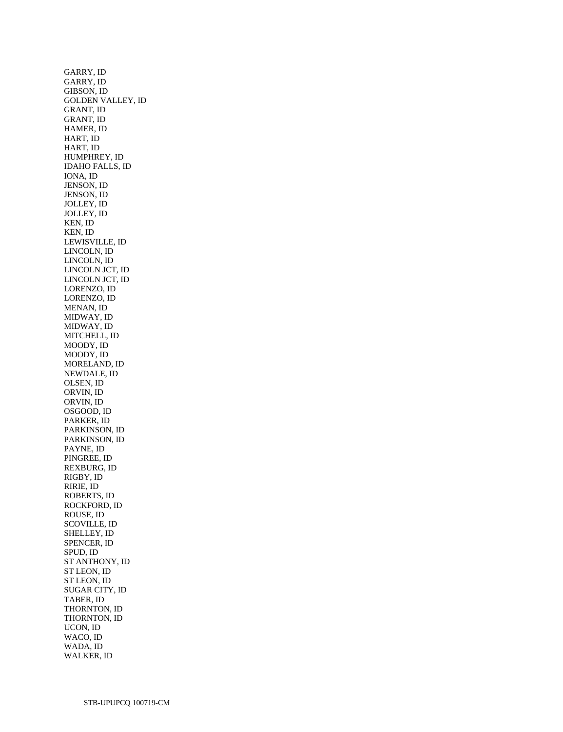GARRY, ID
GARRY, ID
GIBSON, ID
GOLDEN VALLEY, ID
GRANT, ID
GRANT, ID
HAMER, ID
HART, ID
HART, ID
HUMPHREY, ID
IDAHO FALLS, ID
IONA, ID
JENSON, ID
JENSON, ID
JOLLEY, ID
JOLLEY, ID
KEN, ID
KEN, ID
LEWISVILLE, ID
LINCOLN, ID
LINCOLN, ID
LINCOLN JCT, ID
LINCOLN JCT, ID
LORENZO, ID
LORENZO, ID
MENAN, ID
MIDWAY, ID
MIDWAY, ID
MITCHELL, ID
MOODY, ID
MOODY, ID
MORELAND, ID
NEWDALE, ID
OLSEN, ID
ORVIN, ID
ORVIN, ID
OSGOOD, ID
PARKER, ID
PARKINSON, ID
PARKINSON, ID
PAYNE, ID
PINGREE, ID
REXBURG, ID
RIGBY, ID
RIRIE, ID
ROBERTS, ID
ROCKFORD, ID
ROUSE, ID
SCOVILLE, ID
SHELLEY, ID
SPENCER, ID
SPUD, ID
ST ANTHONY, ID
ST LEON, ID
ST LEON, ID
SUGAR CITY, ID
TABER, ID
THORNTON, ID
THORNTON, ID
UCON, ID
WACO, ID
WADA, ID
WALKER, ID

STB-UPUPCQ 100719-CM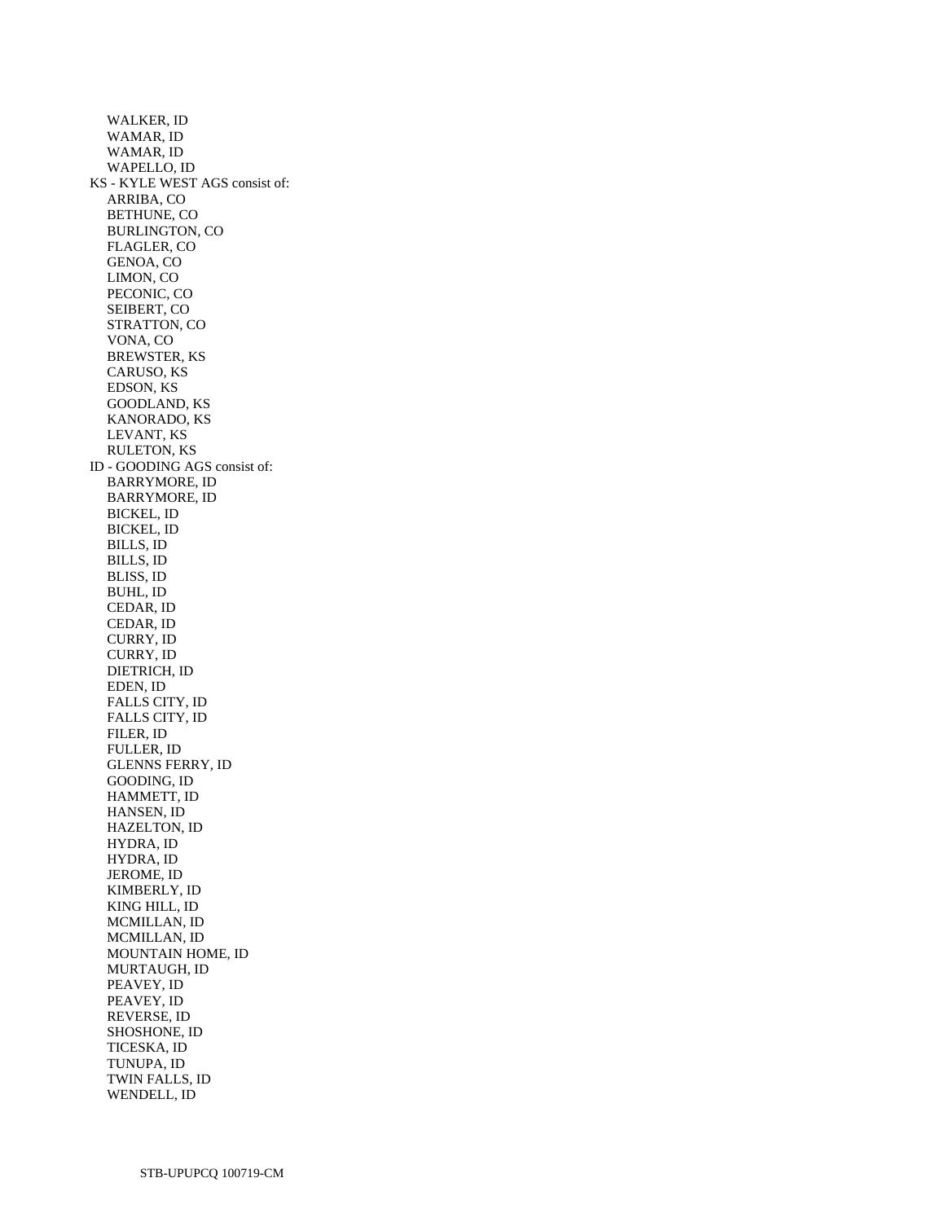WALKER, ID
WAMAR, ID
WAMAR, ID
WAPELLO, ID

KS - KYLE WEST AGS consist of:

ARRIBA, CO
BETHUNE, CO
BURLINGTON, CO
FLAGLER, CO
GENOA, CO
LIMON, CO
PECONIC, CO
SEIBERT, CO
STRATTON, CO
VONA, CO
BREWSTER, KS
CARUSO, KS
EDSON, KS
GOODLAND, KS
KANORADO, KS
LEVANT, KS
RULETON, KS

ID - GOODING AGS consist of:

BARRYMORE, ID
BARRYMORE, ID
BICKEL, ID
BICKEL, ID
BILLS, ID
BILLS, ID
BLISS, ID
BUHL, ID
CEDAR, ID
CEDAR, ID
CURRY, ID
CURRY, ID
DIETRICH, ID
EDEN, ID
FALLS CITY, ID
FALLS CITY, ID
FILER, ID
FULLER, ID
GLENNS FERRY, ID
GOODING, ID
HAMMETT, ID
HANSEN, ID
HAZELTON, ID
HYDRA, ID
HYDRA, ID
JEROME, ID
KIMBERLY, ID
KING HILL, ID
MCMILLAN, ID
MCMILLAN, ID
MOUNTAIN HOME, ID
MURTAUGH, ID
PEAVEY, ID
PEAVEY, ID
REVERSE, ID
SHOSHONE, ID
TICESKA, ID
TUNUPA, ID
TWIN FALLS, ID
WENDELL, ID

STB-UPUPCQ 100719-CM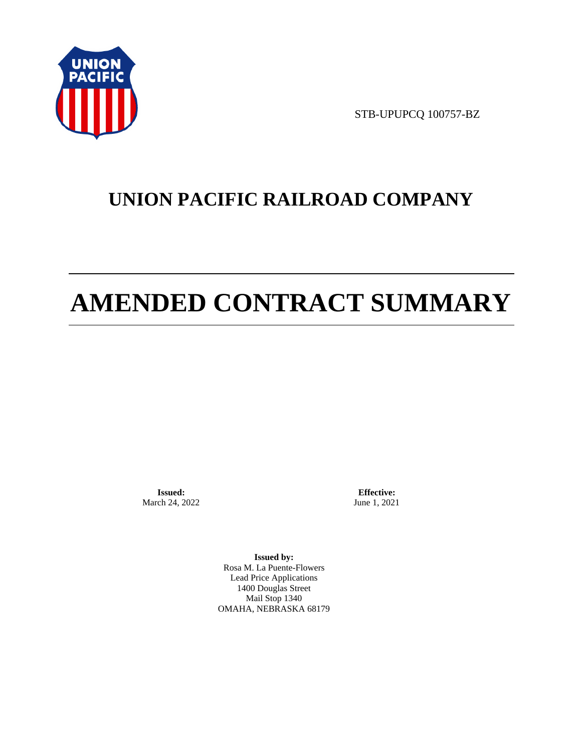STB-UPUPCQ 100757-BZ

# UNION PACIFIC RAILROAD COMPANY

# AMENDED CONTRACT SUMMARY

**Issued:**
March 24, 2022

**Effective:**
June 1, 2021

**Issued by:**
Rosa M. La Puente-Flowers
Lead Price Applications
1400 Douglas Street
Mail Stop 1340
OMAHA, NEBRASKA 68179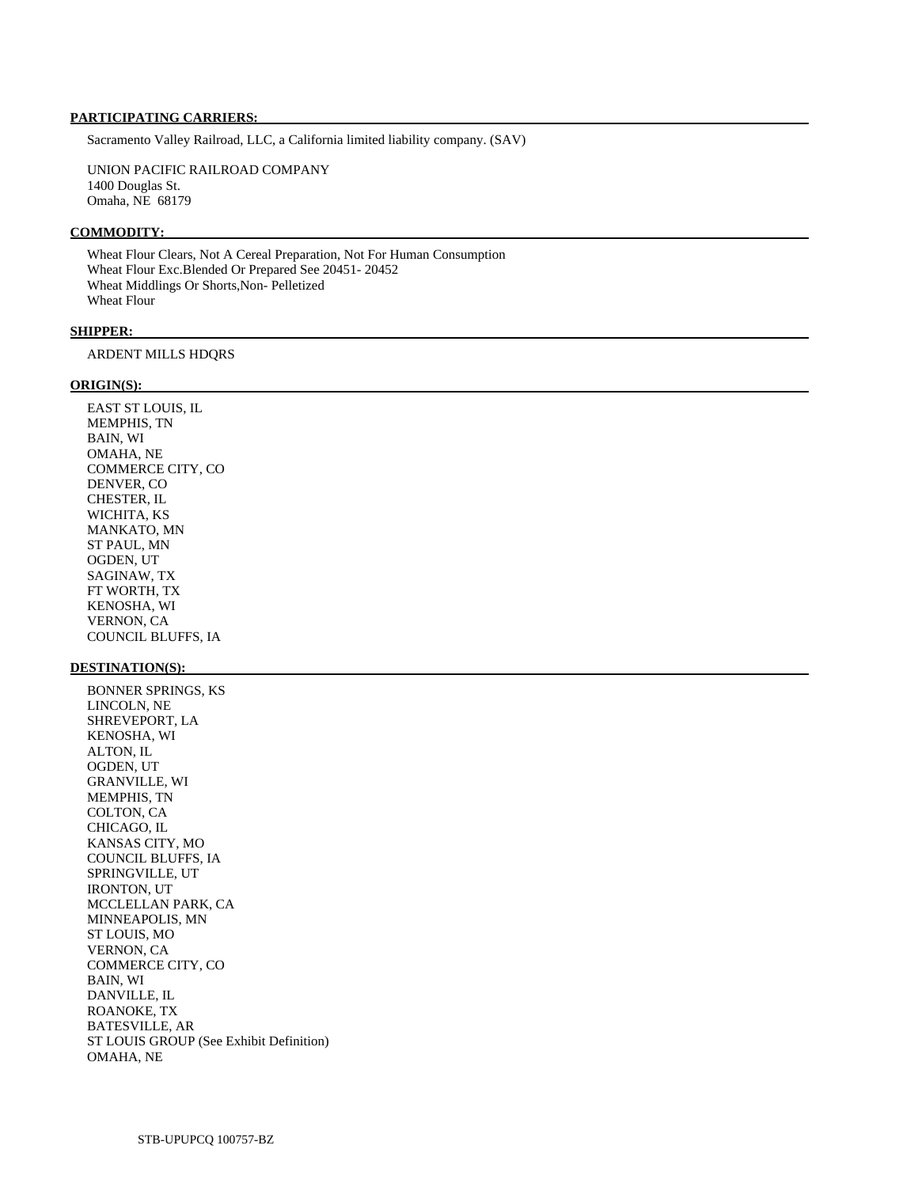**PARTICIPATING CARRIERS:**

Sacramento Valley Railroad, LLC, a California limited liability company. (SAV)

UNION PACIFIC RAILROAD COMPANY
1400 Douglas St.
Omaha, NE 68179

**COMMODITY:**

Wheat Flour Clears, Not A Cereal Preparation, Not For Human Consumption
Wheat Flour Exc.Blended Or Prepared See 20451- 20452
Wheat Middlings Or Shorts,Non- Pelletized
Wheat Flour

**SHIPPER:**

ARDENT MILLS HDQRS

**ORIGIN(S):**

EAST ST LOUIS, IL
MEMPHIS, TN
BAIN, WI
OMAHA, NE
COMMERCE CITY, CO
DENVER, CO
CHESTER, IL
WICHITA, KS
MANKATO, MN
ST PAUL, MN
OGDEN, UT
SAGINAW, TX
FT WORTH, TX
KENOSHA, WI
VERNON, CA
COUNCIL BLUFFS, IA

**DESTINATION(S):**

BONNER SPRINGS, KS
LINCOLN, NE
SHREVEPORT, LA
KENOSHA, WI
ALTON, IL
OGDEN, UT
GRANVILLE, WI
MEMPHIS, TN
COLTON, CA
CHICAGO, IL
KANSAS CITY, MO
COUNCIL BLUFFS, IA
SPRINGVILLE, UT
IRONTON, UT
MCCLELLAN PARK, CA
MINNEAPOLIS, MN
ST LOUIS, MO
VERNON, CA
COMMERCE CITY, CO
BAIN, WI
DANVILLE, IL
ROANOKE, TX
BATESVILLE, AR
ST LOUIS GROUP (See Exhibit Definition)
OMAHA, NE

STB-UPUPCQ 100757-BZ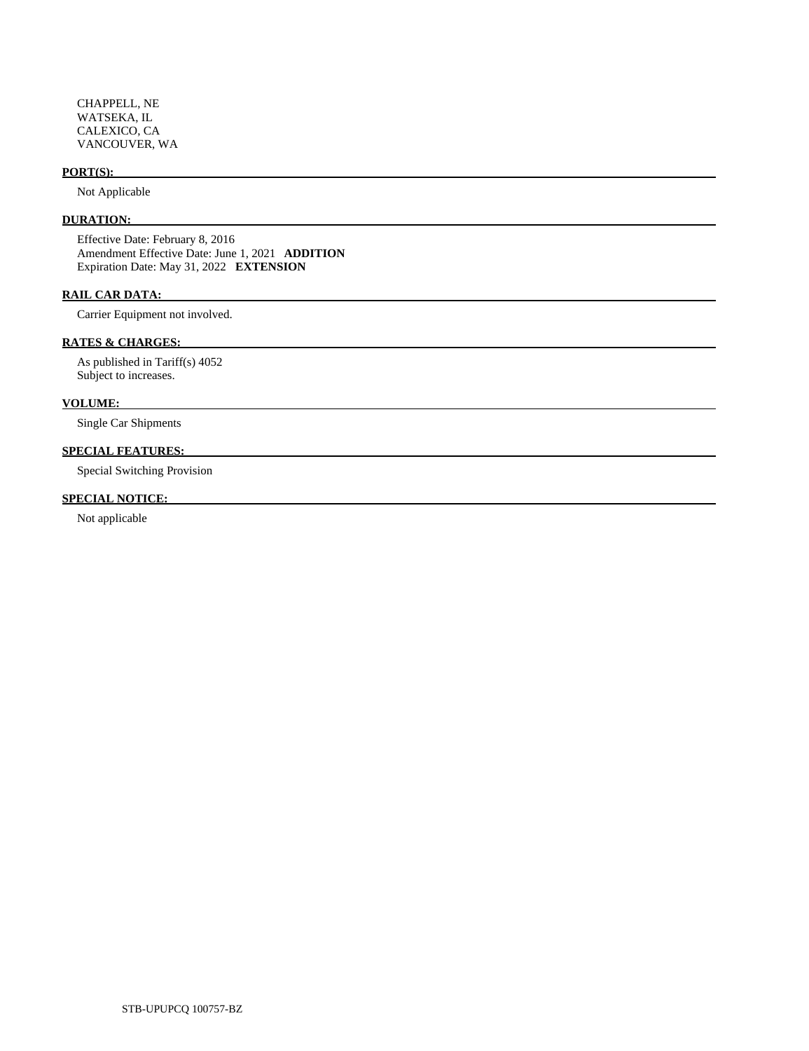CHAPPELL, NE
WATSEKA, IL
CALEXICO, CA
VANCOUVER, WA

**PORT(S):**

Not Applicable

**DURATION:**

Effective Date: February 8, 2016
Amendment Effective Date: June 1, 2021 **ADDITION**
Expiration Date: May 31, 2022 **EXTENSION**

**RAIL CAR DATA:**

Carrier Equipment not involved.

**RATES & CHARGES:**

As published in Tariff(s) 4052
Subject to increases.

**VOLUME:**

Single Car Shipments

**SPECIAL FEATURES:**

Special Switching Provision

**SPECIAL NOTICE:**

Not applicable

STB-UPUPCQ 100757-BZ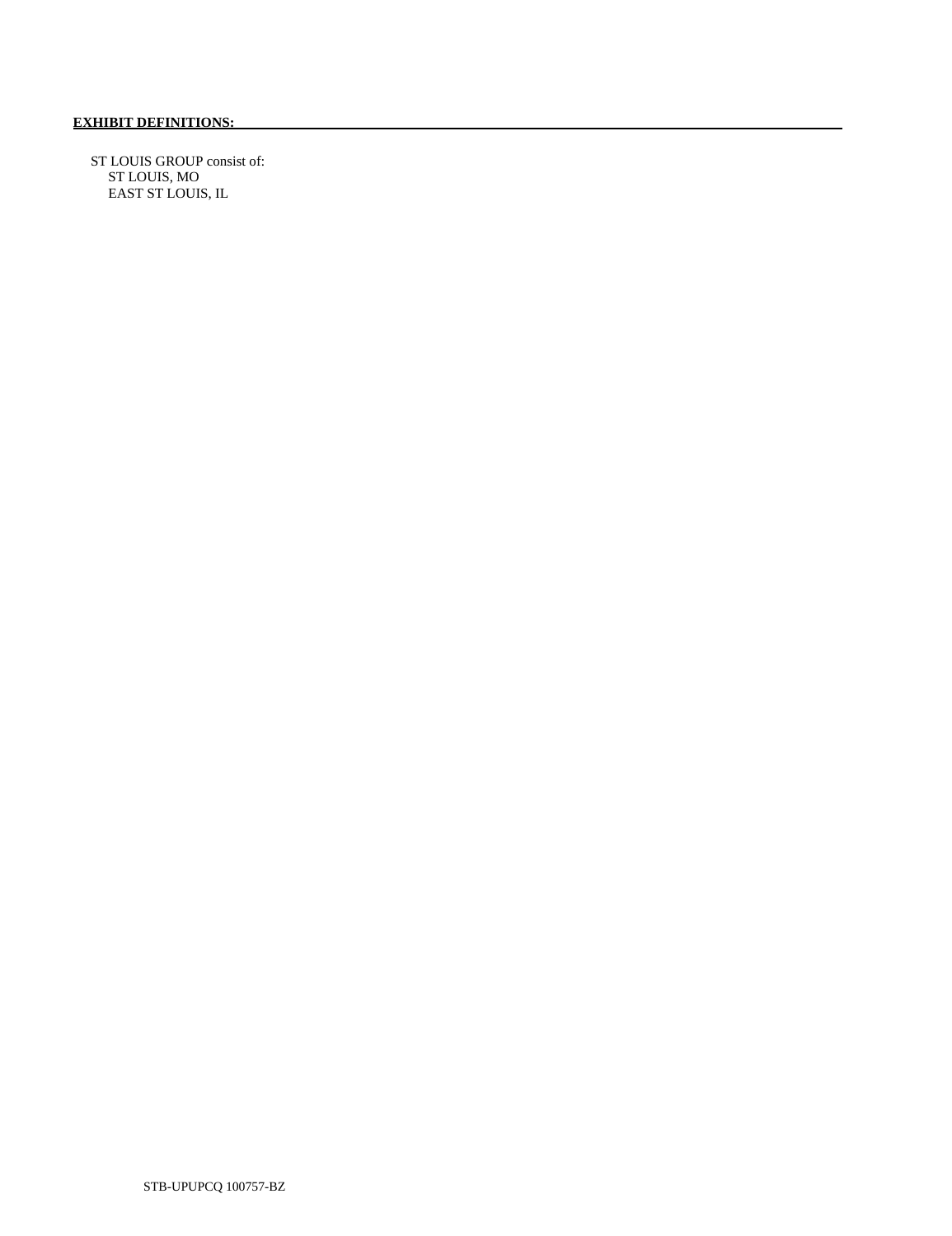**EXHIBIT DEFINITIONS:**

ST LOUIS GROUP consist of:
- ST LOUIS, MO
- EAST ST LOUIS, IL

STB-UPUPCQ 100757-BZ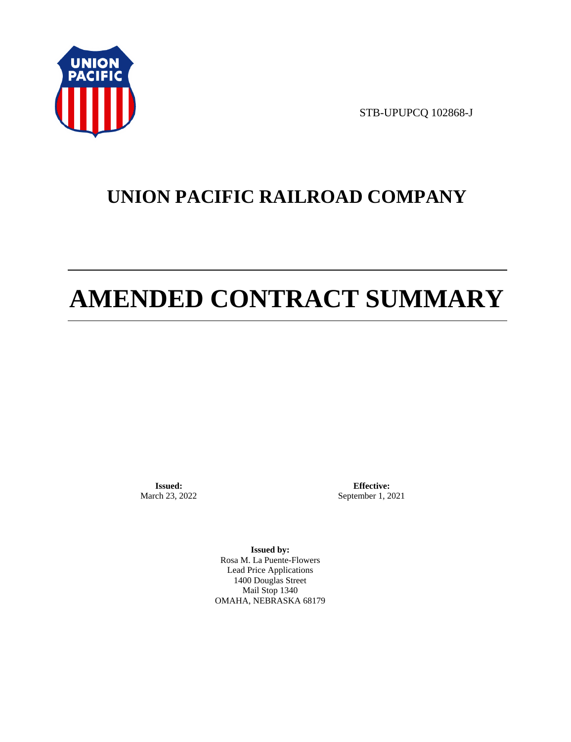STB-UPUPCQ 102868-J

# UNION PACIFIC RAILROAD COMPANY

# AMENDED CONTRACT SUMMARY

**Issued:**
March 23, 2022

**Effective:**
September 1, 2021

**Issued by:**
Rosa M. La Puente-Flowers
Lead Price Applications
1400 Douglas Street
Mail Stop 1340
OMAHA, NEBRASKA 68179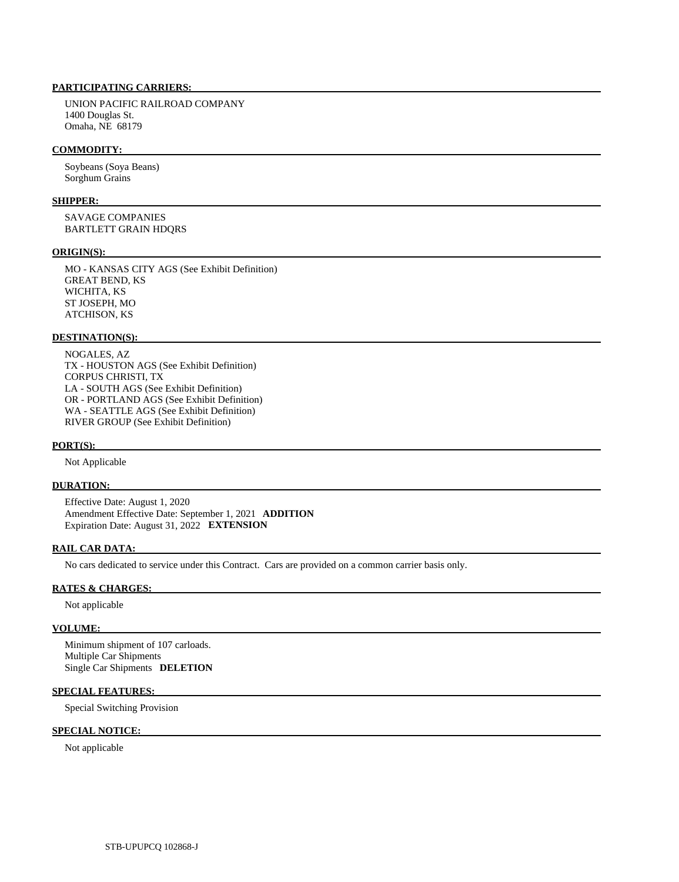**PARTICIPATING CARRIERS:**

UNION PACIFIC RAILROAD COMPANY
1400 Douglas St.
Omaha, NE 68179

**COMMODITY:**

Soybeans (Soya Beans)
Sorghum Grains

**SHIPPER:**

SAVAGE COMPANIES
BARTLETT GRAIN HDQRS

**ORIGIN(S):**

MO - KANSAS CITY AGS (See Exhibit Definition)
GREAT BEND, KS
WICHITA, KS
ST JOSEPH, MO
ATCHISON, KS

**DESTINATION(S):**

NOGALES, AZ
TX - HOUSTON AGS (See Exhibit Definition)
CORPUS CHRISTI, TX
LA - SOUTH AGS (See Exhibit Definition)
OR - PORTLAND AGS (See Exhibit Definition)
WA - SEATTLE AGS (See Exhibit Definition)
RIVER GROUP (See Exhibit Definition)

**PORT(S):**

Not Applicable

**DURATION:**

Effective Date: August 1, 2020
Amendment Effective Date: September 1, 2021 **ADDITION**
Expiration Date: August 31, 2022 **EXTENSION**

**RAIL CAR DATA:**

No cars dedicated to service under this Contract. Cars are provided on a common carrier basis only.

**RATES & CHARGES:**

Not applicable

**VOLUME:**

Minimum shipment of 107 carloads.
Multiple Car Shipments
Single Car Shipments **DELETION**

**SPECIAL FEATURES:**

Special Switching Provision

**SPECIAL NOTICE:**

Not applicable

STB-UPUPCQ 102868-J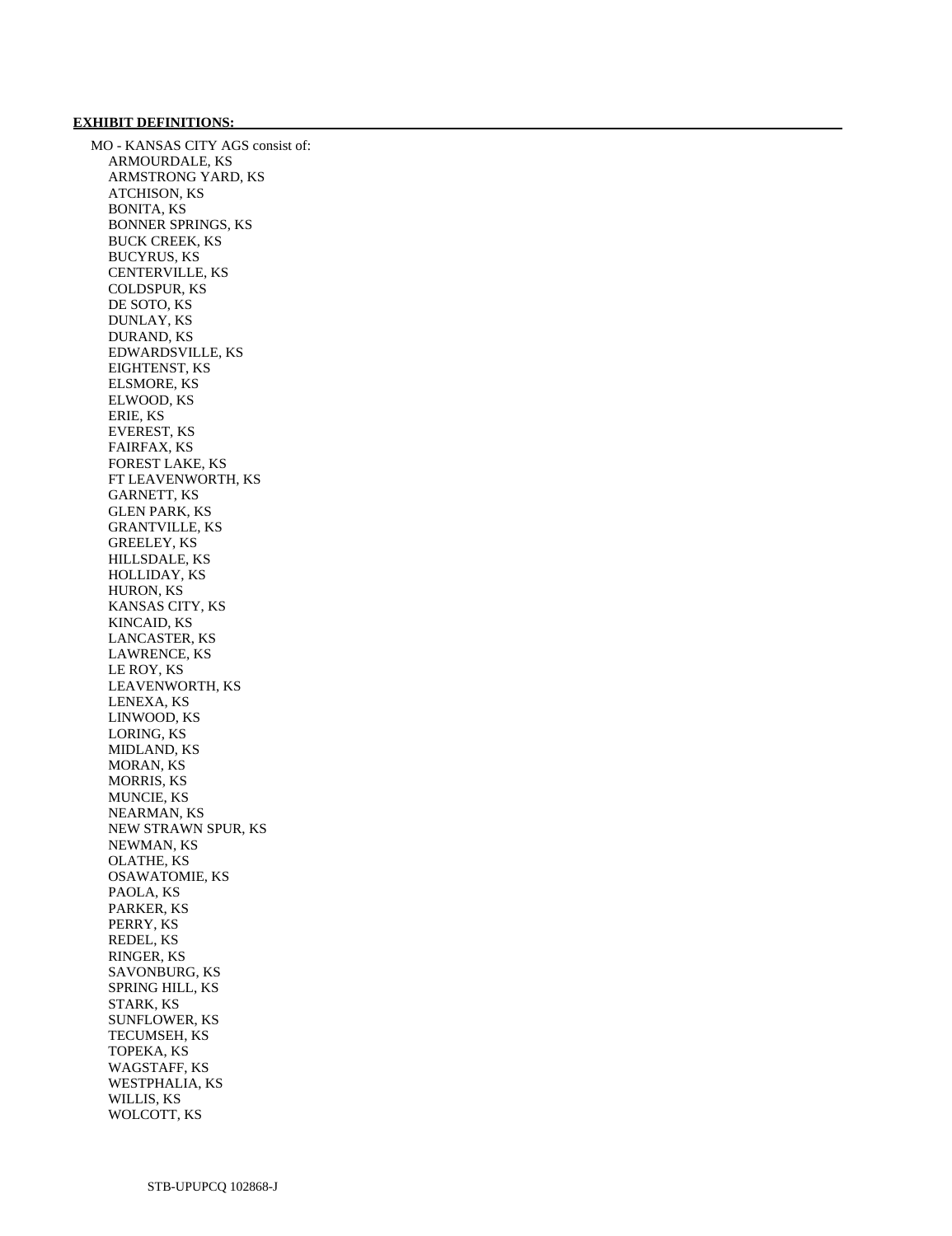**EXHIBIT DEFINITIONS:**

MO - KANSAS CITY AGS consist of:

- ARMOURDALE, KS
- ARMSTRONG YARD, KS
- ATCHISON, KS
- BONITA, KS
- BONNER SPRINGS, KS
- BUCK CREEK, KS
- BUCYRUS, KS
- CENTERVILLE, KS
- COLDSPUR, KS
- DE SOTO, KS
- DUNLAY, KS
- DURAND, KS
- EDWARDSVILLE, KS
- EIGHTENST, KS
- ELSMORE, KS
- ELWOOD, KS
- ERIE, KS
- EVEREST, KS
- FAIRFAX, KS
- FOREST LAKE, KS
- FT LEAVENWORTH, KS
- GARNETT, KS
- GLEN PARK, KS
- GRANTVILLE, KS
- GREELEY, KS
- HILLSDALE, KS
- HOLLIDAY, KS
- HURON, KS
- KANSAS CITY, KS
- KINCAID, KS
- LANCASTER, KS
- LAWRENCE, KS
- LE ROY, KS
- LEAVENWORTH, KS
- LENEXA, KS
- LINWOOD, KS
- LORING, KS
- MIDLAND, KS
- MORAN, KS
- MORRIS, KS
- MUNCIE, KS
- NEARMAN, KS
- NEW STRAWN SPUR, KS
- NEWMAN, KS
- OLATHE, KS
- OSAWATOMIE, KS
- PAOLA, KS
- PARKER, KS
- PERRY, KS
- REDEL, KS
- RINGER, KS
- SAVONBURG, KS
- SPRING HILL, KS
- STARK, KS
- SUNFLOWER, KS
- TECUMSEH, KS
- TOPEKA, KS
- WAGSTAFF, KS
- WESTPHALIA, KS
- WILLIS, KS
- WOLCOTT, KS

STB-UPUPCQ 102868-J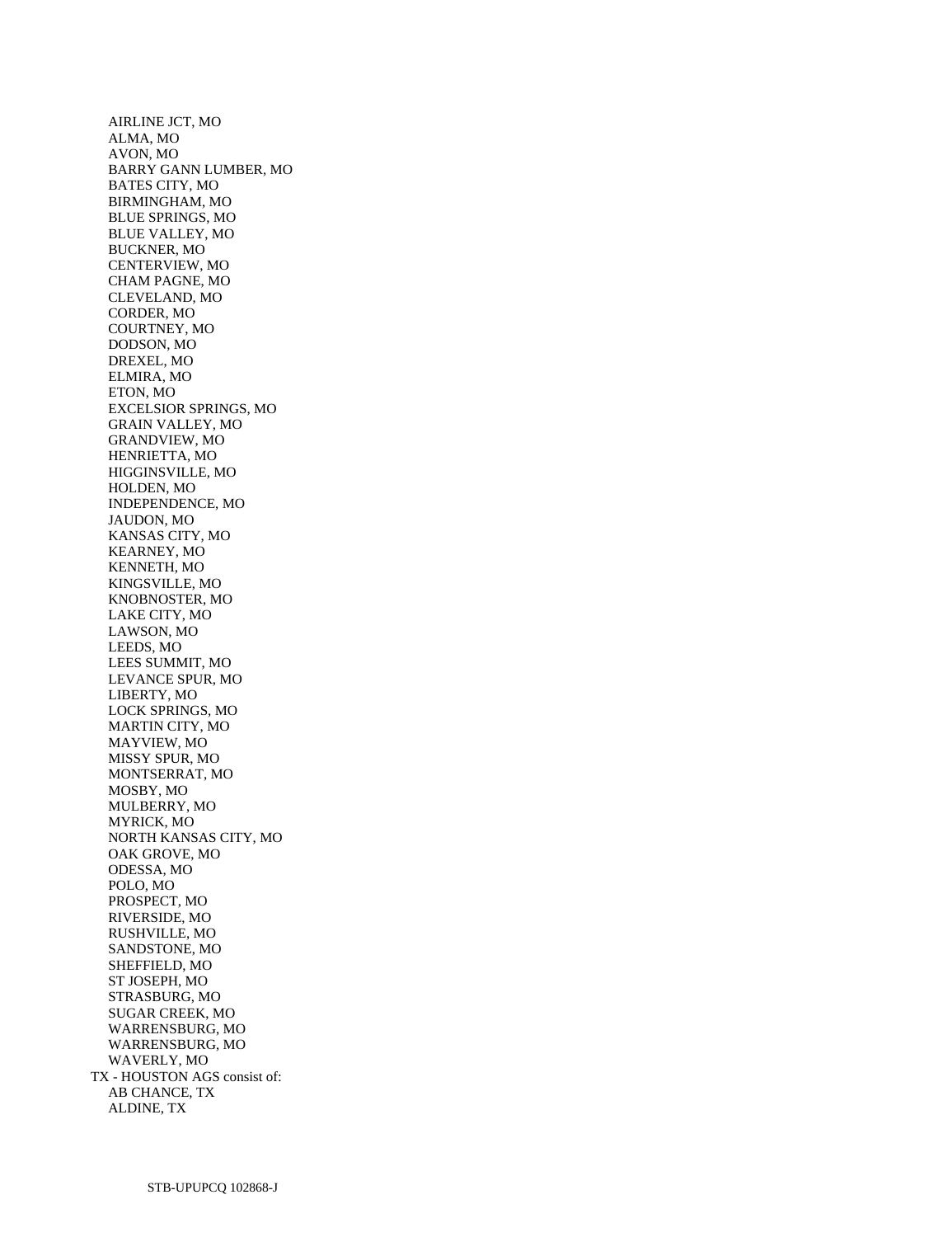AIRLINE JCT, MO
ALMA, MO
AVON, MO
BARRY GANN LUMBER, MO
BATES CITY, MO
BIRMINGHAM, MO
BLUE SPRINGS, MO
BLUE VALLEY, MO
BUCKNER, MO
CENTERVIEW, MO
CHAM PAGNE, MO
CLEVELAND, MO
CORDER, MO
COURTNEY, MO
DODSON, MO
DREXEL, MO
ELMIRA, MO
ETON, MO
EXCELSIOR SPRINGS, MO
GRAIN VALLEY, MO
GRANDVIEW, MO
HENRIETTA, MO
HIGGINSVILLE, MO
HOLDEN, MO
INDEPENDENCE, MO
JAUDON, MO
KANSAS CITY, MO
KEARNEY, MO
KENNETH, MO
KINGSVILLE, MO
KNOBNOSTER, MO
LAKE CITY, MO
LAWSON, MO
LEEDS, MO
LEES SUMMIT, MO
LEVANCE SPUR, MO
LIBERTY, MO
LOCK SPRINGS, MO
MARTIN CITY, MO
MAYVIEW, MO
MISSY SPUR, MO
MONTSERRAT, MO
MOSBY, MO
MULBERRY, MO
MYRICK, MO
NORTH KANSAS CITY, MO
OAK GROVE, MO
ODESSA, MO
POLO, MO
PROSPECT, MO
RIVERSIDE, MO
RUSHVILLE, MO
SANDSTONE, MO
SHEFFIELD, MO
ST JOSEPH, MO
STRASBURG, MO
SUGAR CREEK, MO
WARRENSBURG, MO
WARRENSBURG, MO
WAVERLY, MO

TX - HOUSTON AGS consist of:
AB CHANCE, TX
ALDINE, TX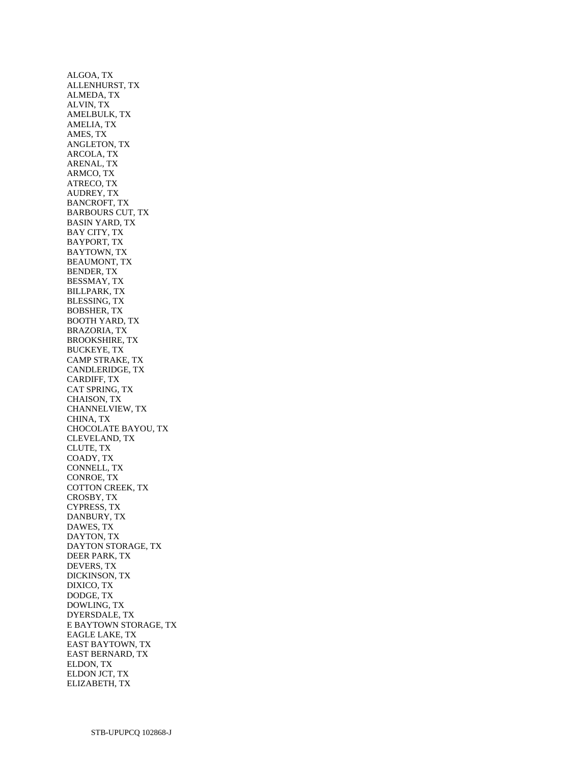ALGOA, TX
ALLENHURST, TX
ALMEDA, TX
ALVIN, TX
AMELBULK, TX
AMELIA, TX
AMES, TX
ANGLETON, TX
ARCOLA, TX
ARENAL, TX
ARMCO, TX
ATRECO, TX
AUDREY, TX
BANCROFT, TX
BARBOURS CUT, TX
BASIN YARD, TX
BAY CITY, TX
BAYPORT, TX
BAYTOWN, TX
BEAUMONT, TX
BENDER, TX
BESSMAY, TX
BILLPARK, TX
BLESSING, TX
BOBSHER, TX
BOOTH YARD, TX
BRAZORIA, TX
BROOKSHIRE, TX
BUCKEYE, TX
CAMP STRAKE, TX
CANDLERIDGE, TX
CARDIFF, TX
CAT SPRING, TX
CHAISON, TX
CHANNELVIEW, TX
CHINA, TX
CHOCOLATE BAYOU, TX
CLEVELAND, TX
CLUTE, TX
COADY, TX
CONNELL, TX
CONROE, TX
COTTON CREEK, TX
CROSBY, TX
CYPRESS, TX
DANBURY, TX
DAWES, TX
DAYTON, TX
DAYTON STORAGE, TX
DEER PARK, TX
DEVERS, TX
DICKINSON, TX
DIXICO, TX
DODGE, TX
DOWLING, TX
DYERSDALE, TX
E BAYTOWN STORAGE, TX
EAGLE LAKE, TX
EAST BAYTOWN, TX
EAST BERNARD, TX
ELDON, TX
ELDON JCT, TX
ELIZABETH, TX

STB-UPUPCQ 102868-J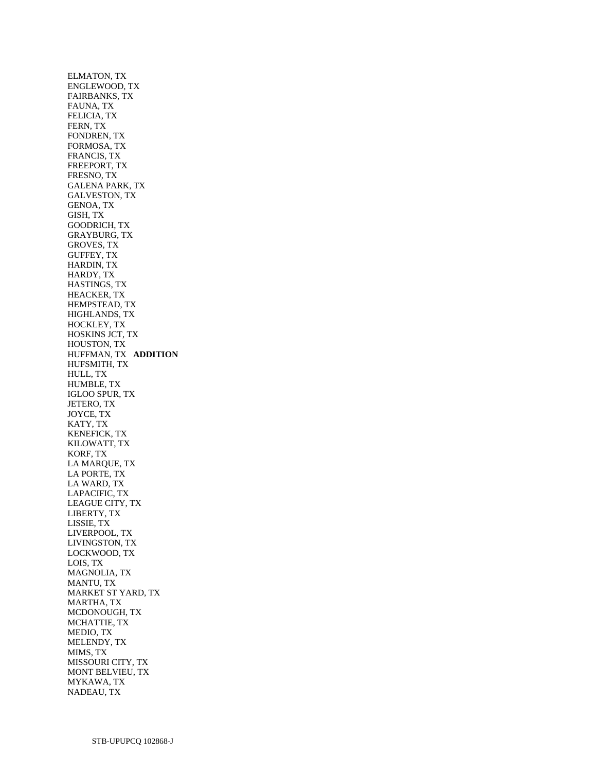ELMATON, TX
ENGLEWOOD, TX
FAIRBANKS, TX
FAUNA, TX
FELICIA, TX
FERN, TX
FONDREN, TX
FORMOSA, TX
FRANCIS, TX
FREEPORT, TX
FRESNO, TX
GALENA PARK, TX
GALVESTON, TX
GENOA, TX
GISH, TX
GOODRICH, TX
GRAYBURG, TX
GROVES, TX
GUFFEY, TX
HARDIN, TX
HARDY, TX
HASTINGS, TX
HEACKER, TX
HEMPSTEAD, TX
HIGHLANDS, TX
HOCKLEY, TX
HOSKINS JCT, TX
HOUSTON, TX
HUFFMAN, TX **ADDITION**
HUFSMITH, TX
HULL, TX
HUMBLE, TX
IGLOO SPUR, TX
JETERO, TX
JOYCE, TX
KATY, TX
KENEFICK, TX
KILOWATT, TX
KORF, TX
LA MARQUE, TX
LA PORTE, TX
LA WARD, TX
LAPACIFIC, TX
LEAGUE CITY, TX
LIBERTY, TX
LISSIE, TX
LIVERPOOL, TX
LIVINGSTON, TX
LOCKWOOD, TX
LOIS, TX
MAGNOLIA, TX
MANTU, TX
MARKET ST YARD, TX
MARTHA, TX
MCDONOUGH, TX
MCHATTIE, TX
MEDIO, TX
MELENDY, TX
MIMS, TX
MISSOURI CITY, TX
MONT BELVIEU, TX
MYKAWA, TX
NADEAU, TX

STB-UPUPCQ 102868-J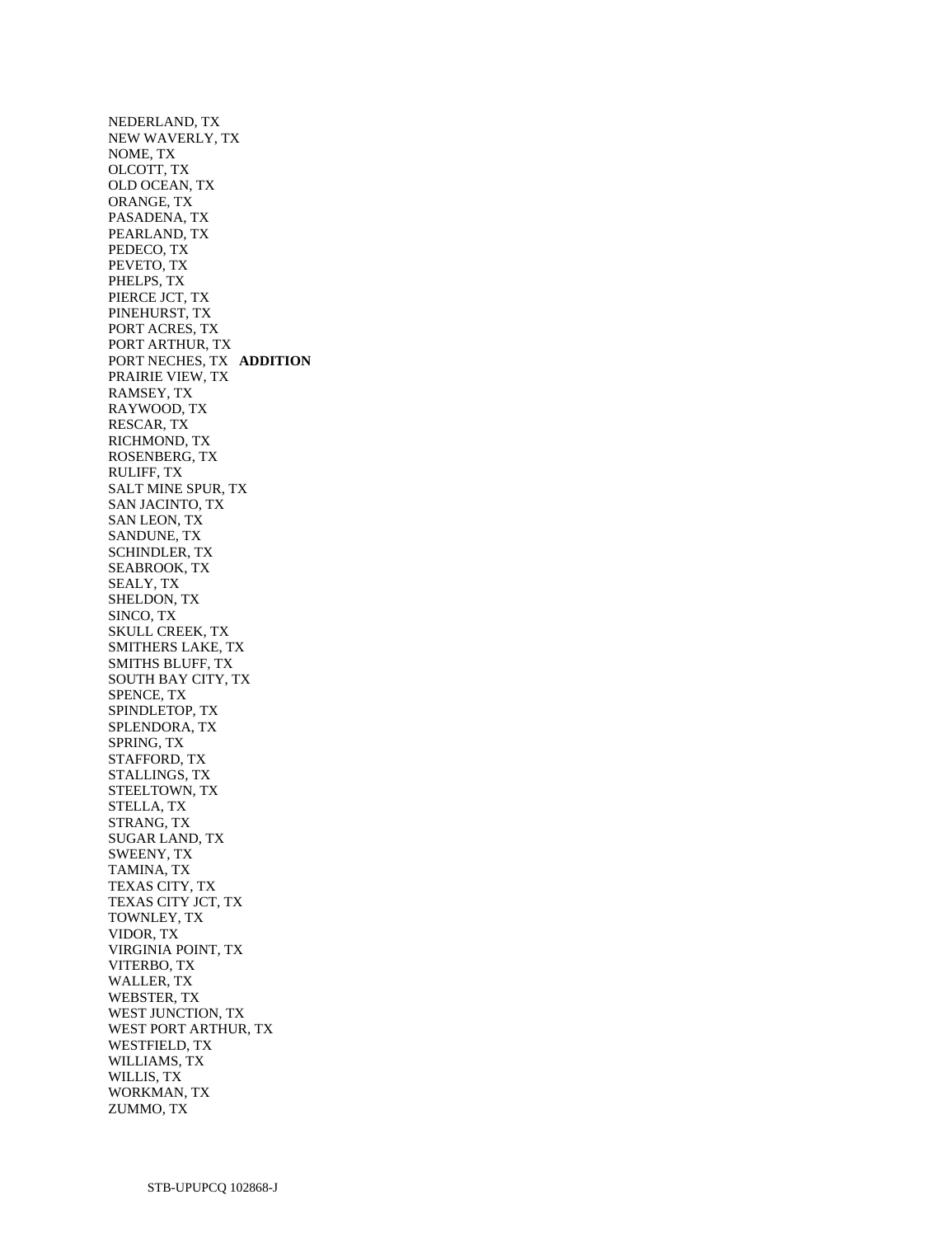NEDERLAND, TX
NEW WAVERLY, TX
NOME, TX
OLCOTT, TX
OLD OCEAN, TX
ORANGE, TX
PASADENA, TX
PEARLAND, TX
PEDECO, TX
PEVETO, TX
PHELPS, TX
PIERCE JCT, TX
PINEHURST, TX
PORT ACRES, TX
PORT ARTHUR, TX
PORT NECHES, TX **ADDITION**
PRAIRIE VIEW, TX
RAMSEY, TX
RAYWOOD, TX
RESCAR, TX
RICHMOND, TX
ROSENBERG, TX
RULIFF, TX
SALT MINE SPUR, TX
SAN JACINTO, TX
SAN LEON, TX
SANDUNE, TX
SCHINDLER, TX
SEABROOK, TX
SEALY, TX
SHELDON, TX
SINCO, TX
SKULL CREEK, TX
SMITHERS LAKE, TX
SMITHS BLUFF, TX
SOUTH BAY CITY, TX
SPENCE, TX
SPINDLETOP, TX
SPLENDORA, TX
SPRING, TX
STAFFORD, TX
STALLINGS, TX
STEELTOWN, TX
STELLA, TX
STRANG, TX
SUGAR LAND, TX
SWEENY, TX
TAMINA, TX
TEXAS CITY, TX
TEXAS CITY JCT, TX
TOWNLEY, TX
VIDOR, TX
VIRGINIA POINT, TX
VITERBO, TX
WALLER, TX
WEBSTER, TX
WEST JUNCTION, TX
WEST PORT ARTHUR, TX
WESTFIELD, TX
WILLIAMS, TX
WILLIS, TX
WORKMAN, TX
ZUMMO, TX

STB-UPUPCQ 102868-J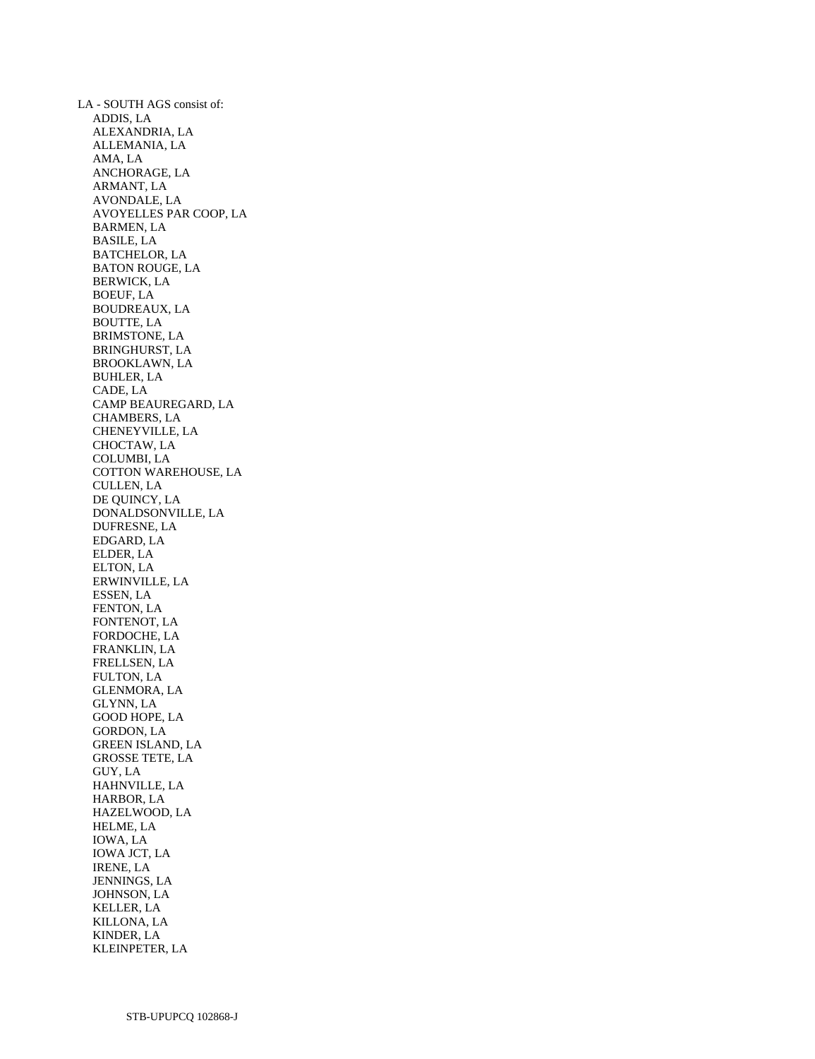LA - SOUTH AGS consist of:

- ADDIS, LA
- ALEXANDRIA, LA
- ALLEMANIA, LA
- AMA, LA
- ANCHORAGE, LA
- ARMANT, LA
- AVONDALE, LA
- AVOYELLES PAR COOP, LA
- BARMEN, LA
- BASILE, LA
- BATCHELOR, LA
- BATON ROUGE, LA
- BERWICK, LA
- BOEUF, LA
- BOUDREAUX, LA
- BOUTTE, LA
- BRIMSTONE, LA
- BRINGHURST, LA
- BROOKLAWN, LA
- BUHLER, LA
- CADE, LA
- CAMP BEAUREGARD, LA
- CHAMBERS, LA
- CHENEYVILLE, LA
- CHOCTAW, LA
- COLUMBI, LA
- COTTON WAREHOUSE, LA
- CULLEN, LA
- DE QUINCY, LA
- DONALDSONVILLE, LA
- DUFRESNE, LA
- EDGARD, LA
- ELDER, LA
- ELTON, LA
- ERWINVILLE, LA
- ESSEN, LA
- FENTON, LA
- FONTENOT, LA
- FORDOCHE, LA
- FRANKLIN, LA
- FRELLSEN, LA
- FULTON, LA
- GLENMORA, LA
- GLYNN, LA
- GOOD HOPE, LA
- GORDON, LA
- GREEN ISLAND, LA
- GROSSE TETE, LA
- GUY, LA
- HAHNVILLE, LA
- HARBOR, LA
- HAZELWOOD, LA
- HELME, LA
- IOWA, LA
- IOWA JCT, LA
- IRENE, LA
- JENNINGS, LA
- JOHNSON, LA
- KELLER, LA
- KILLONA, LA
- KINDER, LA
- KLEINPETER, LA

STB-UPUPCQ 102868-J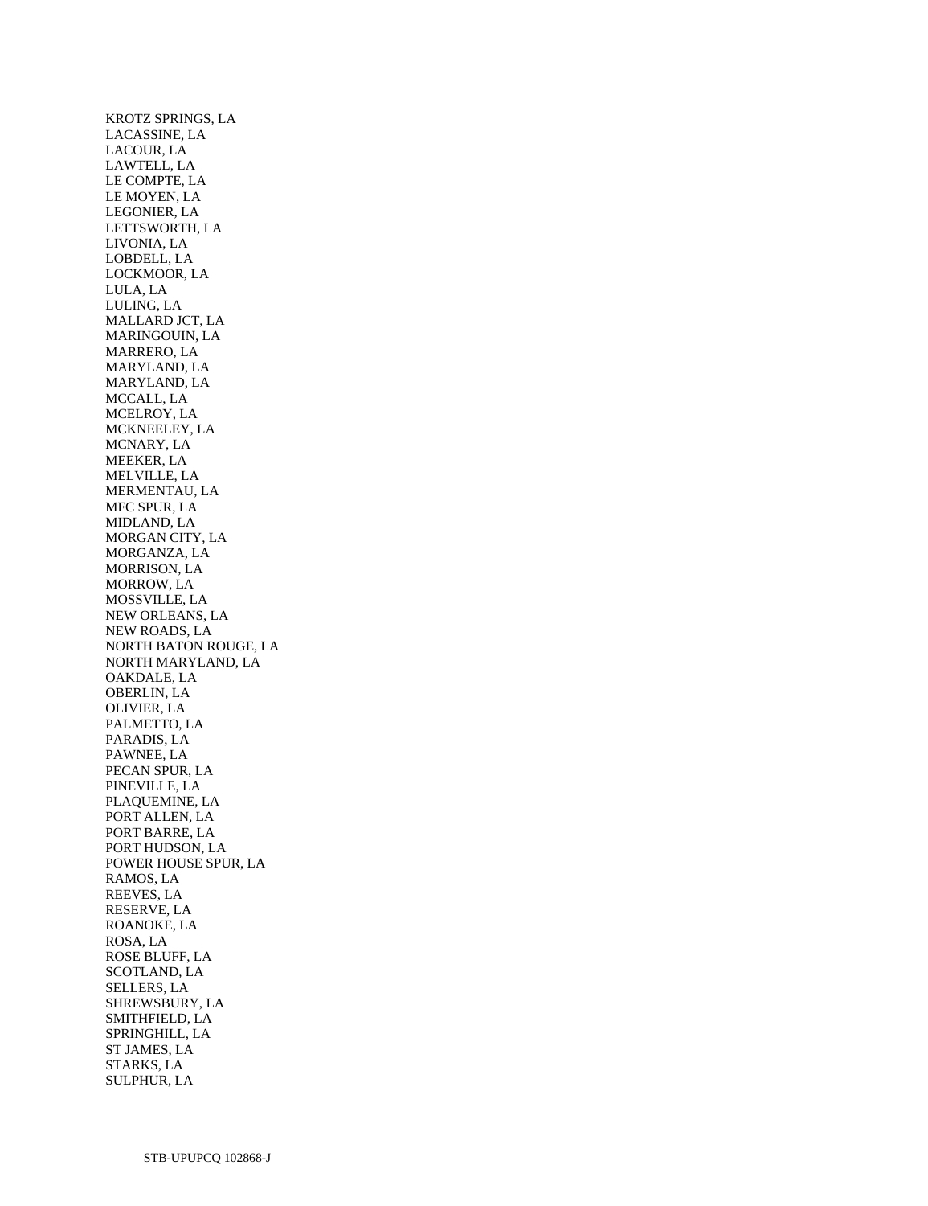KROTZ SPRINGS, LA
LACASSINE, LA
LACOUR, LA
LAWTELL, LA
LE COMPTE, LA
LE MOYEN, LA
LEGONIER, LA
LETTSWORTH, LA
LIVONIA, LA
LOBDELL, LA
LOCKMOOR, LA
LULA, LA
LULING, LA
MALLARD JCT, LA
MARINGOUIN, LA
MARRERO, LA
MARYLAND, LA
MARYLAND, LA
MCCALL, LA
MCELROY, LA
MCKNEELEY, LA
MCNARY, LA
MEEKER, LA
MELVILLE, LA
MERMENTAU, LA
MFC SPUR, LA
MIDLAND, LA
MORGAN CITY, LA
MORGANZA, LA
MORRISON, LA
MORROW, LA
MOSSVILLE, LA
NEW ORLEANS, LA
NEW ROADS, LA
NORTH BATON ROUGE, LA
NORTH MARYLAND, LA
OAKDALE, LA
OBERLIN, LA
OLIVIER, LA
PALMETTO, LA
PARADIS, LA
PAWNEE, LA
PECAN SPUR, LA
PINEVILLE, LA
PLAQUEMINE, LA
PORT ALLEN, LA
PORT BARRE, LA
PORT HUDSON, LA
POWER HOUSE SPUR, LA
RAMOS, LA
REEVES, LA
RESERVE, LA
ROANOKE, LA
ROSA, LA
ROSE BLUFF, LA
SCOTLAND, LA
SELLERS, LA
SHREWSBURY, LA
SMITHFIELD, LA
SPRINGHILL, LA
ST JAMES, LA
STARKS, LA
SULPHUR, LA

STB-UPUPCQ 102868-J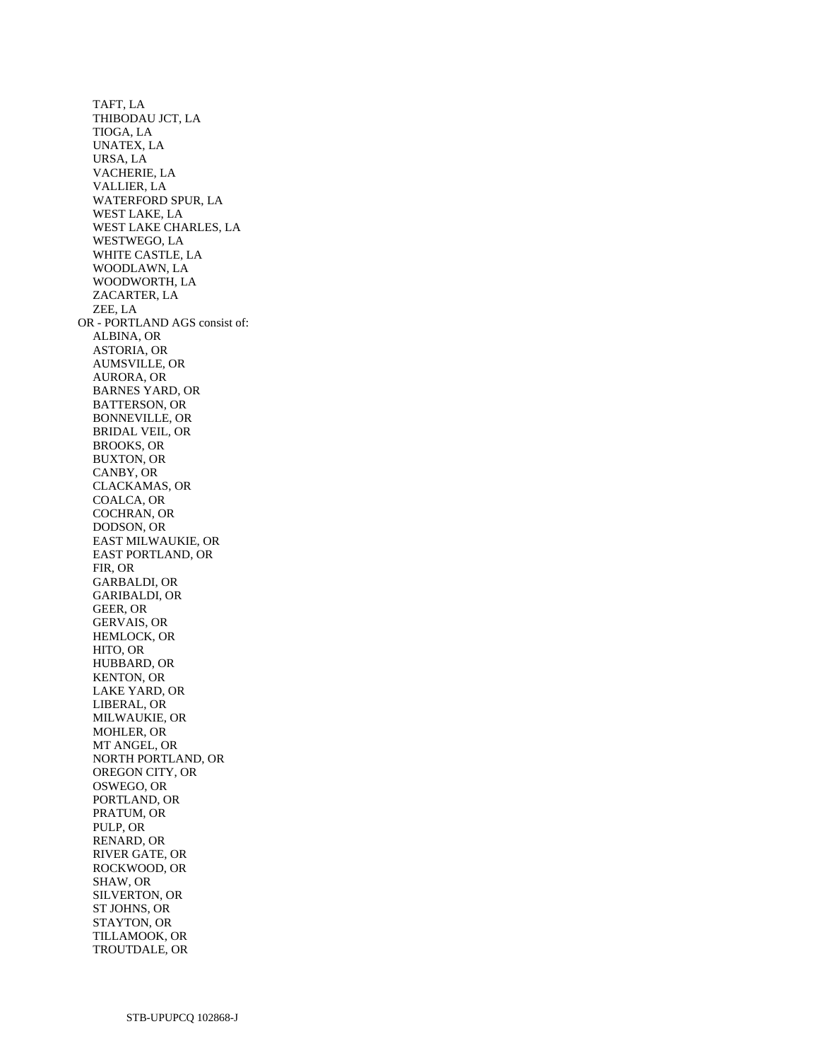TAFT, LA
THIBODAU JCT, LA
TIOGA, LA
UNATEX, LA
URSA, LA
VACHERIE, LA
VALLIER, LA
WATERFORD SPUR, LA
WEST LAKE, LA
WEST LAKE CHARLES, LA
WESTWEGO, LA
WHITE CASTLE, LA
WOODLAWN, LA
WOODWORTH, LA
ZACARTER, LA
ZEE, LA

OR - PORTLAND AGS consist of:

ALBINA, OR
ASTORIA, OR
AUMSVILLE, OR
AURORA, OR
BARNES YARD, OR
BATTERSON, OR
BONNEVILLE, OR
BRIDAL VEIL, OR
BROOKS, OR
BUXTON, OR
CANBY, OR
CLACKAMAS, OR
COALCA, OR
COCHRAN, OR
DODSON, OR
EAST MILWAUKIE, OR
EAST PORTLAND, OR
FIR, OR
GARBALDI, OR
GARIBALDI, OR
GEER, OR
GERVAIS, OR
HEMLOCK, OR
HITO, OR
HUBBARD, OR
KENTON, OR
LAKE YARD, OR
LIBERAL, OR
MILWAUKIE, OR
MOHLER, OR
MT ANGEL, OR
NORTH PORTLAND, OR
OREGON CITY, OR
OSWEGO, OR
PORTLAND, OR
PRATUM, OR
PULP, OR
RENARD, OR
RIVER GATE, OR
ROCKWOOD, OR
SHAW, OR
SILVERTON, OR
ST JOHNS, OR
STAYTON, OR
TILLAMOOK, OR
TROUTDALE, OR

STB-UPUPCQ 102868-J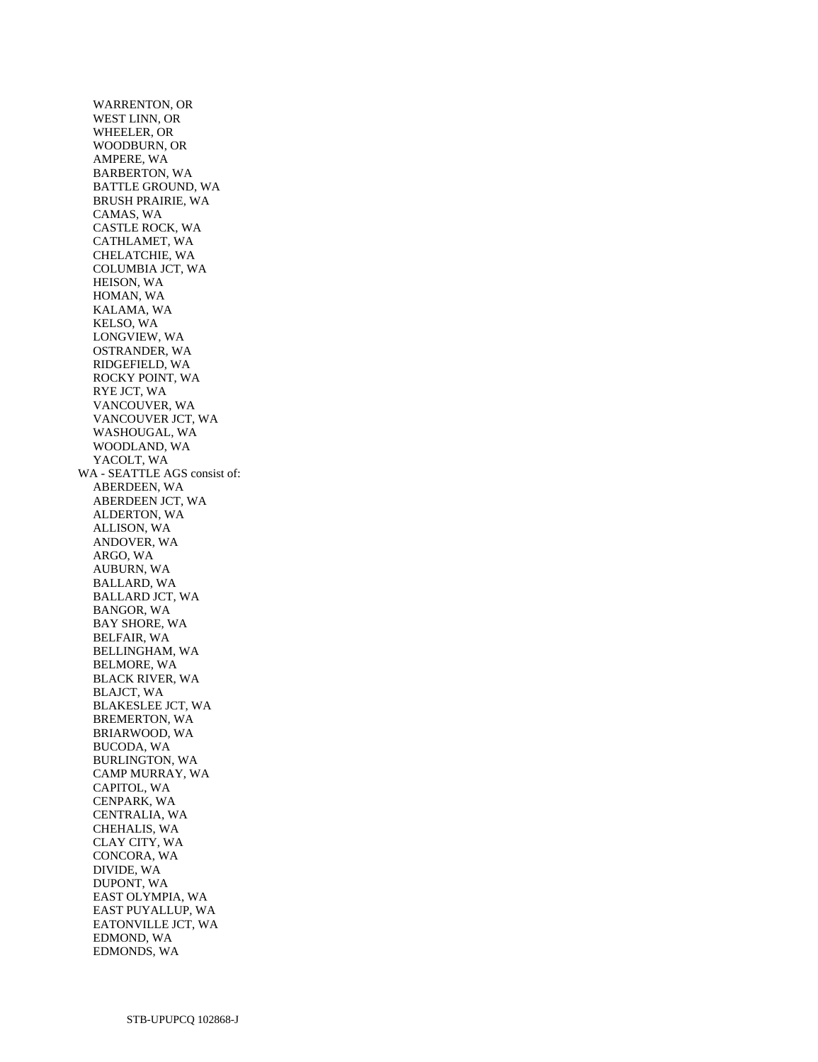WARRENTON, OR
WEST LINN, OR
WHEELER, OR
WOODBURN, OR
AMPERE, WA
BARBERTON, WA
BATTLE GROUND, WA
BRUSH PRAIRIE, WA
CAMAS, WA
CASTLE ROCK, WA
CATHLAMET, WA
CHELATCHIE, WA
COLUMBIA JCT, WA
HEISON, WA
HOMAN, WA
KALAMA, WA
KELSO, WA
LONGVIEW, WA
OSTRANDER, WA
RIDGEFIELD, WA
ROCKY POINT, WA
RYE JCT, WA
VANCOUVER, WA
VANCOUVER JCT, WA
WASHOUGAL, WA
WOODLAND, WA
YACOLT, WA

WA - SEATTLE AGS consist of:

ABERDEEN, WA
ABERDEEN JCT, WA
ALDERTON, WA
ALLISON, WA
ANDOVER, WA
ARGO, WA
AUBURN, WA
BALLARD, WA
BALLARD JCT, WA
BANGOR, WA
BAY SHORE, WA
BELFAIR, WA
BELLINGHAM, WA
BELMORE, WA
BLACK RIVER, WA
BLAJCT, WA
BLAKESLEE JCT, WA
BREMERTON, WA
BRIARWOOD, WA
BUCODA, WA
BURLINGTON, WA
CAMP MURRAY, WA
CAPITOL, WA
CENPARK, WA
CENTRALIA, WA
CHEHALIS, WA
CLAY CITY, WA
CONCORA, WA
DIVIDE, WA
DUPONT, WA
EAST OLYMPIA, WA
EAST PUYALLUP, WA
EATONVILLE JCT, WA
EDMOND, WA
EDMONDS, WA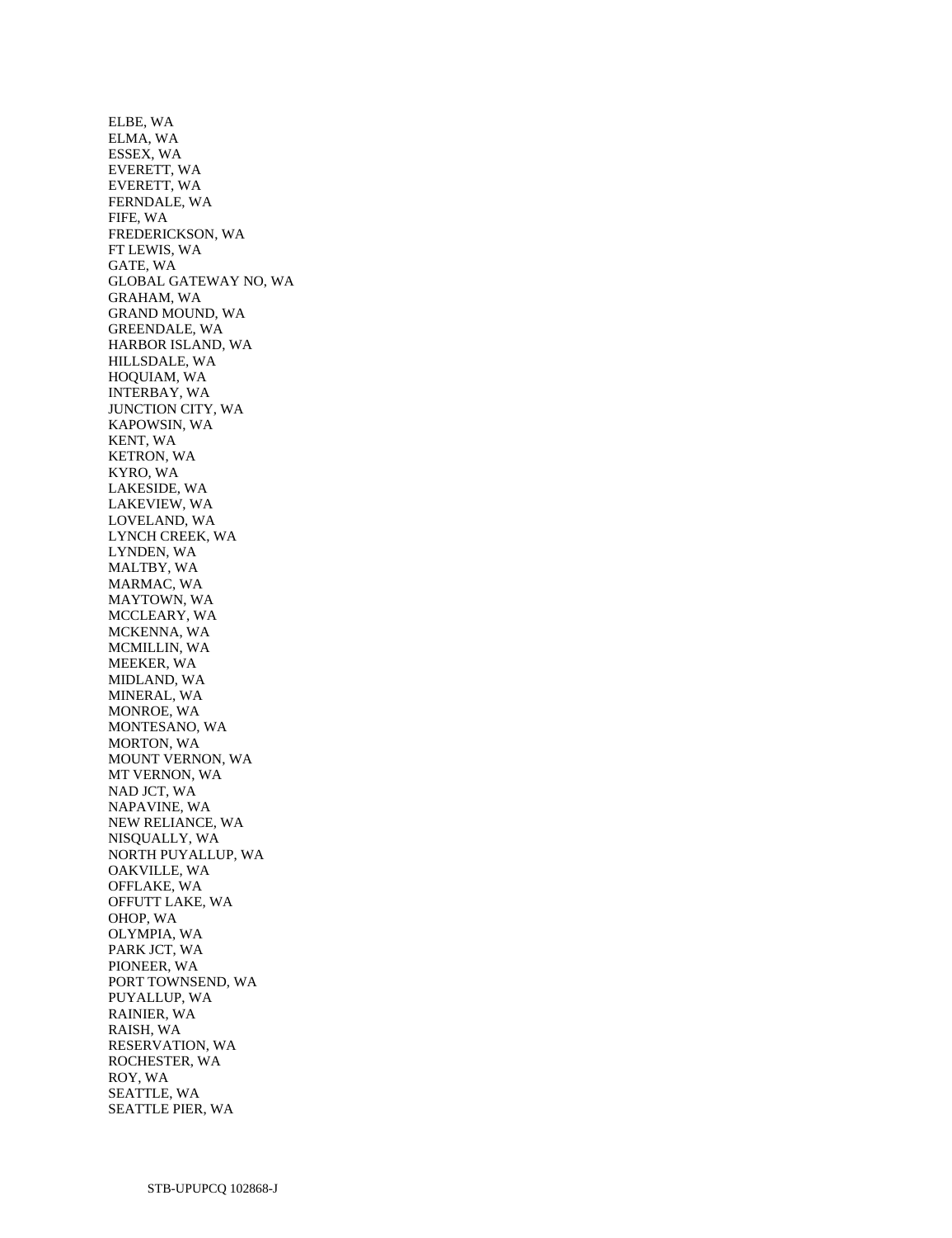ELBE, WA
ELMA, WA
ESSEX, WA
EVERETT, WA
EVERETT, WA
FERNDALE, WA
FIFE, WA
FREDERICKSON, WA
FT LEWIS, WA
GATE, WA
GLOBAL GATEWAY NO, WA
GRAHAM, WA
GRAND MOUND, WA
GREENDALE, WA
HARBOR ISLAND, WA
HILLSDALE, WA
HOQUIAM, WA
INTERBAY, WA
JUNCTION CITY, WA
KAPOWSIN, WA
KENT, WA
KETRON, WA
KYRO, WA
LAKESIDE, WA
LAKEVIEW, WA
LOVELAND, WA
LYNCH CREEK, WA
LYNDEN, WA
MALTBY, WA
MARMAC, WA
MAYTOWN, WA
MCCLEARY, WA
MCKENNA, WA
MCMILLIN, WA
MEEKER, WA
MIDLAND, WA
MINERAL, WA
MONROE, WA
MONTESANO, WA
MORTON, WA
MOUNT VERNON, WA
MT VERNON, WA
NAD JCT, WA
NAPAVINE, WA
NEW RELIANCE, WA
NISQUALLY, WA
NORTH PUYALLUP, WA
OAKVILLE, WA
OFFLAKE, WA
OFFUTT LAKE, WA
OHOP, WA
OLYMPIA, WA
PARK JCT, WA
PIONEER, WA
PORT TOWNSEND, WA
PUYALLUP, WA
RAINIER, WA
RAISH, WA
RESERVATION, WA
ROCHESTER, WA
ROY, WA
SEATTLE, WA
SEATTLE PIER, WA

STB-UPUPCQ 102868-J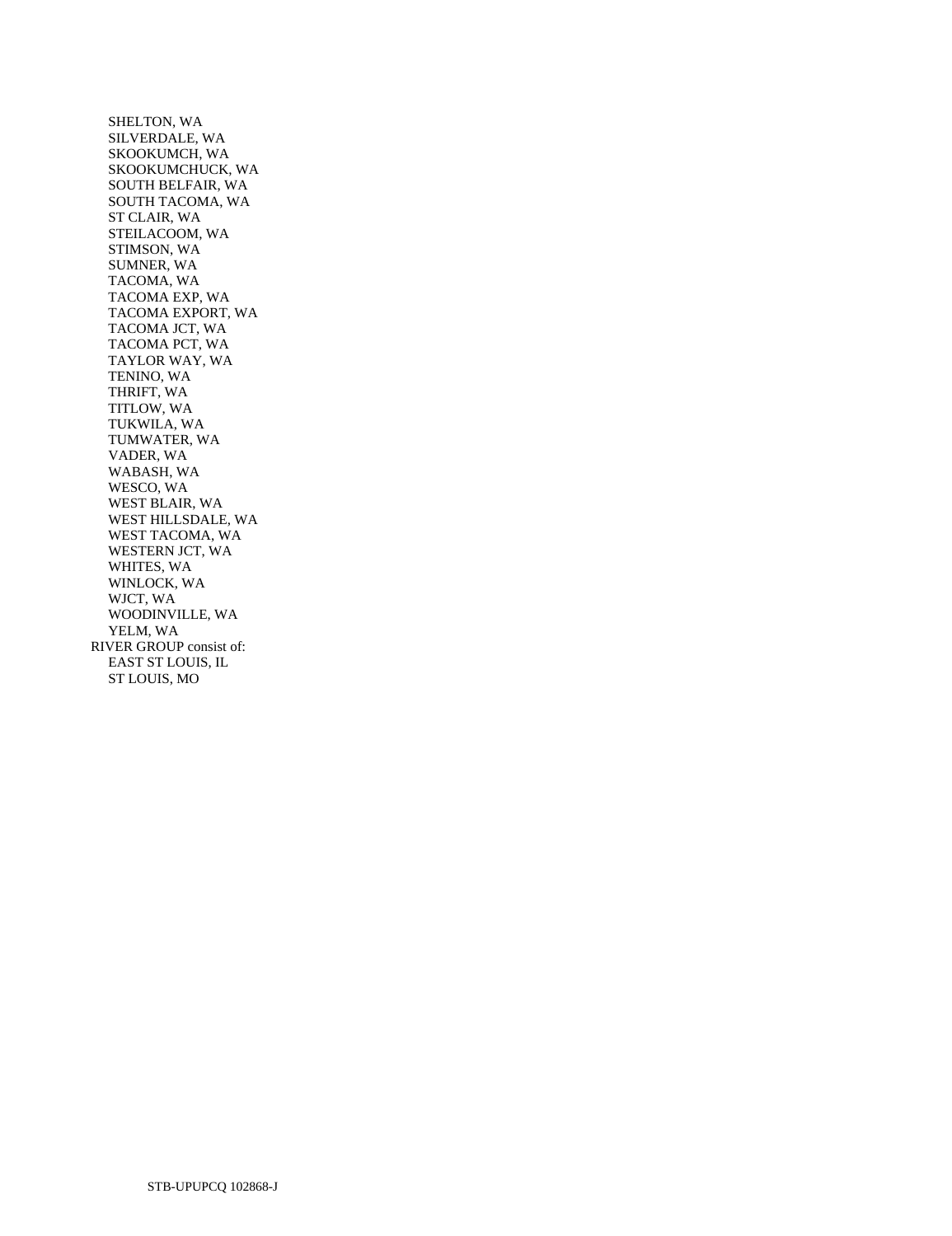SHELTON, WA
SILVERDALE, WA
SKOOKUMCH, WA
SKOOKUMCHUCK, WA
SOUTH BELFAIR, WA
SOUTH TACOMA, WA
ST CLAIR, WA
STEILACOOM, WA
STIMSON, WA
SUMNER, WA
TACOMA, WA
TACOMA EXP, WA
TACOMA EXPORT, WA
TACOMA JCT, WA
TACOMA PCT, WA
TAYLOR WAY, WA
TENINO, WA
THRIFT, WA
TITLOW, WA
TUKWILA, WA
TUMWATER, WA
VADER, WA
WABASH, WA
WESCO, WA
WEST BLAIR, WA
WEST HILLSDALE, WA
WEST TACOMA, WA
WESTERN JCT, WA
WHITES, WA
WINLOCK, WA
WJCT, WA
WOODINVILLE, WA
YELM, WA

RIVER GROUP consist of:
EAST ST LOUIS, IL
ST LOUIS, MO

STB-UPUPCQ 102868-J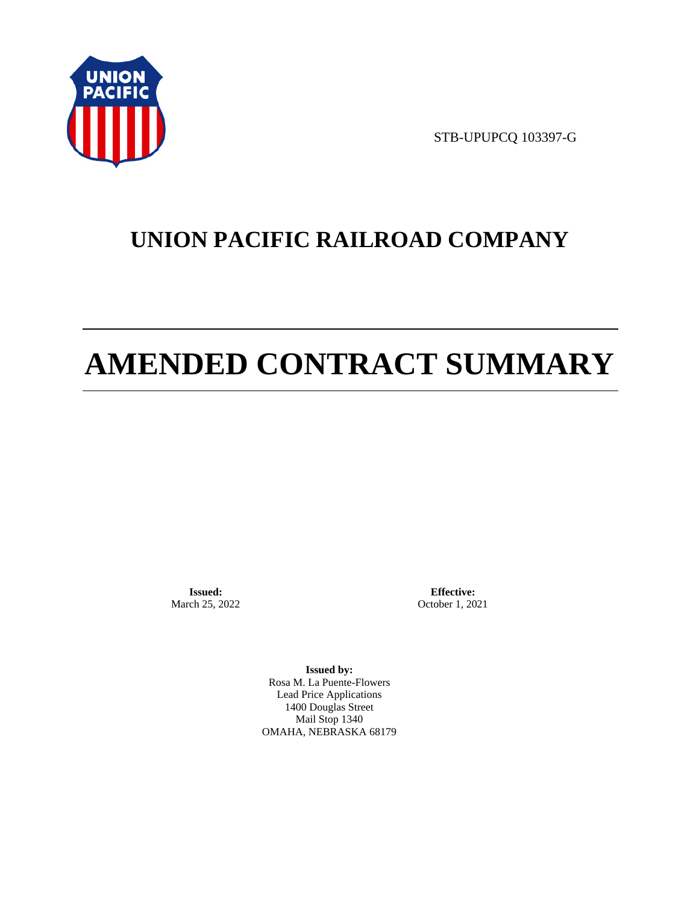STB-UPUPCQ 103397-G

# UNION PACIFIC RAILROAD COMPANY

# AMENDED CONTRACT SUMMARY

**Issued:**
March 25, 2022

**Effective:**
October 1, 2021

**Issued by:**
Rosa M. La Puente-Flowers
Lead Price Applications
1400 Douglas Street
Mail Stop 1340
OMAHA, NEBRASKA 68179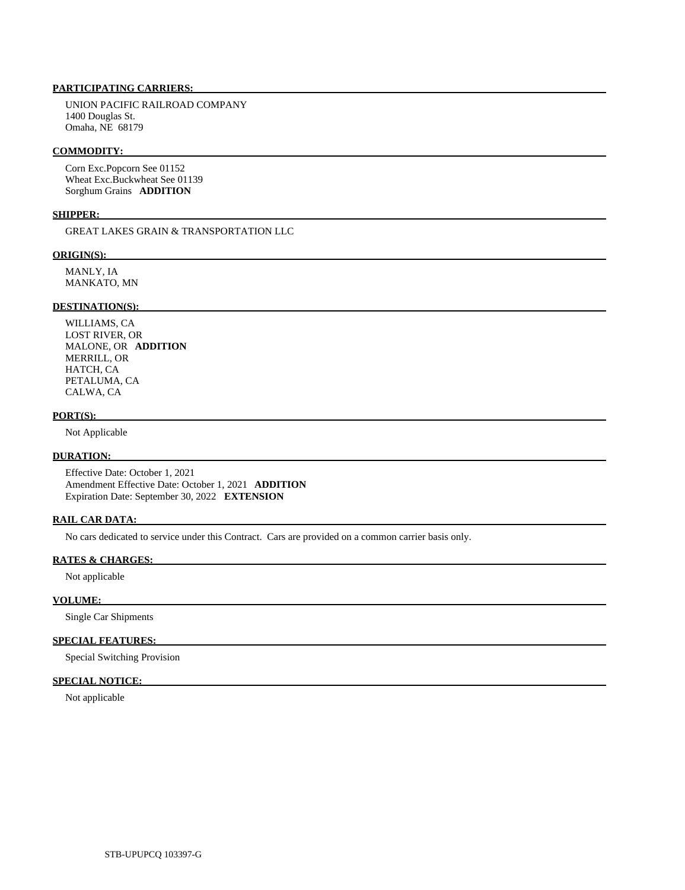**PARTICIPATING CARRIERS:**

UNION PACIFIC RAILROAD COMPANY
1400 Douglas St.
Omaha, NE 68179

**COMMODITY:**

Corn Exc.Popcorn See 01152
Wheat Exc.Buckwheat See 01139
Sorghum Grains **ADDITION**

**SHIPPER:**

GREAT LAKES GRAIN & TRANSPORTATION LLC

**ORIGIN(S):**

MANLY, IA
MANKATO, MN

**DESTINATION(S):**

WILLIAMS, CA
LOST RIVER, OR
MALONE, OR **ADDITION**
MERRILL, OR
HATCH, CA
PETALUMA, CA
CALWA, CA

**PORT(S):**

Not Applicable

**DURATION:**

Effective Date: October 1, 2021
Amendment Effective Date: October 1, 2021 **ADDITION**
Expiration Date: September 30, 2022 **EXTENSION**

**RAIL CAR DATA:**

No cars dedicated to service under this Contract. Cars are provided on a common carrier basis only.

**RATES & CHARGES:**

Not applicable

**VOLUME:**

Single Car Shipments

**SPECIAL FEATURES:**

Special Switching Provision

**SPECIAL NOTICE:**

Not applicable

STB-UPUPCQ 103397-G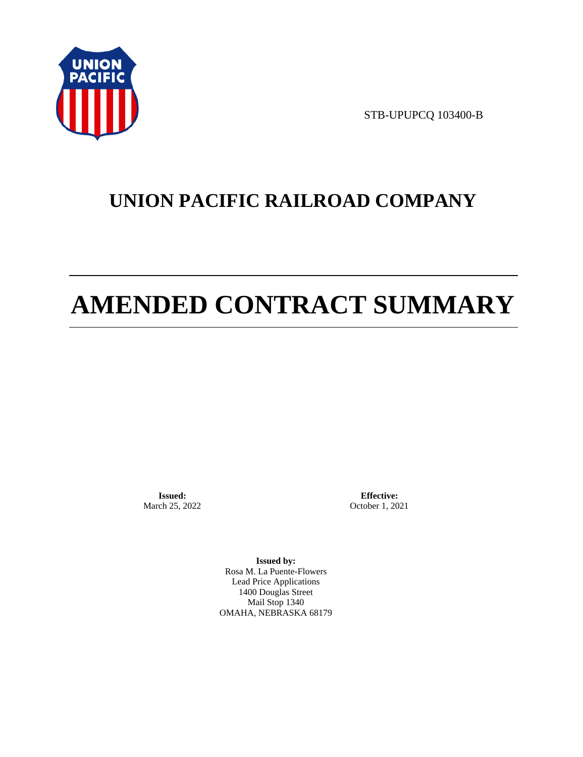STB-UPUPCQ 103400-B

# UNION PACIFIC RAILROAD COMPANY

# AMENDED CONTRACT SUMMARY

**Issued:**
March 25, 2022

**Effective:**
October 1, 2021

**Issued by:**
Rosa M. La Puente-Flowers
Lead Price Applications
1400 Douglas Street
Mail Stop 1340
OMAHA, NEBRASKA 68179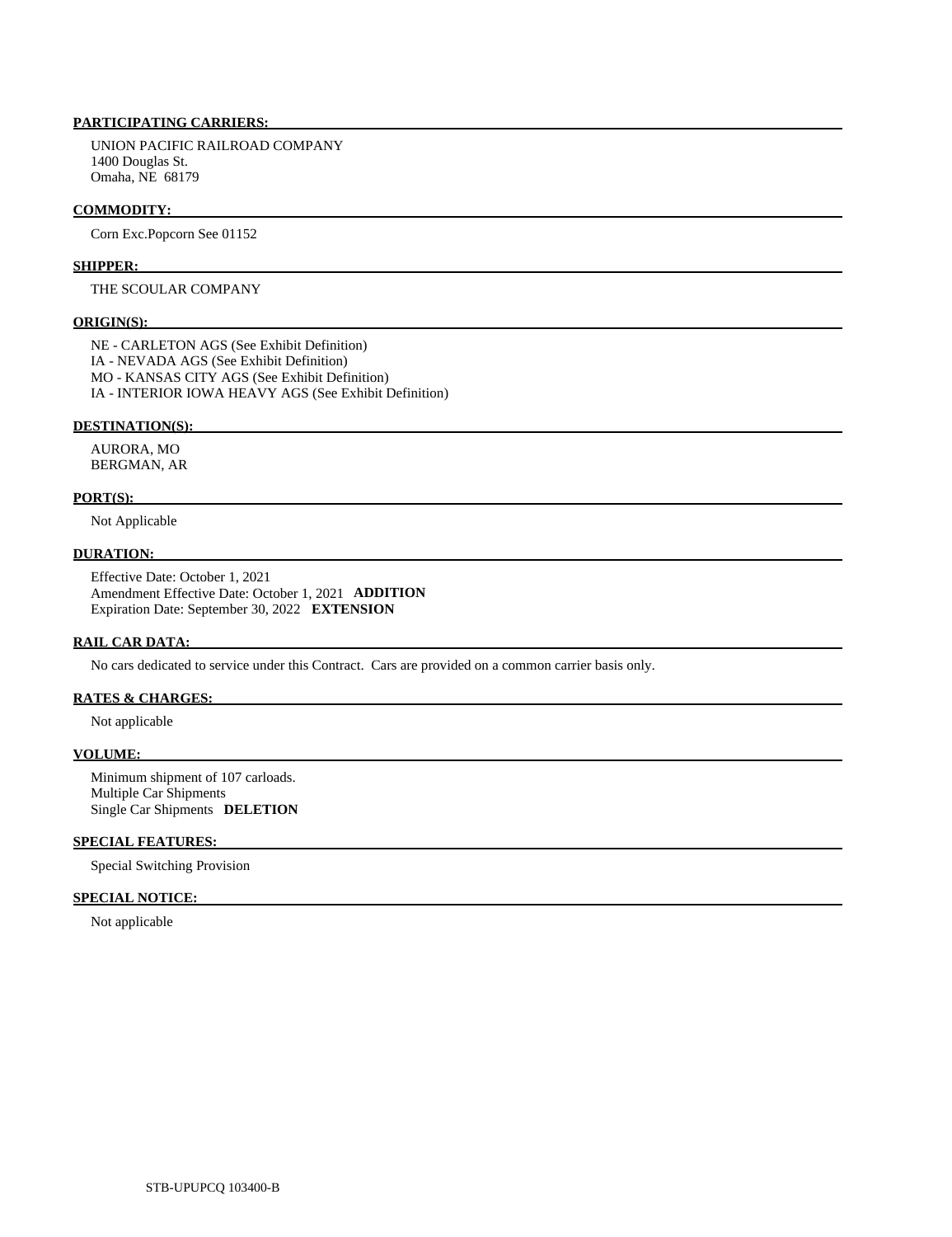**PARTICIPATING CARRIERS:**

UNION PACIFIC RAILROAD COMPANY
1400 Douglas St.
Omaha, NE 68179

**COMMODITY:**

Corn Exc.Popcorn See 01152

**SHIPPER:**

THE SCOULAR COMPANY

**ORIGIN(S):**

NE - CARLETON AGS (See Exhibit Definition)
IA - NEVADA AGS (See Exhibit Definition)
MO - KANSAS CITY AGS (See Exhibit Definition)
IA - INTERIOR IOWA HEAVY AGS (See Exhibit Definition)

**DESTINATION(S):**

AURORA, MO
BERGMAN, AR

**PORT(S):**

Not Applicable

**DURATION:**

Effective Date: October 1, 2021
Amendment Effective Date: October 1, 2021 **ADDITION**
Expiration Date: September 30, 2022 **EXTENSION**

**RAIL CAR DATA:**

No cars dedicated to service under this Contract. Cars are provided on a common carrier basis only.

**RATES & CHARGES:**

Not applicable

**VOLUME:**

Minimum shipment of 107 carloads.
Multiple Car Shipments
Single Car Shipments **DELETION**

**SPECIAL FEATURES:**

Special Switching Provision

**SPECIAL NOTICE:**

Not applicable

STB-UPUPCQ 103400-B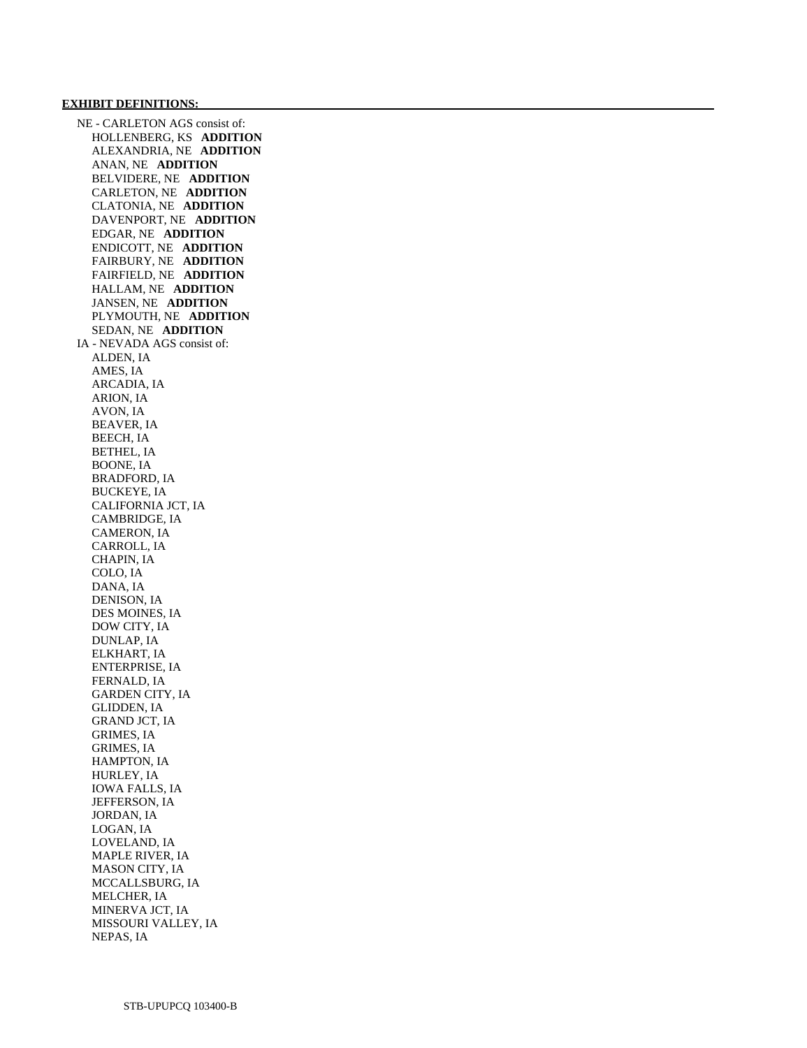**EXHIBIT DEFINITIONS:**

NE - CARLETON AGS consist of:
- HOLLENBERG, KS **ADDITION**
- ALEXANDRIA, NE **ADDITION**
- ANAN, NE **ADDITION**
- BELVIDERE, NE **ADDITION**
- CARLETON, NE **ADDITION**
- CLATONIA, NE **ADDITION**
- DAVENPORT, NE **ADDITION**
- EDGAR, NE **ADDITION**
- ENDICOTT, NE **ADDITION**
- FAIRBURY, NE **ADDITION**
- FAIRFIELD, NE **ADDITION**
- HALLAM, NE **ADDITION**
- JANSEN, NE **ADDITION**
- PLYMOUTH, NE **ADDITION**
- SEDAN, NE **ADDITION**

IA - NEVADA AGS consist of:
- ALDEN, IA
- AMES, IA
- ARCADIA, IA
- ARION, IA
- AVON, IA
- BEAVER, IA
- BEECH, IA
- BETHEL, IA
- BOONE, IA
- BRADFORD, IA
- BUCKEYE, IA
- CALIFORNIA JCT, IA
- CAMBRIDGE, IA
- CAMERON, IA
- CARROLL, IA
- CHAPIN, IA
- COLO, IA
- DANA, IA
- DENISON, IA
- DES MOINES, IA
- DOW CITY, IA
- DUNLAP, IA
- ELKHART, IA
- ENTERPRISE, IA
- FERNALD, IA
- GARDEN CITY, IA
- GLIDDEN, IA
- GRAND JCT, IA
- GRIMES, IA
- GRIMES, IA
- HAMPTON, IA
- HURLEY, IA
- IOWA FALLS, IA
- JEFFERSON, IA
- JORDAN, IA
- LOGAN, IA
- LOVELAND, IA
- MAPLE RIVER, IA
- MASON CITY, IA
- MCCALLSBURG, IA
- MELCHER, IA
- MINERVA JCT, IA
- MISSOURI VALLEY, IA
- NEPAS, IA

STB-UPUPCQ 103400-B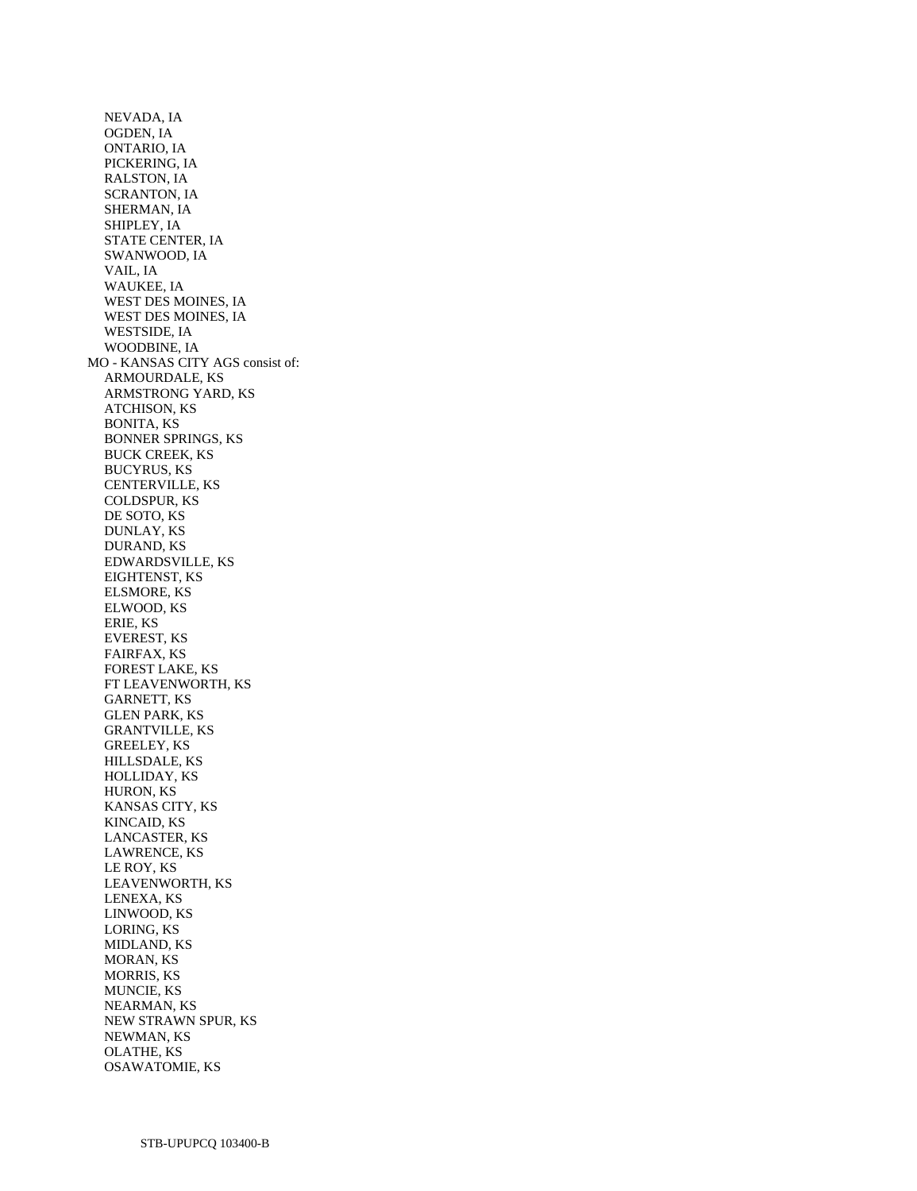NEVADA, IA
OGDEN, IA
ONTARIO, IA
PICKERING, IA
RALSTON, IA
SCRANTON, IA
SHERMAN, IA
SHIPLEY, IA
STATE CENTER, IA
SWANWOOD, IA
VAIL, IA
WAUKEE, IA
WEST DES MOINES, IA
WEST DES MOINES, IA
WESTSIDE, IA
WOODBINE, IA

MO - KANSAS CITY AGS consist of:

ARMOURDALE, KS
ARMSTRONG YARD, KS
ATCHISON, KS
BONITA, KS
BONNER SPRINGS, KS
BUCK CREEK, KS
BUCYRUS, KS
CENTERVILLE, KS
COLDSPUR, KS
DE SOTO, KS
DUNLAY, KS
DURAND, KS
EDWARDSVILLE, KS
EIGHTENST, KS
ELSMORE, KS
ELWOOD, KS
ERIE, KS
EVEREST, KS
FAIRFAX, KS
FOREST LAKE, KS
FT LEAVENWORTH, KS
GARNETT, KS
GLEN PARK, KS
GRANTVILLE, KS
GREELEY, KS
HILLSDALE, KS
HOLLIDAY, KS
HURON, KS
KANSAS CITY, KS
KINCAID, KS
LANCASTER, KS
LAWRENCE, KS
LE ROY, KS
LEAVENWORTH, KS
LENEXA, KS
LINWOOD, KS
LORING, KS
MIDLAND, KS
MORAN, KS
MORRIS, KS
MUNCIE, KS
NEARMAN, KS
NEW STRAWN SPUR, KS
NEWMAN, KS
OLATHE, KS
OSAWATOMIE, KS

STB-UPUPCQ 103400-B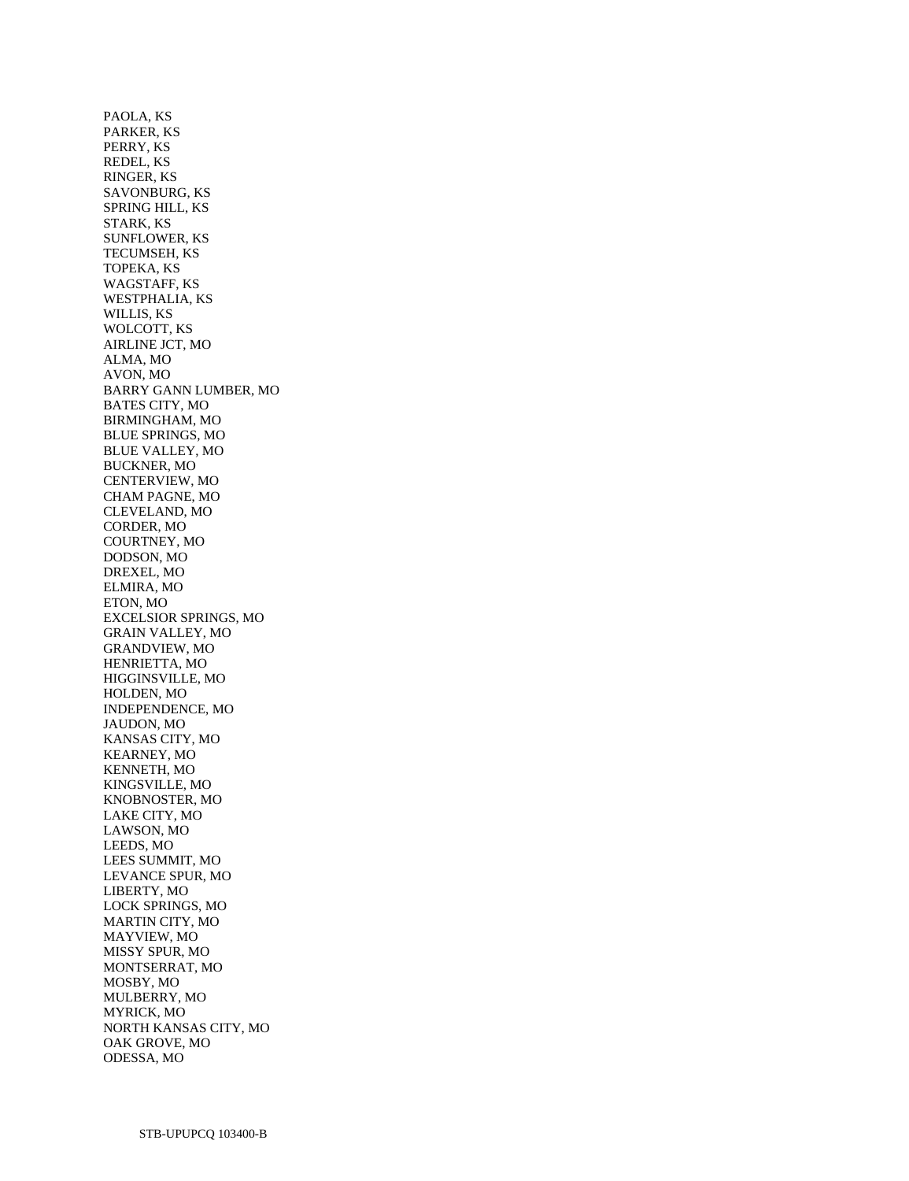PAOLA, KS
PARKER, KS
PERRY, KS
REDEL, KS
RINGER, KS
SAVONBURG, KS
SPRING HILL, KS
STARK, KS
SUNFLOWER, KS
TECUMSEH, KS
TOPEKA, KS
WAGSTAFF, KS
WESTPHALIA, KS
WILLIS, KS
WOLCOTT, KS
AIRLINE JCT, MO
ALMA, MO
AVON, MO
BARRY GANN LUMBER, MO
BATES CITY, MO
BIRMINGHAM, MO
BLUE SPRINGS, MO
BLUE VALLEY, MO
BUCKNER, MO
CENTERVIEW, MO
CHAM PAGNE, MO
CLEVELAND, MO
CORDER, MO
COURTNEY, MO
DODSON, MO
DREXEL, MO
ELMIRA, MO
ETON, MO
EXCELSIOR SPRINGS, MO
GRAIN VALLEY, MO
GRANDVIEW, MO
HENRIETTA, MO
HIGGINSVILLE, MO
HOLDEN, MO
INDEPENDENCE, MO
JAUDON, MO
KANSAS CITY, MO
KEARNEY, MO
KENNETH, MO
KINGSVILLE, MO
KNOBNOSTER, MO
LAKE CITY, MO
LAWSON, MO
LEEDS, MO
LEES SUMMIT, MO
LEVANCE SPUR, MO
LIBERTY, MO
LOCK SPRINGS, MO
MARTIN CITY, MO
MAYVIEW, MO
MISSY SPUR, MO
MONTSERRAT, MO
MOSBY, MO
MULBERRY, MO
MYRICK, MO
NORTH KANSAS CITY, MO
OAK GROVE, MO
ODESSA, MO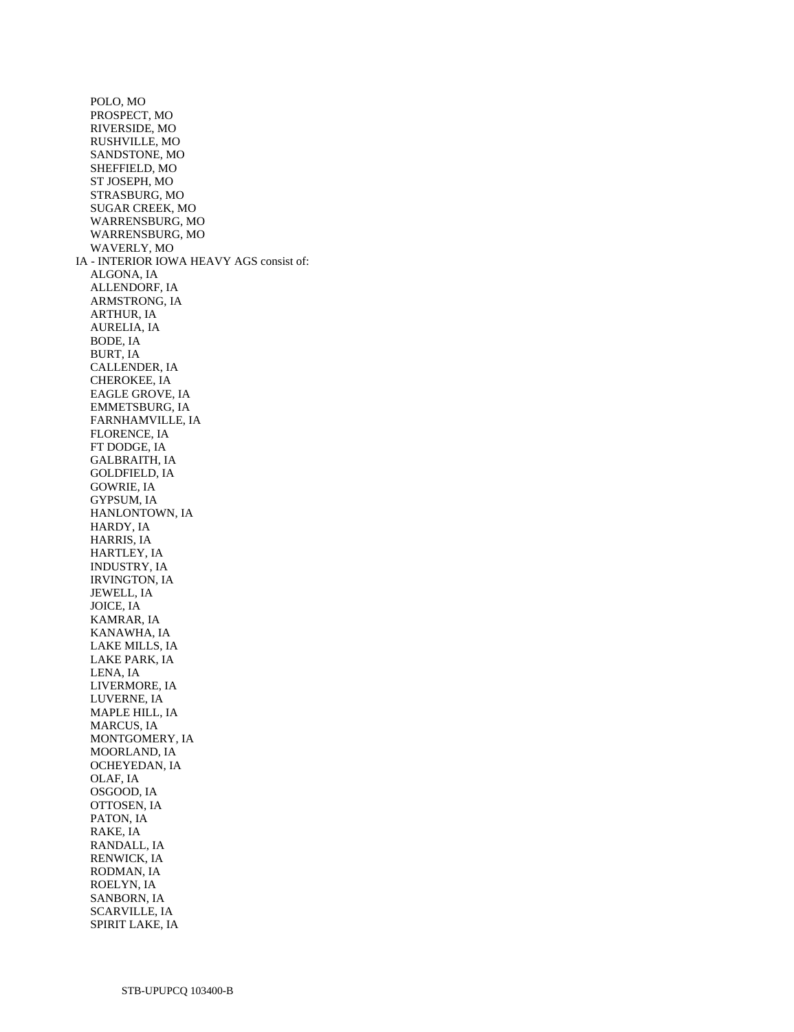POLO, MO
PROSPECT, MO
RIVERSIDE, MO
RUSHVILLE, MO
SANDSTONE, MO
SHEFFIELD, MO
ST JOSEPH, MO
STRASBURG, MO
SUGAR CREEK, MO
WARRENSBURG, MO
WARRENSBURG, MO
WAVERLY, MO

IA - INTERIOR IOWA HEAVY AGS consist of:

ALGONA, IA
ALLENDORF, IA
ARMSTRONG, IA
ARTHUR, IA
AURELIA, IA
BODE, IA
BURT, IA
CALLENDER, IA
CHEROKEE, IA
EAGLE GROVE, IA
EMMETSBURG, IA
FARNHAMVILLE, IA
FLORENCE, IA
FT DODGE, IA
GALBRAITH, IA
GOLDFIELD, IA
GOWRIE, IA
GYPSUM, IA
HANLONTOWN, IA
HARDY, IA
HARRIS, IA
HARTLEY, IA
INDUSTRY, IA
IRVINGTON, IA
JEWELL, IA
JOICE, IA
KAMRAR, IA
KANAWHA, IA
LAKE MILLS, IA
LAKE PARK, IA
LENA, IA
LIVERMORE, IA
LUVERNE, IA
MAPLE HILL, IA
MARCUS, IA
MONTGOMERY, IA
MOORLAND, IA
OCHEYEDAN, IA
OLAF, IA
OSGOOD, IA
OTTOSEN, IA
PATON, IA
RAKE, IA
RANDALL, IA
RENWICK, IA
RODMAN, IA
ROELYN, IA
SANBORN, IA
SCARVILLE, IA
SPIRIT LAKE, IA

STB-UPUPCQ 103400-B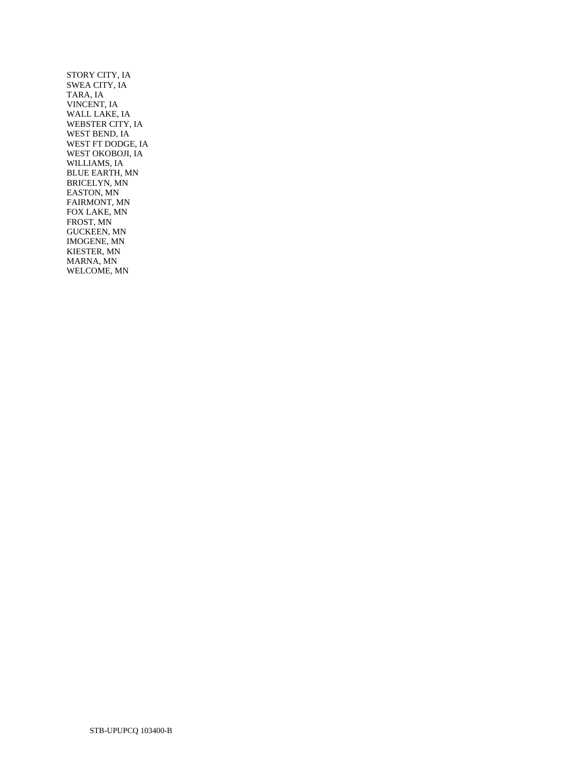STORY CITY, IA
SWEA CITY, IA
TARA, IA
VINCENT, IA
WALL LAKE, IA
WEBSTER CITY, IA
WEST BEND, IA
WEST FT DODGE, IA
WEST OKOBOJI, IA
WILLIAMS, IA
BLUE EARTH, MN
BRICELYN, MN
EASTON, MN
FAIRMONT, MN
FOX LAKE, MN
FROST, MN
GUCKEEN, MN
IMOGENE, MN
KIESTER, MN
MARNA, MN
WELCOME, MN

STB-UPUPCQ 103400-B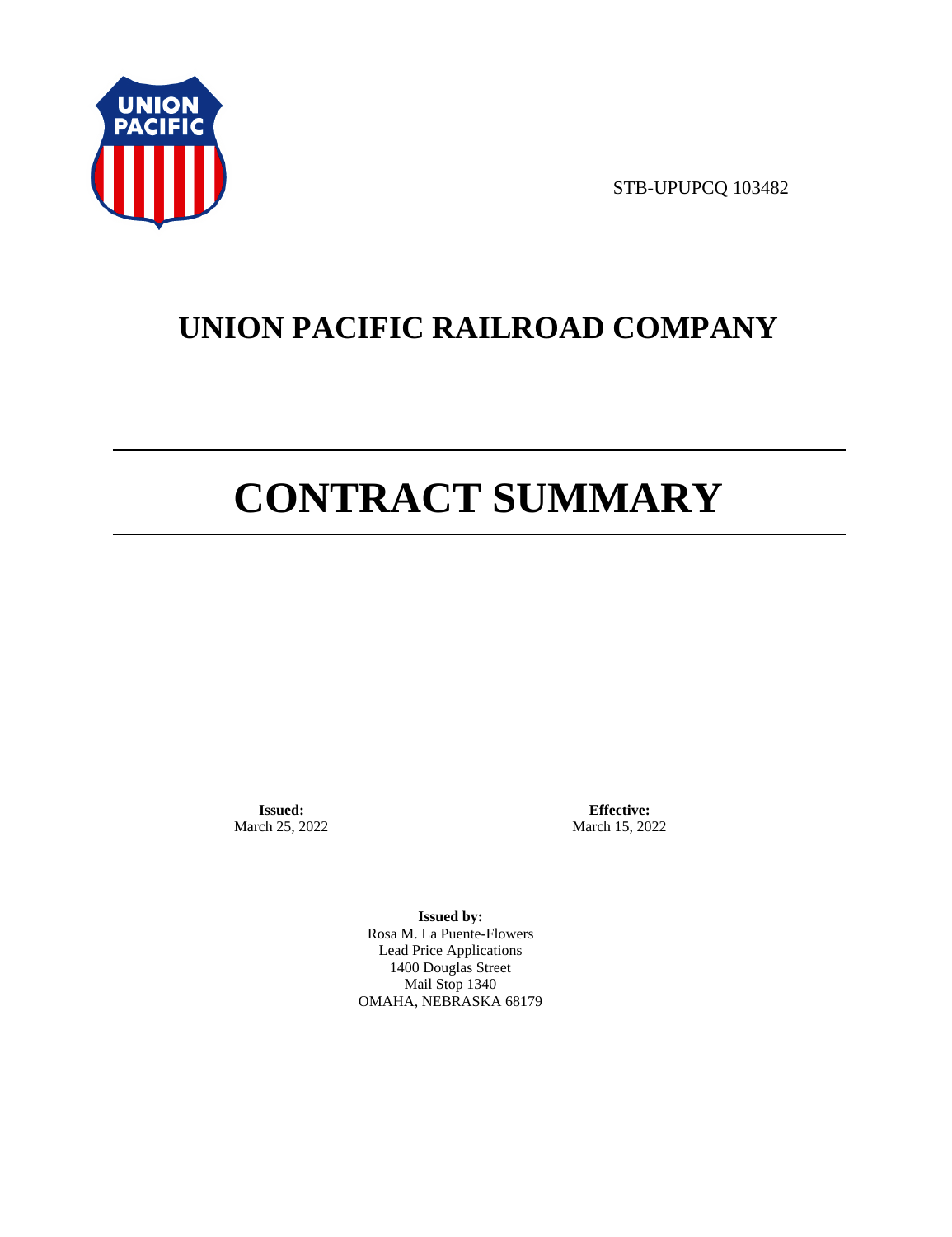STB-UPUPCQ 103482

# UNION PACIFIC RAILROAD COMPANY

# CONTRACT SUMMARY

**Issued:**
March 25, 2022

**Effective:**
March 15, 2022

**Issued by:**
Rosa M. La Puente-Flowers
Lead Price Applications
1400 Douglas Street
Mail Stop 1340
OMAHA, NEBRASKA 68179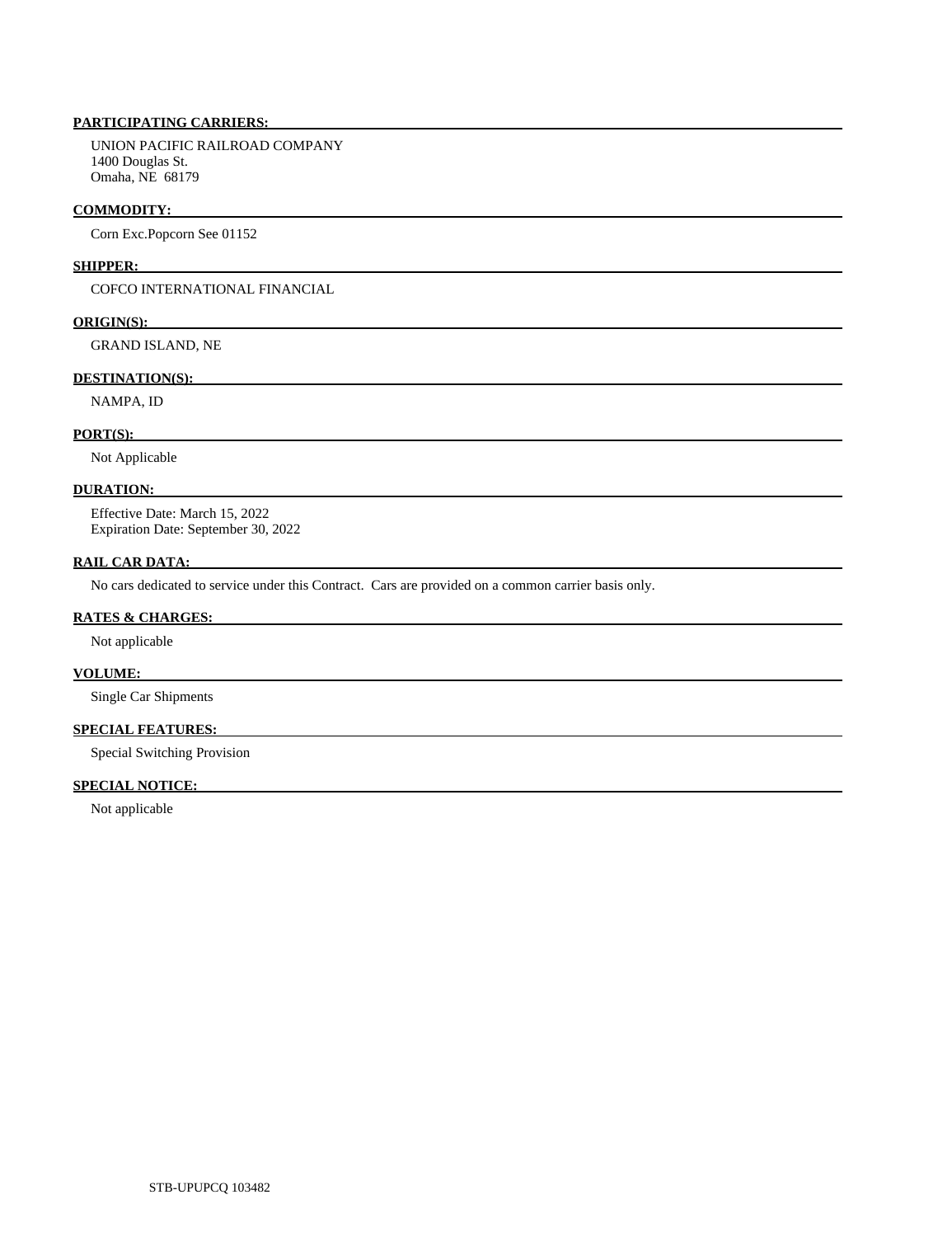**PARTICIPATING CARRIERS:**

UNION PACIFIC RAILROAD COMPANY
1400 Douglas St.
Omaha, NE 68179

**COMMODITY:**

Corn Exc.Popcorn See 01152

**SHIPPER:**

COFCO INTERNATIONAL FINANCIAL

**ORIGIN(S):**

GRAND ISLAND, NE

**DESTINATION(S):**

NAMPA, ID

**PORT(S):**

Not Applicable

**DURATION:**

Effective Date: March 15, 2022
Expiration Date: September 30, 2022

**RAIL CAR DATA:**

No cars dedicated to service under this Contract. Cars are provided on a common carrier basis only.

**RATES & CHARGES:**

Not applicable

**VOLUME:**

Single Car Shipments

**SPECIAL FEATURES:**

Special Switching Provision

**SPECIAL NOTICE:**

Not applicable

STB-UPUPCQ 103482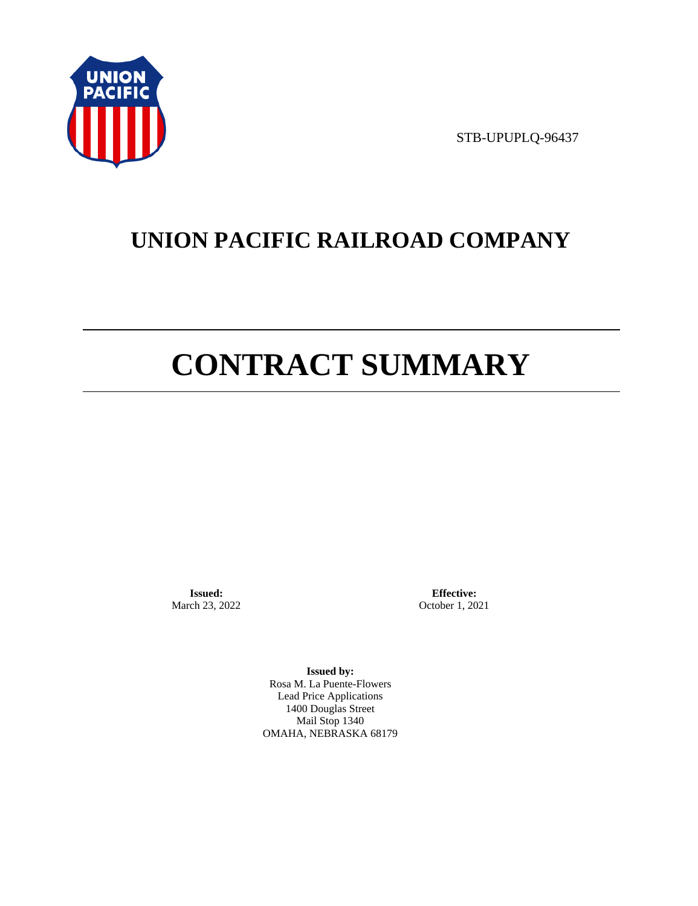STB-UPUPLQ-96437

# UNION PACIFIC RAILROAD COMPANY

# CONTRACT SUMMARY

**Issued:**
March 23, 2022

**Effective:**
October 1, 2021

**Issued by:**
Rosa M. La Puente-Flowers
Lead Price Applications
1400 Douglas Street
Mail Stop 1340
OMAHA, NEBRASKA 68179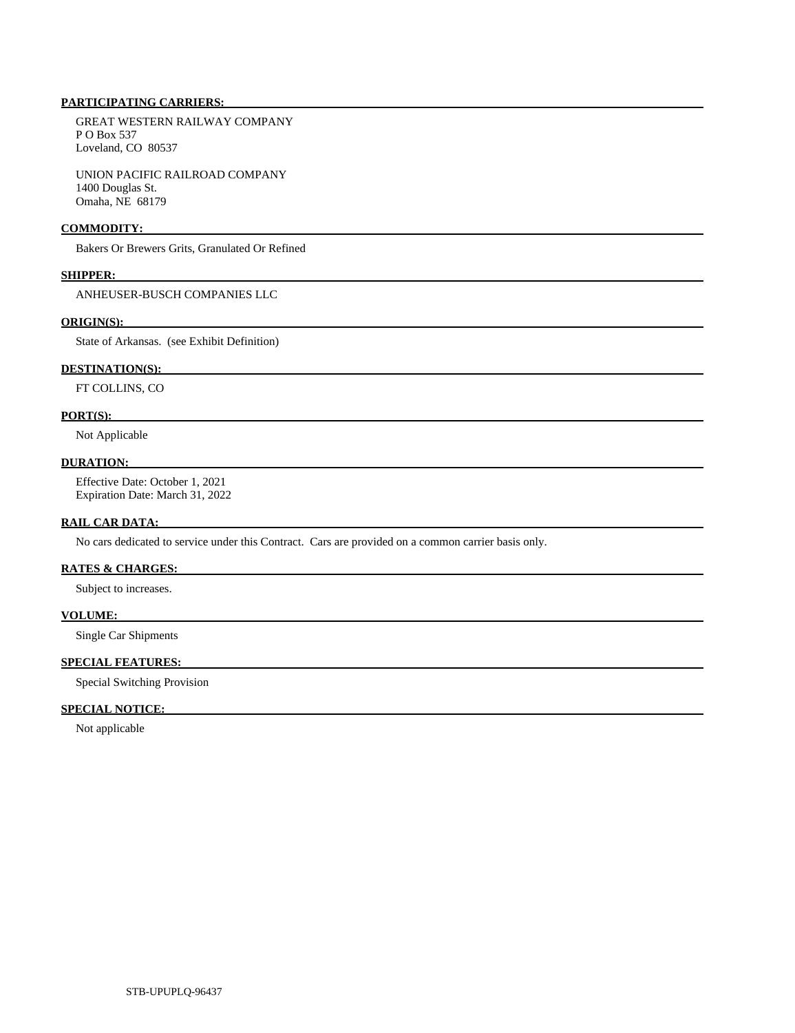**PARTICIPATING CARRIERS:**

GREAT WESTERN RAILWAY COMPANY
P O Box 537
Loveland, CO 80537

UNION PACIFIC RAILROAD COMPANY
1400 Douglas St.
Omaha, NE 68179

**COMMODITY:**

Bakers Or Brewers Grits, Granulated Or Refined

**SHIPPER:**

ANHEUSER-BUSCH COMPANIES LLC

**ORIGIN(S):**

State of Arkansas. (see Exhibit Definition)

**DESTINATION(S):**

FT COLLINS, CO

**PORT(S):**

Not Applicable

**DURATION:**

Effective Date: October 1, 2021
Expiration Date: March 31, 2022

**RAIL CAR DATA:**

No cars dedicated to service under this Contract. Cars are provided on a common carrier basis only.

**RATES & CHARGES:**

Subject to increases.

**VOLUME:**

Single Car Shipments

**SPECIAL FEATURES:**

Special Switching Provision

**SPECIAL NOTICE:**

Not applicable

STB-UPUPLQ-96437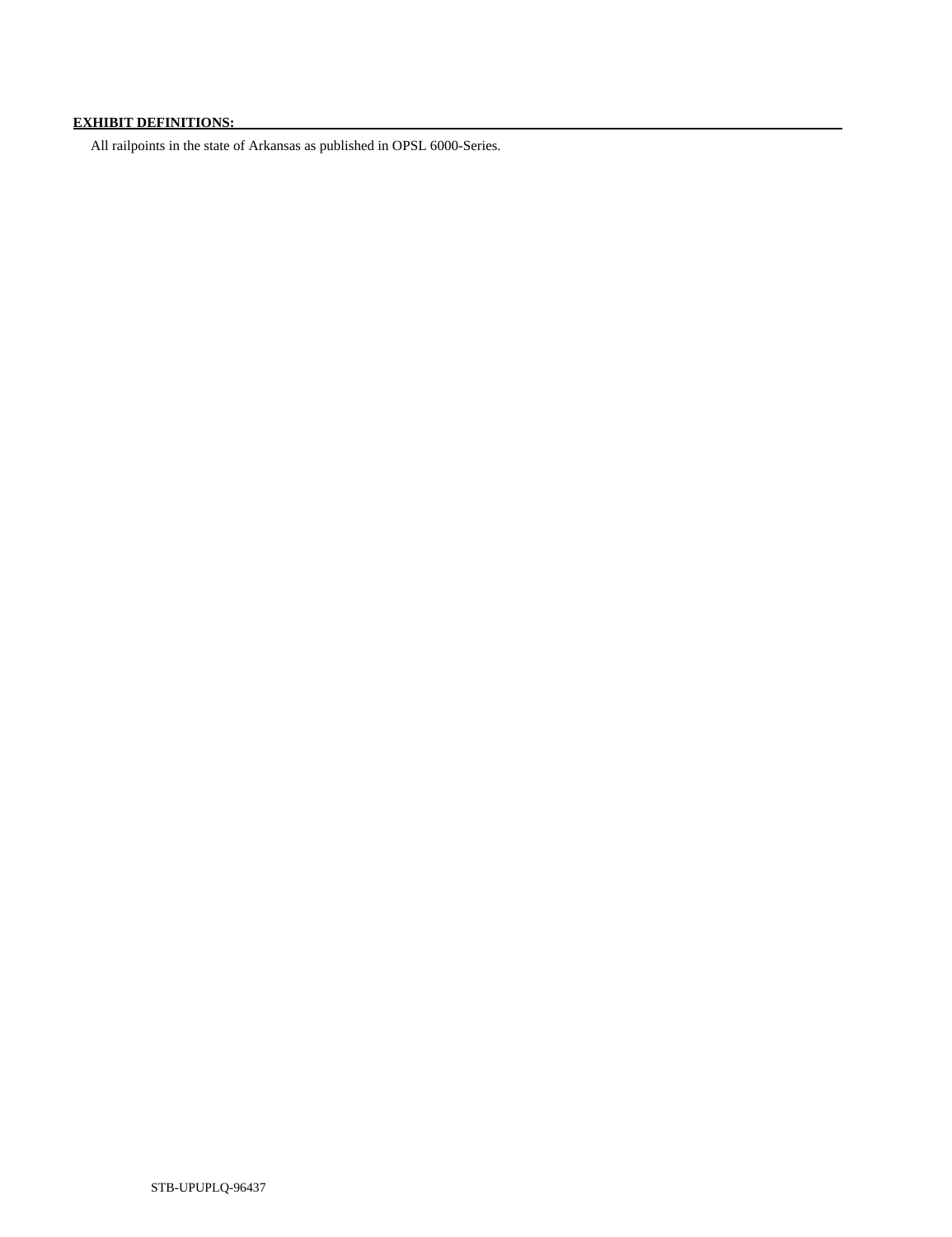**EXHIBIT DEFINITIONS:**

All railpoints in the state of Arkansas as published in OPSL 6000-Series.

STB-UPUPLQ-96437